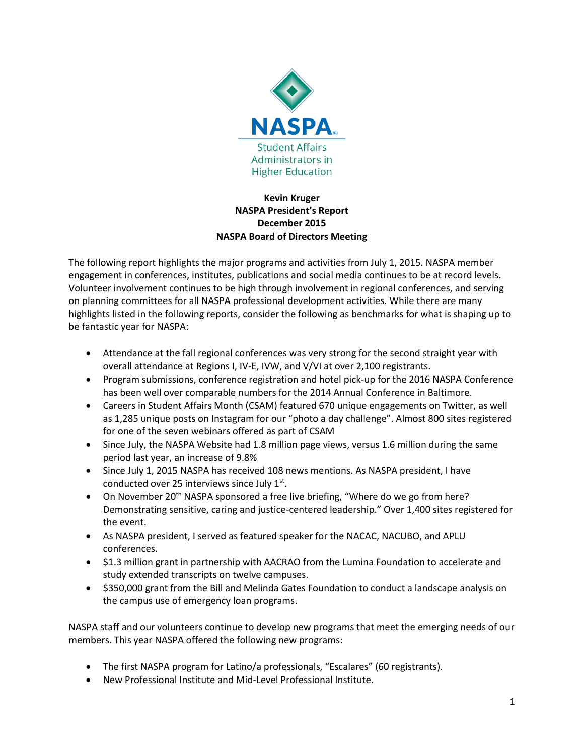NASPA

Student Affairs Administrators in Higher Education

**Kevin Kruger**
**NASPA President's Report**
**December 2015**
**NASPA Board of Directors Meeting**

The following report highlights the major programs and activities from July 1, 2015. NASPA member engagement in conferences, institutes, publications and social media continues to be at record levels. Volunteer involvement continues to be high through involvement in regional conferences, and serving on planning committees for all NASPA professional development activities. While there are many highlights listed in the following reports, consider the following as benchmarks for what is shaping up to be fantastic year for NASPA:

- Attendance at the fall regional conferences was very strong for the second straight year with overall attendance at Regions I, IV-E, IVW, and V/VI at over 2,100 registrants.
- Program submissions, conference registration and hotel pick-up for the 2016 NASPA Conference has been well over comparable numbers for the 2014 Annual Conference in Baltimore.
- Careers in Student Affairs Month (CSAM) featured 670 unique engagements on Twitter, as well as 1,285 unique posts on Instagram for our "photo a day challenge". Almost 800 sites registered for one of the seven webinars offered as part of CSAM
- Since July, the NASPA Website had 1.8 million page views, versus 1.6 million during the same period last year, an increase of 9.8%
- Since July 1, 2015 NASPA has received 108 news mentions. As NASPA president, I have conducted over 25 interviews since July 1st.
- On November 20th NASPA sponsored a free live briefing, "Where do we go from here? Demonstrating sensitive, caring and justice-centered leadership." Over 1,400 sites registered for the event.
- As NASPA president, I served as featured speaker for the NACAC, NACUBO, and APLU conferences.
- $1.3 million grant in partnership with AACRAO from the Lumina Foundation to accelerate and study extended transcripts on twelve campuses.
- $350,000 grant from the Bill and Melinda Gates Foundation to conduct a landscape analysis on the campus use of emergency loan programs.

NASPA staff and our volunteers continue to develop new programs that meet the emerging needs of our members. This year NASPA offered the following new programs:

- The first NASPA program for Latino/a professionals, "Escalares" (60 registrants).
- New Professional Institute and Mid-Level Professional Institute.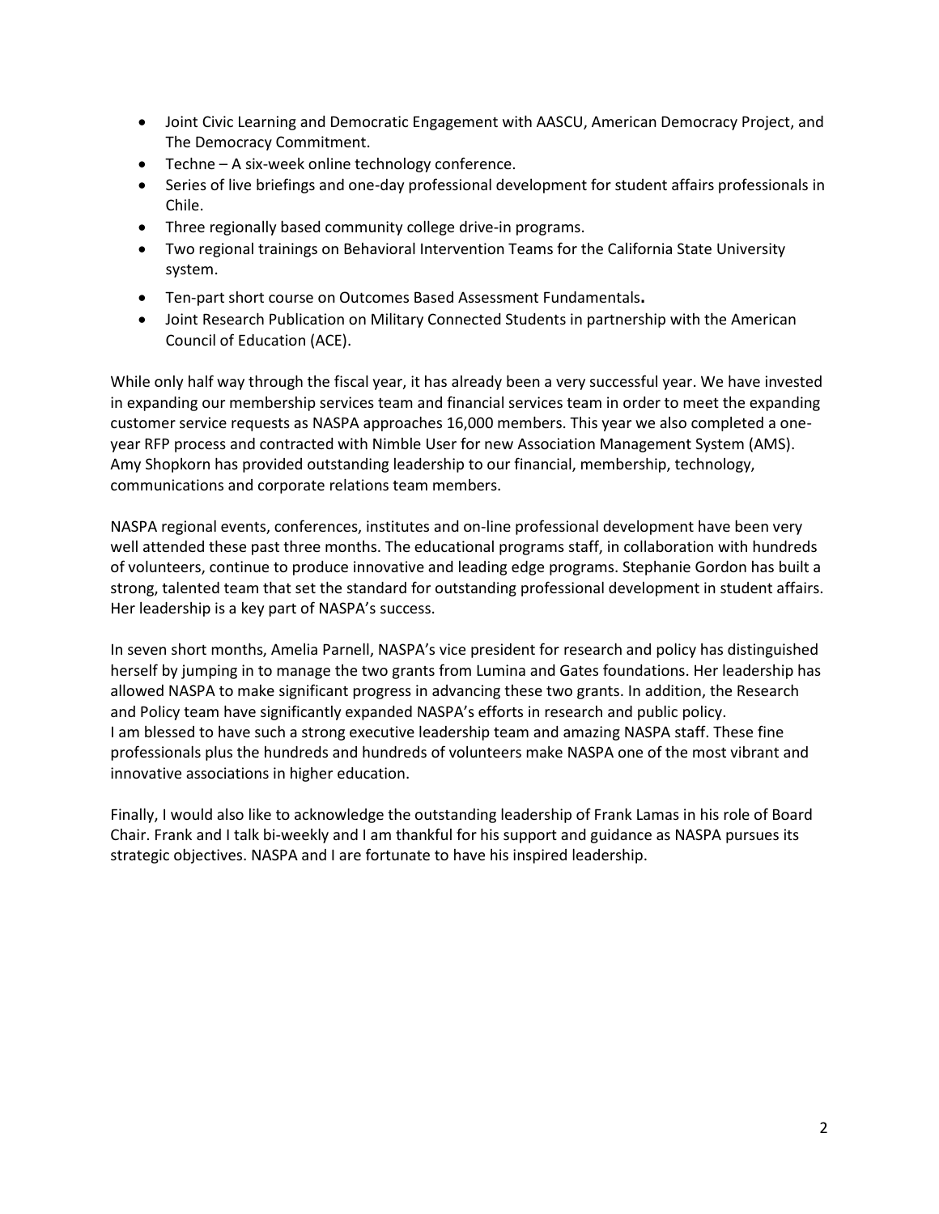- Joint Civic Learning and Democratic Engagement with AASCU, American Democracy Project, and The Democracy Commitment.
- Techne – A six-week online technology conference.
- Series of live briefings and one-day professional development for student affairs professionals in Chile.
- Three regionally based community college drive-in programs.
- Two regional trainings on Behavioral Intervention Teams for the California State University system.
- Ten-part short course on Outcomes Based Assessment Fundamentals**.**
- Joint Research Publication on Military Connected Students in partnership with the American Council of Education (ACE).

While only half way through the fiscal year, it has already been a very successful year. We have invested in expanding our membership services team and financial services team in order to meet the expanding customer service requests as NASPA approaches 16,000 members. This year we also completed a one-year RFP process and contracted with Nimble User for new Association Management System (AMS). Amy Shopkorn has provided outstanding leadership to our financial, membership, technology, communications and corporate relations team members.

NASPA regional events, conferences, institutes and on-line professional development have been very well attended these past three months. The educational programs staff, in collaboration with hundreds of volunteers, continue to produce innovative and leading edge programs. Stephanie Gordon has built a strong, talented team that set the standard for outstanding professional development in student affairs. Her leadership is a key part of NASPA's success.

In seven short months, Amelia Parnell, NASPA's vice president for research and policy has distinguished herself by jumping in to manage the two grants from Lumina and Gates foundations. Her leadership has allowed NASPA to make significant progress in advancing these two grants. In addition, the Research and Policy team have significantly expanded NASPA's efforts in research and public policy.
I am blessed to have such a strong executive leadership team and amazing NASPA staff. These fine professionals plus the hundreds and hundreds of volunteers make NASPA one of the most vibrant and innovative associations in higher education.

Finally, I would also like to acknowledge the outstanding leadership of Frank Lamas in his role of Board Chair. Frank and I talk bi-weekly and I am thankful for his support and guidance as NASPA pursues its strategic objectives. NASPA and I are fortunate to have his inspired leadership.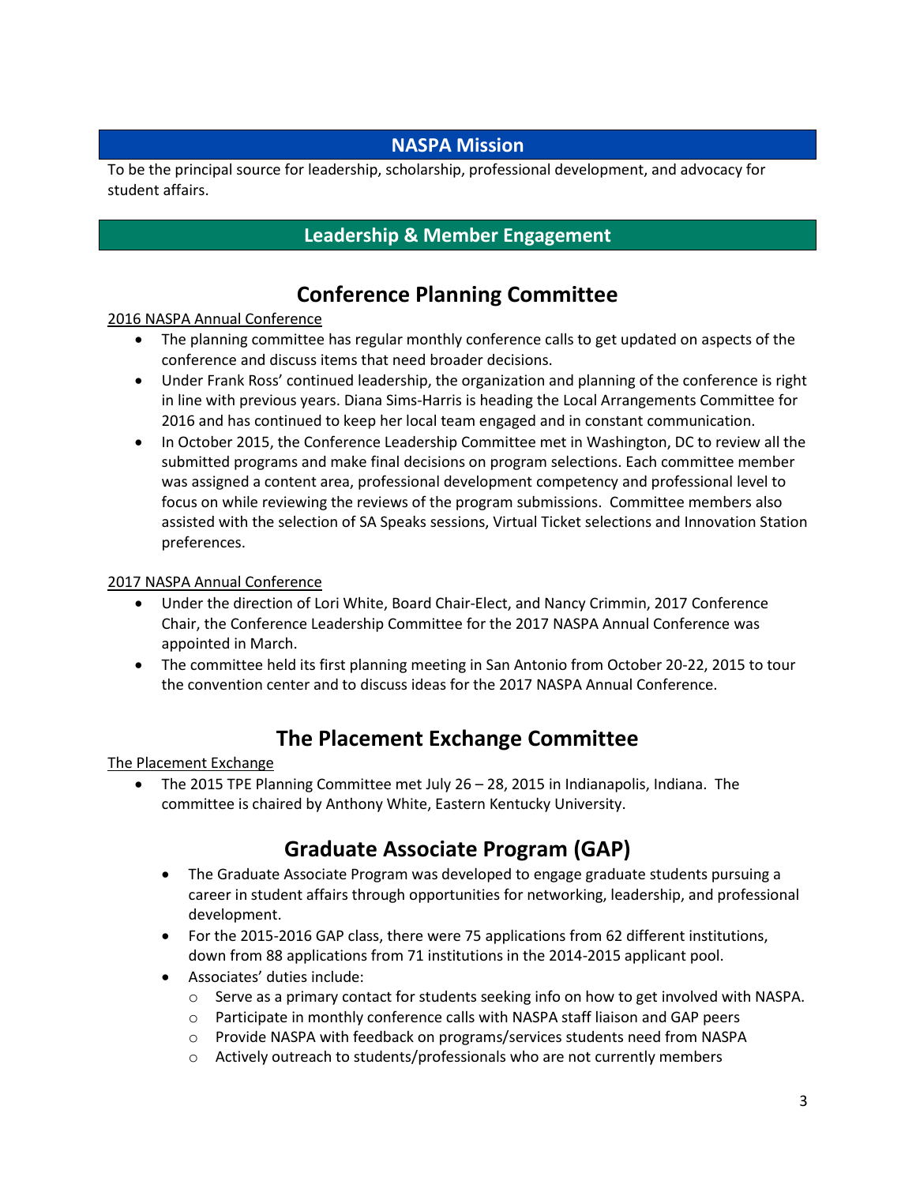## NASPA Mission

To be the principal source for leadership, scholarship, professional development, and advocacy for student affairs.

## Leadership & Member Engagement

# Conference Planning Committee

2016 NASPA Annual Conference

- The planning committee has regular monthly conference calls to get updated on aspects of the conference and discuss items that need broader decisions.
- Under Frank Ross' continued leadership, the organization and planning of the conference is right in line with previous years. Diana Sims-Harris is heading the Local Arrangements Committee for 2016 and has continued to keep her local team engaged and in constant communication.
- In October 2015, the Conference Leadership Committee met in Washington, DC to review all the submitted programs and make final decisions on program selections. Each committee member was assigned a content area, professional development competency and professional level to focus on while reviewing the reviews of the program submissions. Committee members also assisted with the selection of SA Speaks sessions, Virtual Ticket selections and Innovation Station preferences.

2017 NASPA Annual Conference

- Under the direction of Lori White, Board Chair-Elect, and Nancy Crimmin, 2017 Conference Chair, the Conference Leadership Committee for the 2017 NASPA Annual Conference was appointed in March.
- The committee held its first planning meeting in San Antonio from October 20-22, 2015 to tour the convention center and to discuss ideas for the 2017 NASPA Annual Conference.

# The Placement Exchange Committee

The Placement Exchange

- The 2015 TPE Planning Committee met July 26 – 28, 2015 in Indianapolis, Indiana. The committee is chaired by Anthony White, Eastern Kentucky University.

# Graduate Associate Program (GAP)

- The Graduate Associate Program was developed to engage graduate students pursuing a career in student affairs through opportunities for networking, leadership, and professional development.
- For the 2015-2016 GAP class, there were 75 applications from 62 different institutions, down from 88 applications from 71 institutions in the 2014-2015 applicant pool.
- Associates' duties include:
  - Serve as a primary contact for students seeking info on how to get involved with NASPA.
  - Participate in monthly conference calls with NASPA staff liaison and GAP peers
  - Provide NASPA with feedback on programs/services students need from NASPA
  - Actively outreach to students/professionals who are not currently members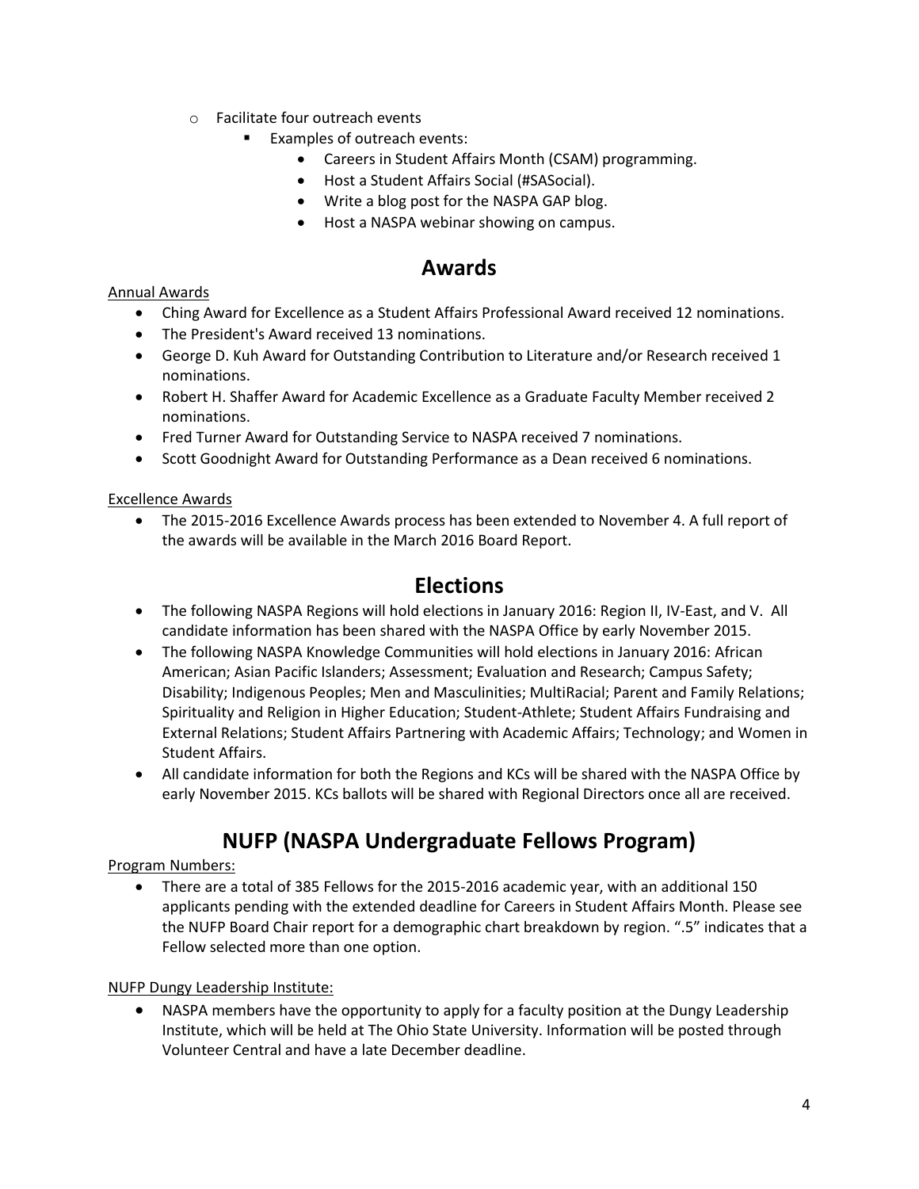- Facilitate four outreach events
    - Examples of outreach events:
        - Careers in Student Affairs Month (CSAM) programming.
        - Host a Student Affairs Social (#SASocial).
        - Write a blog post for the NASPA GAP blog.
        - Host a NASPA webinar showing on campus.

## Awards

Annual Awards

- Ching Award for Excellence as a Student Affairs Professional Award received 12 nominations.
- The President's Award received 13 nominations.
- George D. Kuh Award for Outstanding Contribution to Literature and/or Research received 1 nominations.
- Robert H. Shaffer Award for Academic Excellence as a Graduate Faculty Member received 2 nominations.
- Fred Turner Award for Outstanding Service to NASPA received 7 nominations.
- Scott Goodnight Award for Outstanding Performance as a Dean received 6 nominations.

Excellence Awards

- The 2015-2016 Excellence Awards process has been extended to November 4. A full report of the awards will be available in the March 2016 Board Report.

## Elections

- The following NASPA Regions will hold elections in January 2016: Region II, IV-East, and V. All candidate information has been shared with the NASPA Office by early November 2015.
- The following NASPA Knowledge Communities will hold elections in January 2016: African American; Asian Pacific Islanders; Assessment; Evaluation and Research; Campus Safety; Disability; Indigenous Peoples; Men and Masculinities; MultiRacial; Parent and Family Relations; Spirituality and Religion in Higher Education; Student-Athlete; Student Affairs Fundraising and External Relations; Student Affairs Partnering with Academic Affairs; Technology; and Women in Student Affairs.
- All candidate information for both the Regions and KCs will be shared with the NASPA Office by early November 2015. KCs ballots will be shared with Regional Directors once all are received.

## NUFP (NASPA Undergraduate Fellows Program)

Program Numbers:

- There are a total of 385 Fellows for the 2015-2016 academic year, with an additional 150 applicants pending with the extended deadline for Careers in Student Affairs Month. Please see the NUFP Board Chair report for a demographic chart breakdown by region. ".5" indicates that a Fellow selected more than one option.

NUFP Dungy Leadership Institute:

- NASPA members have the opportunity to apply for a faculty position at the Dungy Leadership Institute, which will be held at The Ohio State University. Information will be posted through Volunteer Central and have a late December deadline.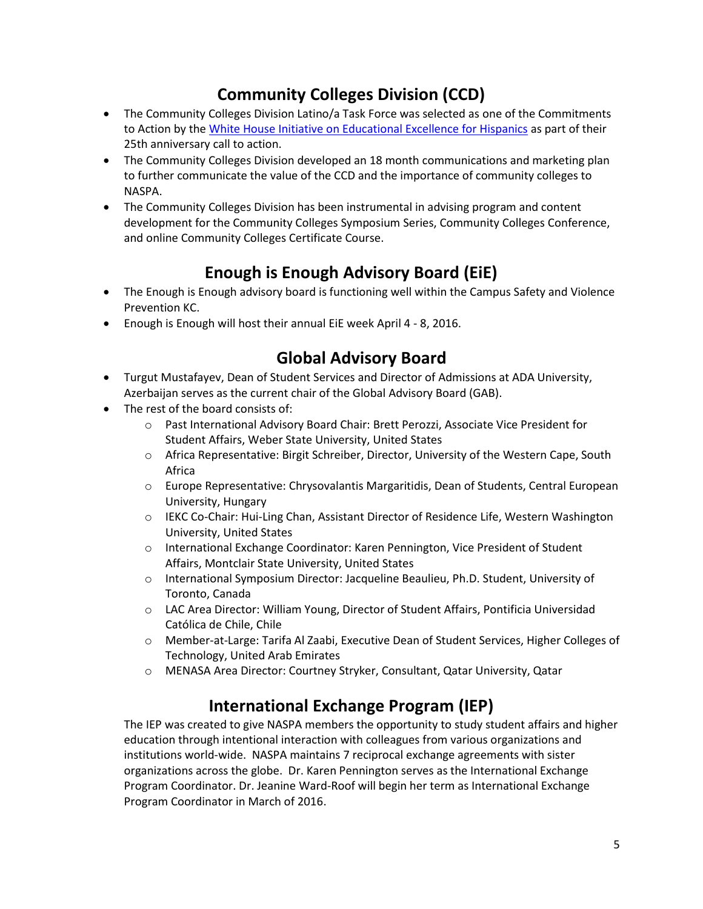## Community Colleges Division (CCD)

- The Community Colleges Division Latino/a Task Force was selected as one of the Commitments to Action by the [White House Initiative on Educational Excellence for Hispanics]() as part of their 25th anniversary call to action.
- The Community Colleges Division developed an 18 month communications and marketing plan to further communicate the value of the CCD and the importance of community colleges to NASPA.
- The Community Colleges Division has been instrumental in advising program and content development for the Community Colleges Symposium Series, Community Colleges Conference, and online Community Colleges Certificate Course.

## Enough is Enough Advisory Board (EiE)

- The Enough is Enough advisory board is functioning well within the Campus Safety and Violence Prevention KC.
- Enough is Enough will host their annual EiE week April 4 - 8, 2016.

## Global Advisory Board

- Turgut Mustafayev, Dean of Student Services and Director of Admissions at ADA University, Azerbaijan serves as the current chair of the Global Advisory Board (GAB).
- The rest of the board consists of:
  - Past International Advisory Board Chair: Brett Perozzi, Associate Vice President for Student Affairs, Weber State University, United States
  - Africa Representative: Birgit Schreiber, Director, University of the Western Cape, South Africa
  - Europe Representative: Chrysovalantis Margaritidis, Dean of Students, Central European University, Hungary
  - IEKC Co-Chair: Hui-Ling Chan, Assistant Director of Residence Life, Western Washington University, United States
  - International Exchange Coordinator: Karen Pennington, Vice President of Student Affairs, Montclair State University, United States
  - International Symposium Director: Jacqueline Beaulieu, Ph.D. Student, University of Toronto, Canada
  - LAC Area Director: William Young, Director of Student Affairs, Pontificia Universidad Católica de Chile, Chile
  - Member-at-Large: Tarifa Al Zaabi, Executive Dean of Student Services, Higher Colleges of Technology, United Arab Emirates
  - MENASA Area Director: Courtney Stryker, Consultant, Qatar University, Qatar

## International Exchange Program (IEP)

The IEP was created to give NASPA members the opportunity to study student affairs and higher education through intentional interaction with colleagues from various organizations and institutions world-wide. NASPA maintains 7 reciprocal exchange agreements with sister organizations across the globe. Dr. Karen Pennington serves as the International Exchange Program Coordinator. Dr. Jeanine Ward-Roof will begin her term as International Exchange Program Coordinator in March of 2016.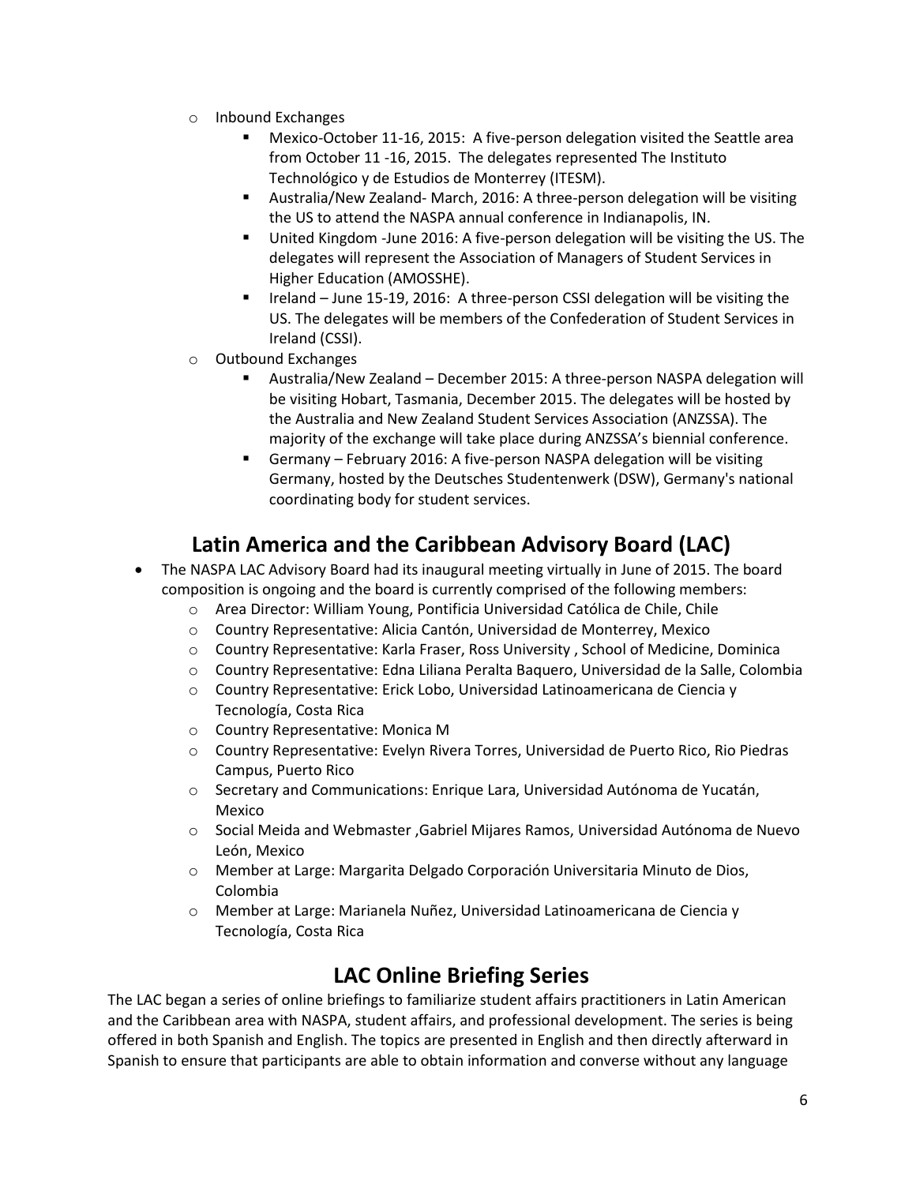- Inbound Exchanges
    - Mexico-October 11-16, 2015: A five-person delegation visited the Seattle area from October 11 -16, 2015. The delegates represented The Instituto Technológico y de Estudios de Monterrey (ITESM).
    - Australia/New Zealand- March, 2016: A three-person delegation will be visiting the US to attend the NASPA annual conference in Indianapolis, IN.
    - United Kingdom -June 2016: A five-person delegation will be visiting the US. The delegates will represent the Association of Managers of Student Services in Higher Education (AMOSSHE).
    - Ireland – June 15-19, 2016: A three-person CSSI delegation will be visiting the US. The delegates will be members of the Confederation of Student Services in Ireland (CSSI).
- Outbound Exchanges
    - Australia/New Zealand – December 2015: A three-person NASPA delegation will be visiting Hobart, Tasmania, December 2015. The delegates will be hosted by the Australia and New Zealand Student Services Association (ANZSSA). The majority of the exchange will take place during ANZSSA's biennial conference.
    - Germany – February 2016: A five-person NASPA delegation will be visiting Germany, hosted by the Deutsches Studentenwerk (DSW), Germany's national coordinating body for student services.

## Latin America and the Caribbean Advisory Board (LAC)

- The NASPA LAC Advisory Board had its inaugural meeting virtually in June of 2015. The board composition is ongoing and the board is currently comprised of the following members:
    - Area Director: William Young, Pontificia Universidad Católica de Chile, Chile
    - Country Representative: Alicia Cantón, Universidad de Monterrey, Mexico
    - Country Representative: Karla Fraser, Ross University , School of Medicine, Dominica
    - Country Representative: Edna Liliana Peralta Baquero, Universidad de la Salle, Colombia
    - Country Representative: Erick Lobo, Universidad Latinoamericana de Ciencia y Tecnología, Costa Rica
    - Country Representative: Monica M
    - Country Representative: Evelyn Rivera Torres, Universidad de Puerto Rico, Rio Piedras Campus, Puerto Rico
    - Secretary and Communications: Enrique Lara, Universidad Autónoma de Yucatán, Mexico
    - Social Meida and Webmaster ,Gabriel Mijares Ramos, Universidad Autónoma de Nuevo León, Mexico
    - Member at Large: Margarita Delgado Corporación Universitaria Minuto de Dios, Colombia
    - Member at Large: Marianela Nuñez, Universidad Latinoamericana de Ciencia y Tecnología, Costa Rica

## LAC Online Briefing Series

The LAC began a series of online briefings to familiarize student affairs practitioners in Latin American and the Caribbean area with NASPA, student affairs, and professional development. The series is being offered in both Spanish and English. The topics are presented in English and then directly afterward in Spanish to ensure that participants are able to obtain information and converse without any language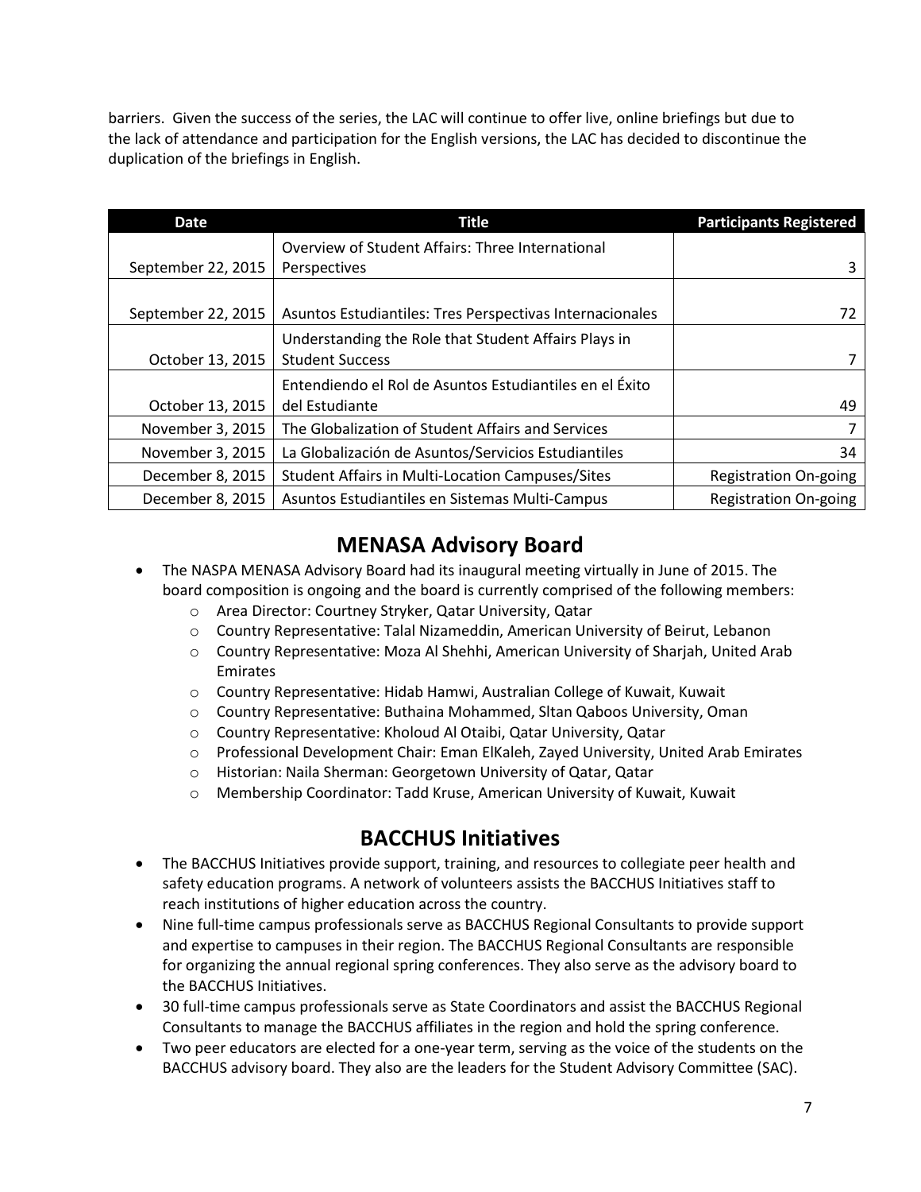barriers. Given the success of the series, the LAC will continue to offer live, online briefings but due to the lack of attendance and participation for the English versions, the LAC has decided to discontinue the duplication of the briefings in English.

| Date | Title | Participants Registered |
|---|---|---|
| September 22, 2015 | Overview of Student Affairs: Three International Perspectives | 3 |
| September 22, 2015 | Asuntos Estudiantiles: Tres Perspectivas Internacionales | 72 |
| October 13, 2015 | Understanding the Role that Student Affairs Plays in Student Success | 7 |
| October 13, 2015 | Entendiendo el Rol de Asuntos Estudiantiles en el Éxito del Estudiante | 49 |
| November 3, 2015 | The Globalization of Student Affairs and Services | 7 |
| November 3, 2015 | La Globalización de Asuntos/Servicios Estudiantiles | 34 |
| December 8, 2015 | Student Affairs in Multi-Location Campuses/Sites | Registration On-going |
| December 8, 2015 | Asuntos Estudiantiles en Sistemas Multi-Campus | Registration On-going |

## MENASA Advisory Board

- The NASPA MENASA Advisory Board had its inaugural meeting virtually in June of 2015. The board composition is ongoing and the board is currently comprised of the following members:
  - Area Director: Courtney Stryker, Qatar University, Qatar
  - Country Representative: Talal Nizameddin, American University of Beirut, Lebanon
  - Country Representative: Moza Al Shehhi, American University of Sharjah, United Arab Emirates
  - Country Representative: Hidab Hamwi, Australian College of Kuwait, Kuwait
  - Country Representative: Buthaina Mohammed, Sltan Qaboos University, Oman
  - Country Representative: Kholoud Al Otaibi, Qatar University, Qatar
  - Professional Development Chair: Eman ElKaleh, Zayed University, United Arab Emirates
  - Historian: Naila Sherman: Georgetown University of Qatar, Qatar
  - Membership Coordinator: Tadd Kruse, American University of Kuwait, Kuwait

## BACCHUS Initiatives

- The BACCHUS Initiatives provide support, training, and resources to collegiate peer health and safety education programs. A network of volunteers assists the BACCHUS Initiatives staff to reach institutions of higher education across the country.
- Nine full-time campus professionals serve as BACCHUS Regional Consultants to provide support and expertise to campuses in their region. The BACCHUS Regional Consultants are responsible for organizing the annual regional spring conferences. They also serve as the advisory board to the BACCHUS Initiatives.
- 30 full-time campus professionals serve as State Coordinators and assist the BACCHUS Regional Consultants to manage the BACCHUS affiliates in the region and hold the spring conference.
- Two peer educators are elected for a one-year term, serving as the voice of the students on the BACCHUS advisory board. They also are the leaders for the Student Advisory Committee (SAC).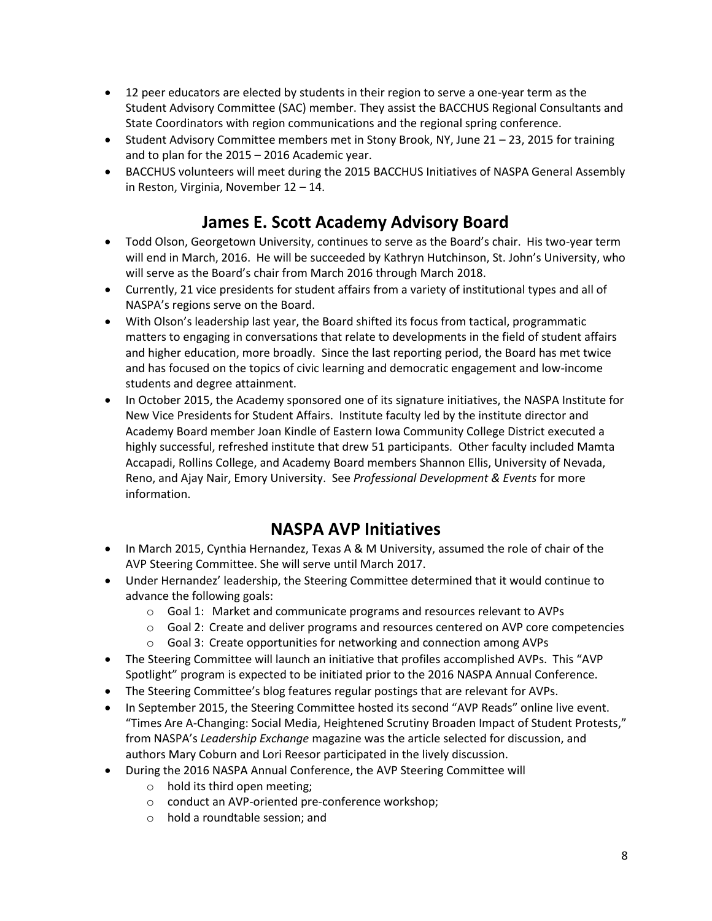- 12 peer educators are elected by students in their region to serve a one-year term as the Student Advisory Committee (SAC) member. They assist the BACCHUS Regional Consultants and State Coordinators with region communications and the regional spring conference.
- Student Advisory Committee members met in Stony Brook, NY, June 21 – 23, 2015 for training and to plan for the 2015 – 2016 Academic year.
- BACCHUS volunteers will meet during the 2015 BACCHUS Initiatives of NASPA General Assembly in Reston, Virginia, November 12 – 14.

## James E. Scott Academy Advisory Board

- Todd Olson, Georgetown University, continues to serve as the Board's chair. His two-year term will end in March, 2016. He will be succeeded by Kathryn Hutchinson, St. John's University, who will serve as the Board's chair from March 2016 through March 2018.
- Currently, 21 vice presidents for student affairs from a variety of institutional types and all of NASPA's regions serve on the Board.
- With Olson's leadership last year, the Board shifted its focus from tactical, programmatic matters to engaging in conversations that relate to developments in the field of student affairs and higher education, more broadly. Since the last reporting period, the Board has met twice and has focused on the topics of civic learning and democratic engagement and low-income students and degree attainment.
- In October 2015, the Academy sponsored one of its signature initiatives, the NASPA Institute for New Vice Presidents for Student Affairs. Institute faculty led by the institute director and Academy Board member Joan Kindle of Eastern Iowa Community College District executed a highly successful, refreshed institute that drew 51 participants. Other faculty included Mamta Accapadi, Rollins College, and Academy Board members Shannon Ellis, University of Nevada, Reno, and Ajay Nair, Emory University. See *Professional Development & Events* for more information.

## NASPA AVP Initiatives

- In March 2015, Cynthia Hernandez, Texas A & M University, assumed the role of chair of the AVP Steering Committee. She will serve until March 2017.
- Under Hernandez' leadership, the Steering Committee determined that it would continue to advance the following goals:
  - Goal 1: Market and communicate programs and resources relevant to AVPs
  - Goal 2: Create and deliver programs and resources centered on AVP core competencies
  - Goal 3: Create opportunities for networking and connection among AVPs
- The Steering Committee will launch an initiative that profiles accomplished AVPs. This "AVP Spotlight" program is expected to be initiated prior to the 2016 NASPA Annual Conference.
- The Steering Committee's blog features regular postings that are relevant for AVPs.
- In September 2015, the Steering Committee hosted its second "AVP Reads" online live event. "Times Are A-Changing: Social Media, Heightened Scrutiny Broaden Impact of Student Protests," from NASPA's *Leadership Exchange* magazine was the article selected for discussion, and authors Mary Coburn and Lori Reesor participated in the lively discussion.
- During the 2016 NASPA Annual Conference, the AVP Steering Committee will
  - hold its third open meeting;
  - conduct an AVP-oriented pre-conference workshop;
  - hold a roundtable session; and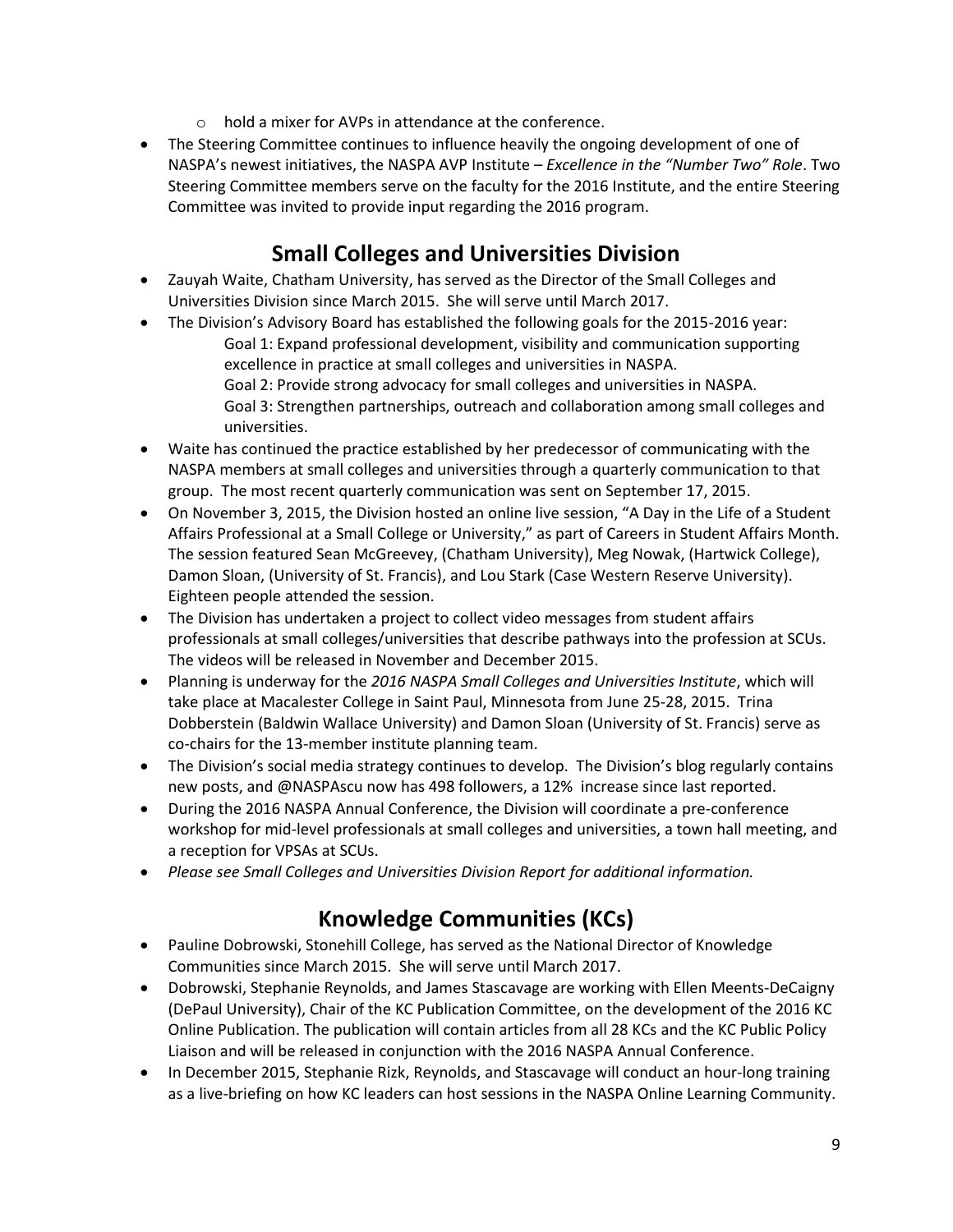- hold a mixer for AVPs in attendance at the conference.
- The Steering Committee continues to influence heavily the ongoing development of one of NASPA's newest initiatives, the NASPA AVP Institute – *Excellence in the "Number Two" Role*. Two Steering Committee members serve on the faculty for the 2016 Institute, and the entire Steering Committee was invited to provide input regarding the 2016 program.

## Small Colleges and Universities Division

- Zauyah Waite, Chatham University, has served as the Director of the Small Colleges and Universities Division since March 2015. She will serve until March 2017.
- The Division's Advisory Board has established the following goals for the 2015-2016 year:
  Goal 1: Expand professional development, visibility and communication supporting excellence in practice at small colleges and universities in NASPA.
  Goal 2: Provide strong advocacy for small colleges and universities in NASPA.
  Goal 3: Strengthen partnerships, outreach and collaboration among small colleges and universities.
- Waite has continued the practice established by her predecessor of communicating with the NASPA members at small colleges and universities through a quarterly communication to that group. The most recent quarterly communication was sent on September 17, 2015.
- On November 3, 2015, the Division hosted an online live session, "A Day in the Life of a Student Affairs Professional at a Small College or University," as part of Careers in Student Affairs Month. The session featured Sean McGreevey, (Chatham University), Meg Nowak, (Hartwick College), Damon Sloan, (University of St. Francis), and Lou Stark (Case Western Reserve University). Eighteen people attended the session.
- The Division has undertaken a project to collect video messages from student affairs professionals at small colleges/universities that describe pathways into the profession at SCUs. The videos will be released in November and December 2015.
- Planning is underway for the *2016 NASPA Small Colleges and Universities Institute*, which will take place at Macalester College in Saint Paul, Minnesota from June 25-28, 2015. Trina Dobberstein (Baldwin Wallace University) and Damon Sloan (University of St. Francis) serve as co-chairs for the 13-member institute planning team.
- The Division's social media strategy continues to develop. The Division's blog regularly contains new posts, and @NASPAscu now has 498 followers, a 12% increase since last reported.
- During the 2016 NASPA Annual Conference, the Division will coordinate a pre-conference workshop for mid-level professionals at small colleges and universities, a town hall meeting, and a reception for VPSAs at SCUs.
- *Please see Small Colleges and Universities Division Report for additional information.*

## Knowledge Communities (KCs)

- Pauline Dobrowski, Stonehill College, has served as the National Director of Knowledge Communities since March 2015. She will serve until March 2017.
- Dobrowski, Stephanie Reynolds, and James Stascavage are working with Ellen Meents-DeCaigny (DePaul University), Chair of the KC Publication Committee, on the development of the 2016 KC Online Publication. The publication will contain articles from all 28 KCs and the KC Public Policy Liaison and will be released in conjunction with the 2016 NASPA Annual Conference.
- In December 2015, Stephanie Rizk, Reynolds, and Stascavage will conduct an hour-long training as a live-briefing on how KC leaders can host sessions in the NASPA Online Learning Community.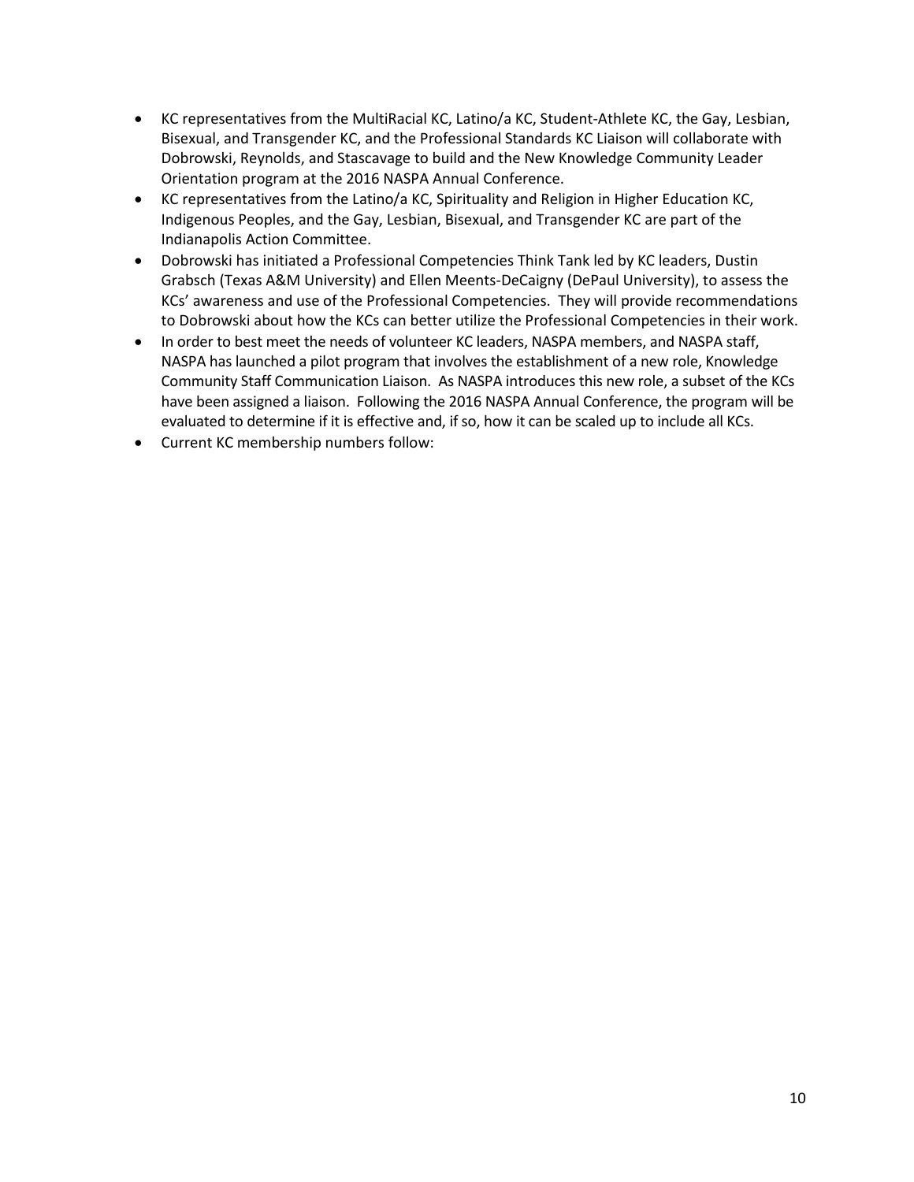- KC representatives from the MultiRacial KC, Latino/a KC, Student-Athlete KC, the Gay, Lesbian, Bisexual, and Transgender KC, and the Professional Standards KC Liaison will collaborate with Dobrowski, Reynolds, and Stascavage to build and the New Knowledge Community Leader Orientation program at the 2016 NASPA Annual Conference.
- KC representatives from the Latino/a KC, Spirituality and Religion in Higher Education KC, Indigenous Peoples, and the Gay, Lesbian, Bisexual, and Transgender KC are part of the Indianapolis Action Committee.
- Dobrowski has initiated a Professional Competencies Think Tank led by KC leaders, Dustin Grabsch (Texas A&M University) and Ellen Meents-DeCaigny (DePaul University), to assess the KCs' awareness and use of the Professional Competencies. They will provide recommendations to Dobrowski about how the KCs can better utilize the Professional Competencies in their work.
- In order to best meet the needs of volunteer KC leaders, NASPA members, and NASPA staff, NASPA has launched a pilot program that involves the establishment of a new role, Knowledge Community Staff Communication Liaison. As NASPA introduces this new role, a subset of the KCs have been assigned a liaison. Following the 2016 NASPA Annual Conference, the program will be evaluated to determine if it is effective and, if so, how it can be scaled up to include all KCs.
- Current KC membership numbers follow: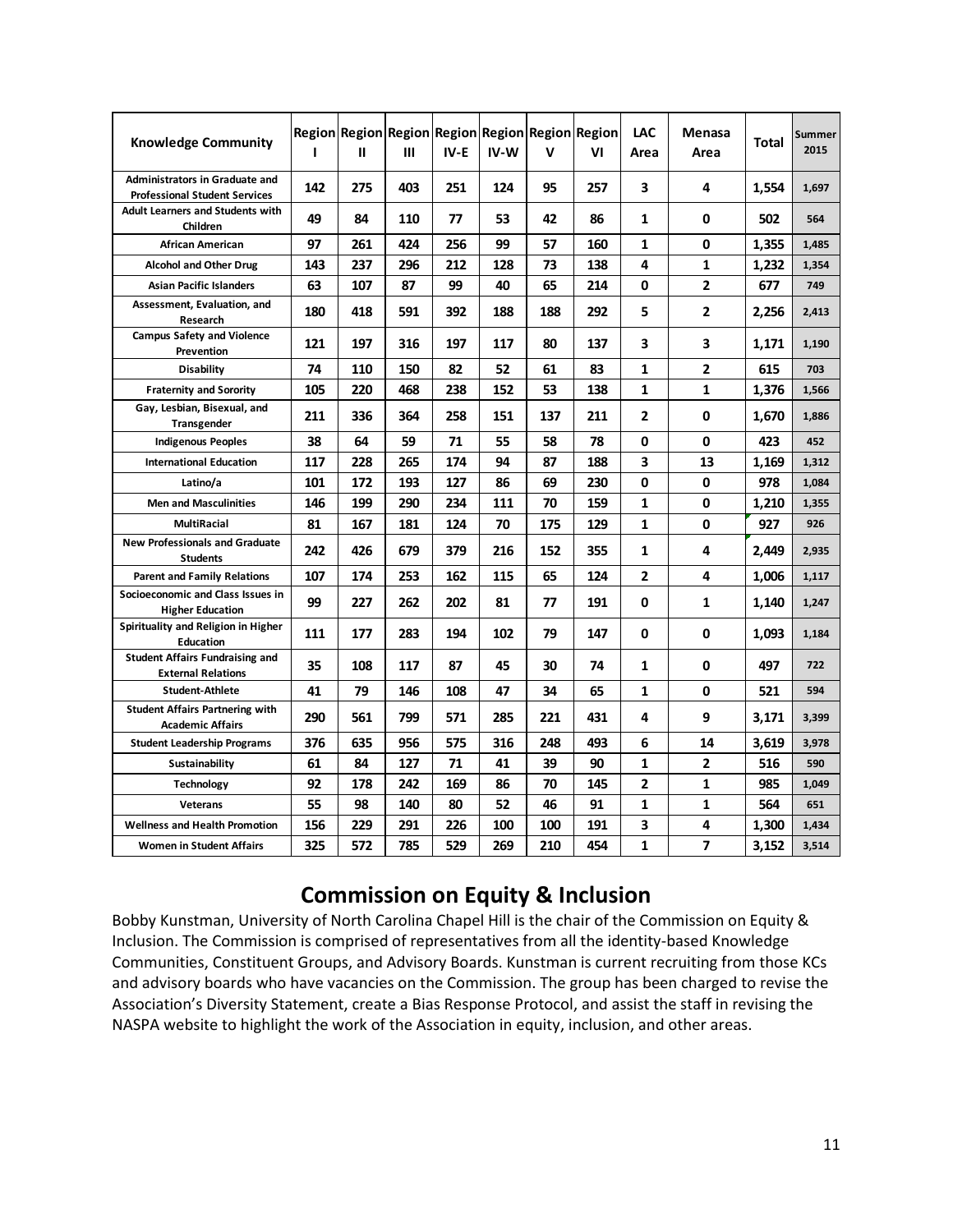| Knowledge Community | Region I | Region II | Region III | Region IV-E | Region IV-W | Region V | Region VI | LAC Area | Menasa Area | Total | Summer 2015 |
|---|---|---|---|---|---|---|---|---|---|---|---|
| Administrators in Graduate and Professional Student Services | 142 | 275 | 403 | 251 | 124 | 95 | 257 | 3 | 4 | 1,554 | 1,697 |
| Adult Learners and Students with Children | 49 | 84 | 110 | 77 | 53 | 42 | 86 | 1 | 0 | 502 | 564 |
| African American | 97 | 261 | 424 | 256 | 99 | 57 | 160 | 1 | 0 | 1,355 | 1,485 |
| Alcohol and Other Drug | 143 | 237 | 296 | 212 | 128 | 73 | 138 | 4 | 1 | 1,232 | 1,354 |
| Asian Pacific Islanders | 63 | 107 | 87 | 99 | 40 | 65 | 214 | 0 | 2 | 677 | 749 |
| Assessment, Evaluation, and Research | 180 | 418 | 591 | 392 | 188 | 188 | 292 | 5 | 2 | 2,256 | 2,413 |
| Campus Safety and Violence Prevention | 121 | 197 | 316 | 197 | 117 | 80 | 137 | 3 | 3 | 1,171 | 1,190 |
| Disability | 74 | 110 | 150 | 82 | 52 | 61 | 83 | 1 | 2 | 615 | 703 |
| Fraternity and Sorority | 105 | 220 | 468 | 238 | 152 | 53 | 138 | 1 | 1 | 1,376 | 1,566 |
| Gay, Lesbian, Bisexual, and Transgender | 211 | 336 | 364 | 258 | 151 | 137 | 211 | 2 | 0 | 1,670 | 1,886 |
| Indigenous Peoples | 38 | 64 | 59 | 71 | 55 | 58 | 78 | 0 | 0 | 423 | 452 |
| International Education | 117 | 228 | 265 | 174 | 94 | 87 | 188 | 3 | 13 | 1,169 | 1,312 |
| Latino/a | 101 | 172 | 193 | 127 | 86 | 69 | 230 | 0 | 0 | 978 | 1,084 |
| Men and Masculinities | 146 | 199 | 290 | 234 | 111 | 70 | 159 | 1 | 0 | 1,210 | 1,355 |
| MultiRacial | 81 | 167 | 181 | 124 | 70 | 175 | 129 | 1 | 0 | 927 | 926 |
| New Professionals and Graduate Students | 242 | 426 | 679 | 379 | 216 | 152 | 355 | 1 | 4 | 2,449 | 2,935 |
| Parent and Family Relations | 107 | 174 | 253 | 162 | 115 | 65 | 124 | 2 | 4 | 1,006 | 1,117 |
| Socioeconomic and Class Issues in Higher Education | 99 | 227 | 262 | 202 | 81 | 77 | 191 | 0 | 1 | 1,140 | 1,247 |
| Spirituality and Religion in Higher Education | 111 | 177 | 283 | 194 | 102 | 79 | 147 | 0 | 0 | 1,093 | 1,184 |
| Student Affairs Fundraising and External Relations | 35 | 108 | 117 | 87 | 45 | 30 | 74 | 1 | 0 | 497 | 722 |
| Student-Athlete | 41 | 79 | 146 | 108 | 47 | 34 | 65 | 1 | 0 | 521 | 594 |
| Student Affairs Partnering with Academic Affairs | 290 | 561 | 799 | 571 | 285 | 221 | 431 | 4 | 9 | 3,171 | 3,399 |
| Student Leadership Programs | 376 | 635 | 956 | 575 | 316 | 248 | 493 | 6 | 14 | 3,619 | 3,978 |
| Sustainability | 61 | 84 | 127 | 71 | 41 | 39 | 90 | 1 | 2 | 516 | 590 |
| Technology | 92 | 178 | 242 | 169 | 86 | 70 | 145 | 2 | 1 | 985 | 1,049 |
| Veterans | 55 | 98 | 140 | 80 | 52 | 46 | 91 | 1 | 1 | 564 | 651 |
| Wellness and Health Promotion | 156 | 229 | 291 | 226 | 100 | 100 | 191 | 3 | 4 | 1,300 | 1,434 |
| Women in Student Affairs | 325 | 572 | 785 | 529 | 269 | 210 | 454 | 1 | 7 | 3,152 | 3,514 |

## Commission on Equity & Inclusion

Bobby Kunstman, University of North Carolina Chapel Hill is the chair of the Commission on Equity & Inclusion. The Commission is comprised of representatives from all the identity-based Knowledge Communities, Constituent Groups, and Advisory Boards. Kunstman is current recruiting from those KCs and advisory boards who have vacancies on the Commission. The group has been charged to revise the Association's Diversity Statement, create a Bias Response Protocol, and assist the staff in revising the NASPA website to highlight the work of the Association in equity, inclusion, and other areas.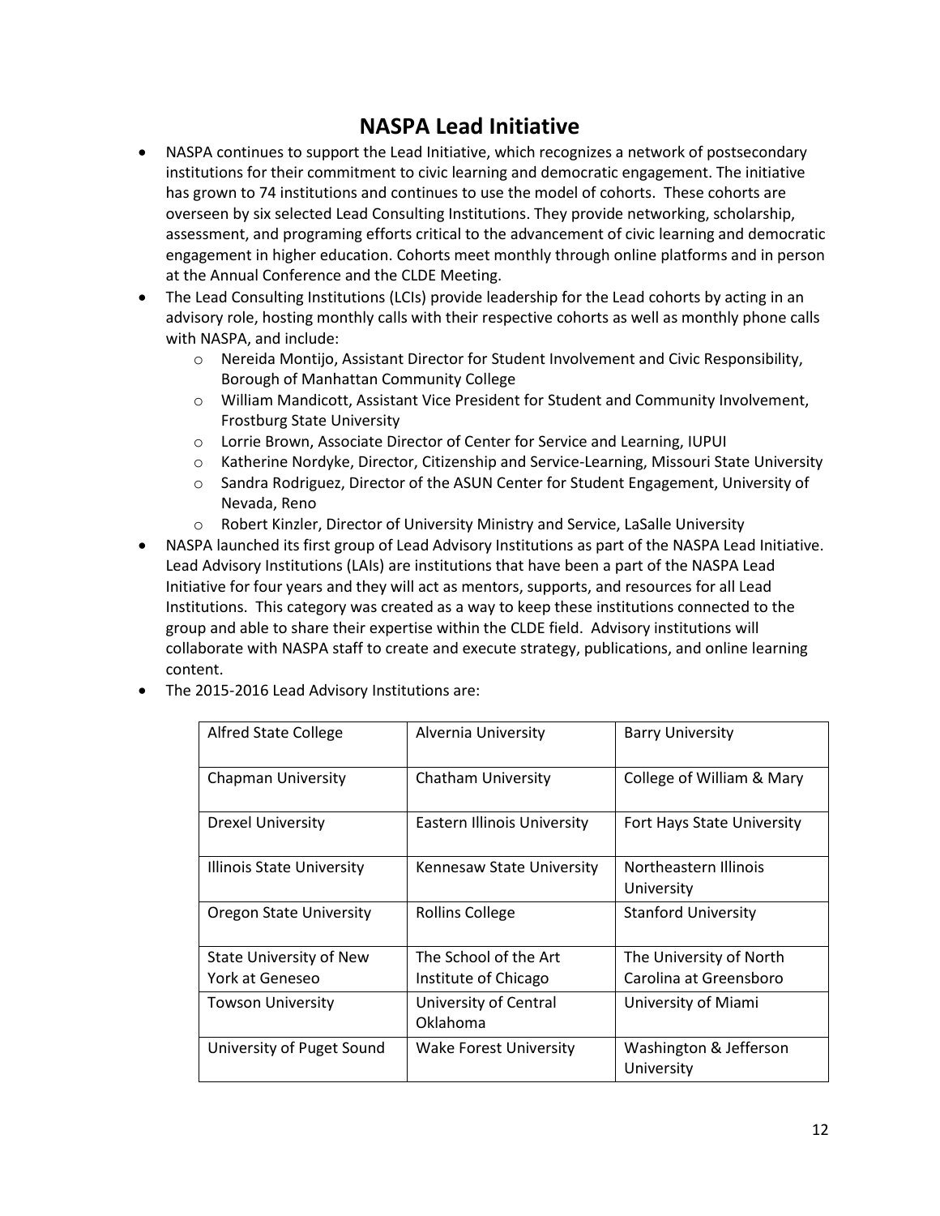# NASPA Lead Initiative

- NASPA continues to support the Lead Initiative, which recognizes a network of postsecondary institutions for their commitment to civic learning and democratic engagement. The initiative has grown to 74 institutions and continues to use the model of cohorts. These cohorts are overseen by six selected Lead Consulting Institutions. They provide networking, scholarship, assessment, and programing efforts critical to the advancement of civic learning and democratic engagement in higher education. Cohorts meet monthly through online platforms and in person at the Annual Conference and the CLDE Meeting.
- The Lead Consulting Institutions (LCIs) provide leadership for the Lead cohorts by acting in an advisory role, hosting monthly calls with their respective cohorts as well as monthly phone calls with NASPA, and include:
    - Nereida Montijo, Assistant Director for Student Involvement and Civic Responsibility, Borough of Manhattan Community College
    - William Mandicott, Assistant Vice President for Student and Community Involvement, Frostburg State University
    - Lorrie Brown, Associate Director of Center for Service and Learning, IUPUI
    - Katherine Nordyke, Director, Citizenship and Service-Learning, Missouri State University
    - Sandra Rodriguez, Director of the ASUN Center for Student Engagement, University of Nevada, Reno
    - Robert Kinzler, Director of University Ministry and Service, LaSalle University
- NASPA launched its first group of Lead Advisory Institutions as part of the NASPA Lead Initiative. Lead Advisory Institutions (LAIs) are institutions that have been a part of the NASPA Lead Initiative for four years and they will act as mentors, supports, and resources for all Lead Institutions. This category was created as a way to keep these institutions connected to the group and able to share their expertise within the CLDE field. Advisory institutions will collaborate with NASPA staff to create and execute strategy, publications, and online learning content.
- The 2015-2016 Lead Advisory Institutions are:

| | | |
|---|---|---|
| Alfred State College | Alvernia University | Barry University |
| Chapman University | Chatham University | College of William & Mary |
| Drexel University | Eastern Illinois University | Fort Hays State University |
| Illinois State University | Kennesaw State University | Northeastern Illinois University |
| Oregon State University | Rollins College | Stanford University |
| State University of New York at Geneseo | The School of the Art Institute of Chicago | The University of North Carolina at Greensboro |
| Towson University | University of Central Oklahoma | University of Miami |
| University of Puget Sound | Wake Forest University | Washington & Jefferson University |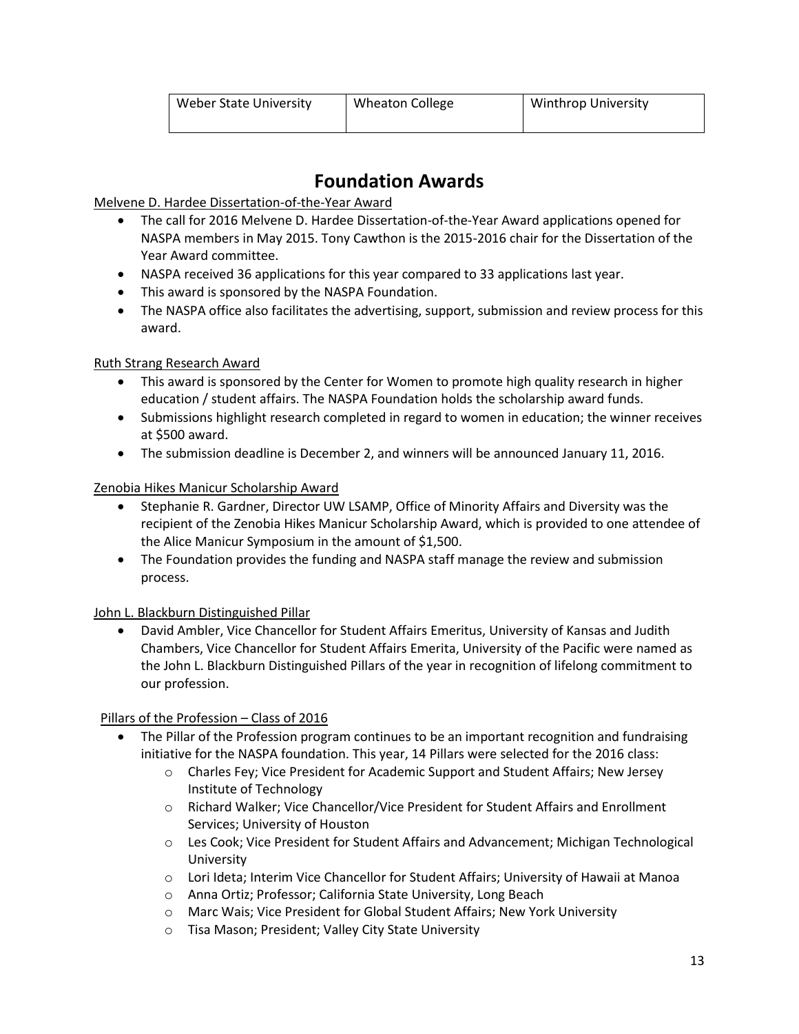| Weber State University | Wheaton College | Winthrop University |
|---|---|---|

# Foundation Awards

Melvene D. Hardee Dissertation-of-the-Year Award

- The call for 2016 Melvene D. Hardee Dissertation-of-the-Year Award applications opened for NASPA members in May 2015. Tony Cawthon is the 2015-2016 chair for the Dissertation of the Year Award committee.
- NASPA received 36 applications for this year compared to 33 applications last year.
- This award is sponsored by the NASPA Foundation.
- The NASPA office also facilitates the advertising, support, submission and review process for this award.

Ruth Strang Research Award

- This award is sponsored by the Center for Women to promote high quality research in higher education / student affairs. The NASPA Foundation holds the scholarship award funds.
- Submissions highlight research completed in regard to women in education; the winner receives at $500 award.
- The submission deadline is December 2, and winners will be announced January 11, 2016.

Zenobia Hikes Manicur Scholarship Award

- Stephanie R. Gardner, Director UW LSAMP, Office of Minority Affairs and Diversity was the recipient of the Zenobia Hikes Manicur Scholarship Award, which is provided to one attendee of the Alice Manicur Symposium in the amount of $1,500.
- The Foundation provides the funding and NASPA staff manage the review and submission process.

John L. Blackburn Distinguished Pillar

- David Ambler, Vice Chancellor for Student Affairs Emeritus, University of Kansas and Judith Chambers, Vice Chancellor for Student Affairs Emerita, University of the Pacific were named as the John L. Blackburn Distinguished Pillars of the year in recognition of lifelong commitment to our profession.

Pillars of the Profession – Class of 2016

- The Pillar of the Profession program continues to be an important recognition and fundraising initiative for the NASPA foundation. This year, 14 Pillars were selected for the 2016 class:
  - Charles Fey; Vice President for Academic Support and Student Affairs; New Jersey Institute of Technology
  - Richard Walker; Vice Chancellor/Vice President for Student Affairs and Enrollment Services; University of Houston
  - Les Cook; Vice President for Student Affairs and Advancement; Michigan Technological University
  - Lori Ideta; Interim Vice Chancellor for Student Affairs; University of Hawaii at Manoa
  - Anna Ortiz; Professor; California State University, Long Beach
  - Marc Wais; Vice President for Global Student Affairs; New York University
  - Tisa Mason; President; Valley City State University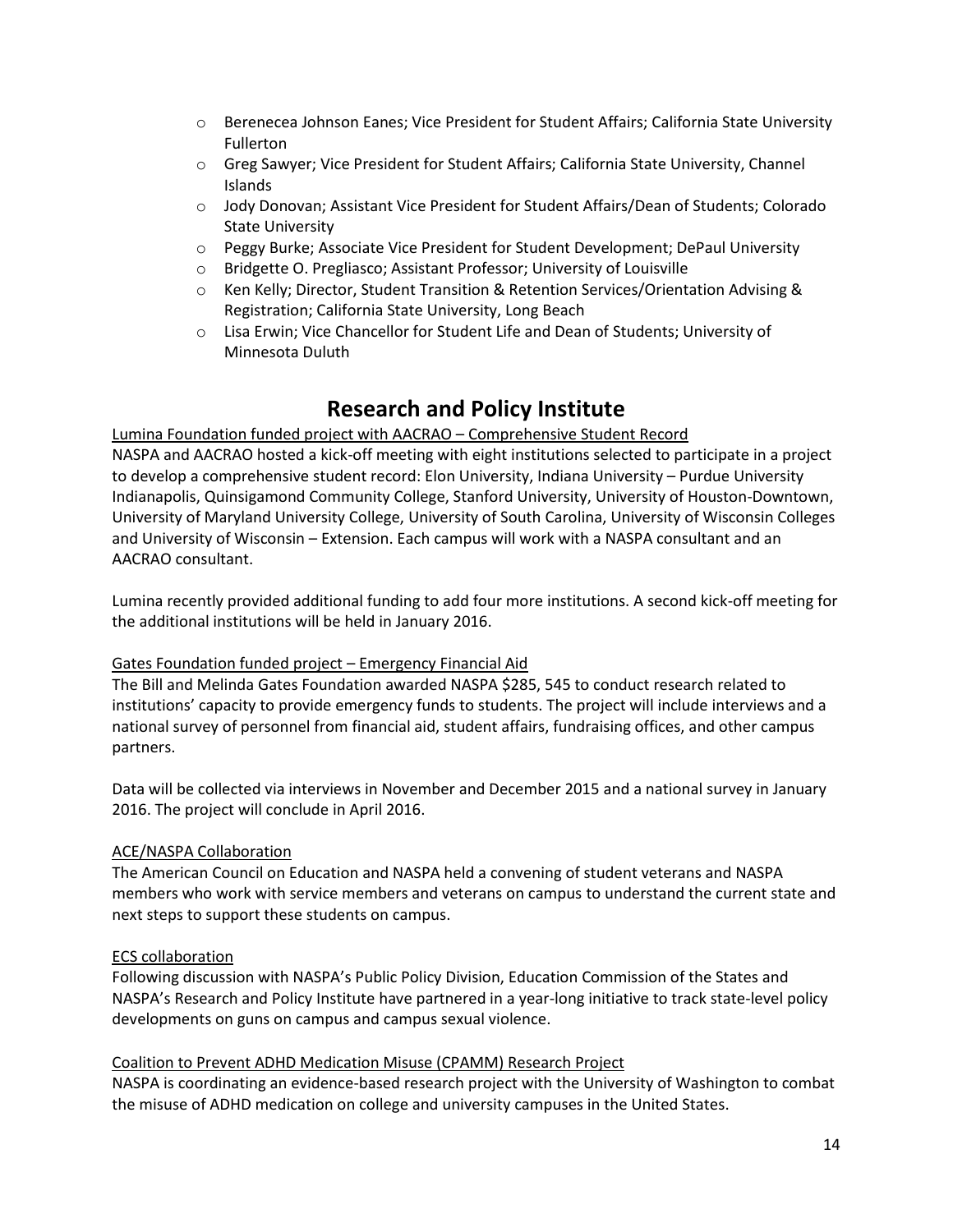- Berenecea Johnson Eanes; Vice President for Student Affairs; California State University Fullerton
- Greg Sawyer; Vice President for Student Affairs; California State University, Channel Islands
- Jody Donovan; Assistant Vice President for Student Affairs/Dean of Students; Colorado State University
- Peggy Burke; Associate Vice President for Student Development; DePaul University
- Bridgette O. Pregliasco; Assistant Professor; University of Louisville
- Ken Kelly; Director, Student Transition & Retention Services/Orientation Advising & Registration; California State University, Long Beach
- Lisa Erwin; Vice Chancellor for Student Life and Dean of Students; University of Minnesota Duluth

# Research and Policy Institute

Lumina Foundation funded project with AACRAO – Comprehensive Student Record

NASPA and AACRAO hosted a kick-off meeting with eight institutions selected to participate in a project to develop a comprehensive student record: Elon University, Indiana University – Purdue University Indianapolis, Quinsigamond Community College, Stanford University, University of Houston-Downtown, University of Maryland University College, University of South Carolina, University of Wisconsin Colleges and University of Wisconsin – Extension. Each campus will work with a NASPA consultant and an AACRAO consultant.

Lumina recently provided additional funding to add four more institutions. A second kick-off meeting for the additional institutions will be held in January 2016.

Gates Foundation funded project – Emergency Financial Aid

The Bill and Melinda Gates Foundation awarded NASPA $285, 545 to conduct research related to institutions' capacity to provide emergency funds to students. The project will include interviews and a national survey of personnel from financial aid, student affairs, fundraising offices, and other campus partners.

Data will be collected via interviews in November and December 2015 and a national survey in January 2016. The project will conclude in April 2016.

ACE/NASPA Collaboration

The American Council on Education and NASPA held a convening of student veterans and NASPA members who work with service members and veterans on campus to understand the current state and next steps to support these students on campus.

ECS collaboration

Following discussion with NASPA's Public Policy Division, Education Commission of the States and NASPA's Research and Policy Institute have partnered in a year-long initiative to track state-level policy developments on guns on campus and campus sexual violence.

Coalition to Prevent ADHD Medication Misuse (CPAMM) Research Project

NASPA is coordinating an evidence-based research project with the University of Washington to combat the misuse of ADHD medication on college and university campuses in the United States.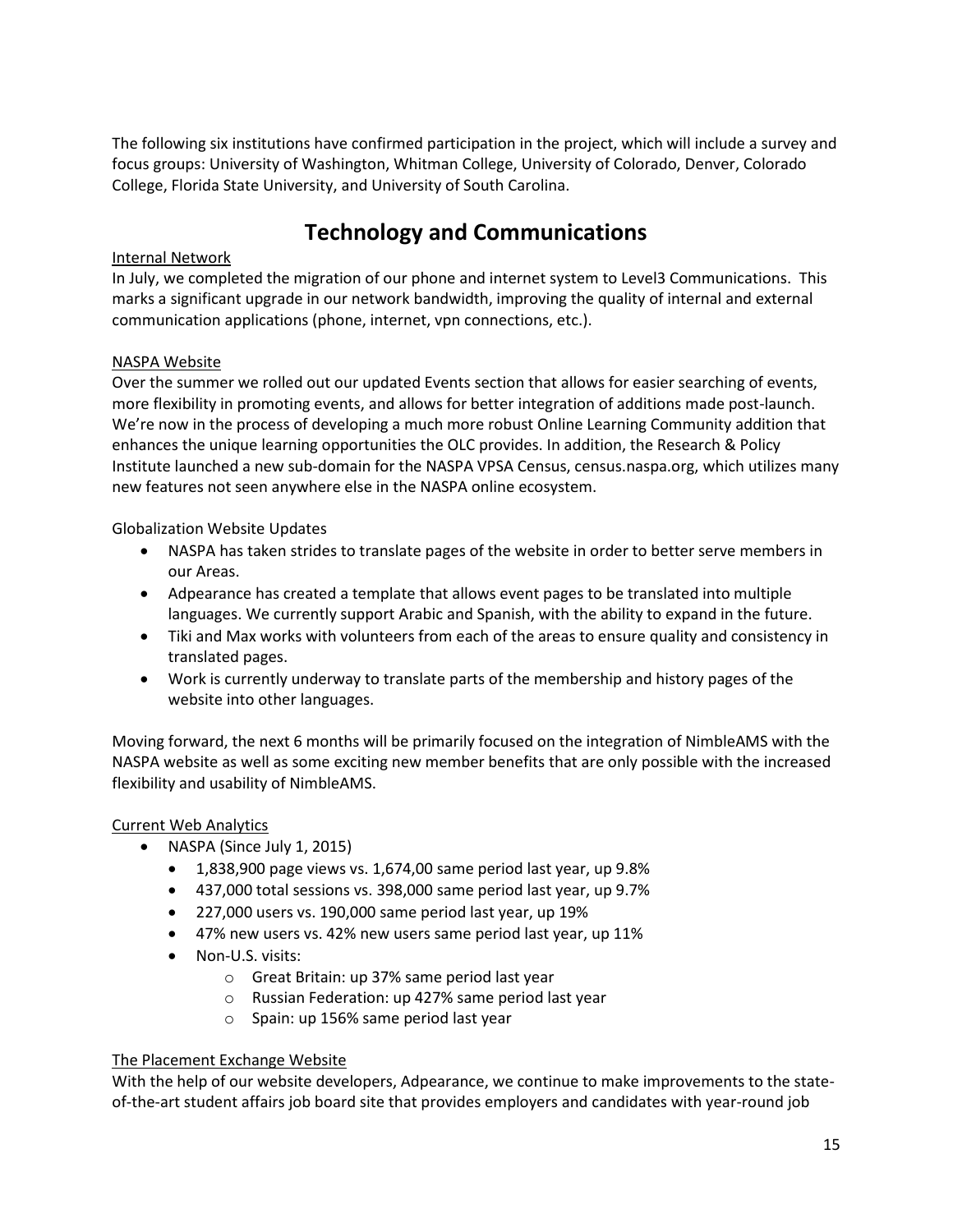The following six institutions have confirmed participation in the project, which will include a survey and focus groups: University of Washington, Whitman College, University of Colorado, Denver, Colorado College, Florida State University, and University of South Carolina.

# Technology and Communications

<u>Internal Network</u>

In July, we completed the migration of our phone and internet system to Level3 Communications. This marks a significant upgrade in our network bandwidth, improving the quality of internal and external communication applications (phone, internet, vpn connections, etc.).

<u>NASPA Website</u>

Over the summer we rolled out our updated Events section that allows for easier searching of events, more flexibility in promoting events, and allows for better integration of additions made post-launch. We're now in the process of developing a much more robust Online Learning Community addition that enhances the unique learning opportunities the OLC provides. In addition, the Research & Policy Institute launched a new sub-domain for the NASPA VPSA Census, census.naspa.org, which utilizes many new features not seen anywhere else in the NASPA online ecosystem.

Globalization Website Updates

- NASPA has taken strides to translate pages of the website in order to better serve members in our Areas.
- Adpearance has created a template that allows event pages to be translated into multiple languages. We currently support Arabic and Spanish, with the ability to expand in the future.
- Tiki and Max works with volunteers from each of the areas to ensure quality and consistency in translated pages.
- Work is currently underway to translate parts of the membership and history pages of the website into other languages.

Moving forward, the next 6 months will be primarily focused on the integration of NimbleAMS with the NASPA website as well as some exciting new member benefits that are only possible with the increased flexibility and usability of NimbleAMS.

<u>Current Web Analytics</u>

- NASPA (Since July 1, 2015)
  - 1,838,900 page views vs. 1,674,00 same period last year, up 9.8%
  - 437,000 total sessions vs. 398,000 same period last year, up 9.7%
  - 227,000 users vs. 190,000 same period last year, up 19%
  - 47% new users vs. 42% new users same period last year, up 11%
  - Non-U.S. visits:
    - Great Britain: up 37% same period last year
    - Russian Federation: up 427% same period last year
    - Spain: up 156% same period last year

<u>The Placement Exchange Website</u>

With the help of our website developers, Adpearance, we continue to make improvements to the state-of-the-art student affairs job board site that provides employers and candidates with year-round job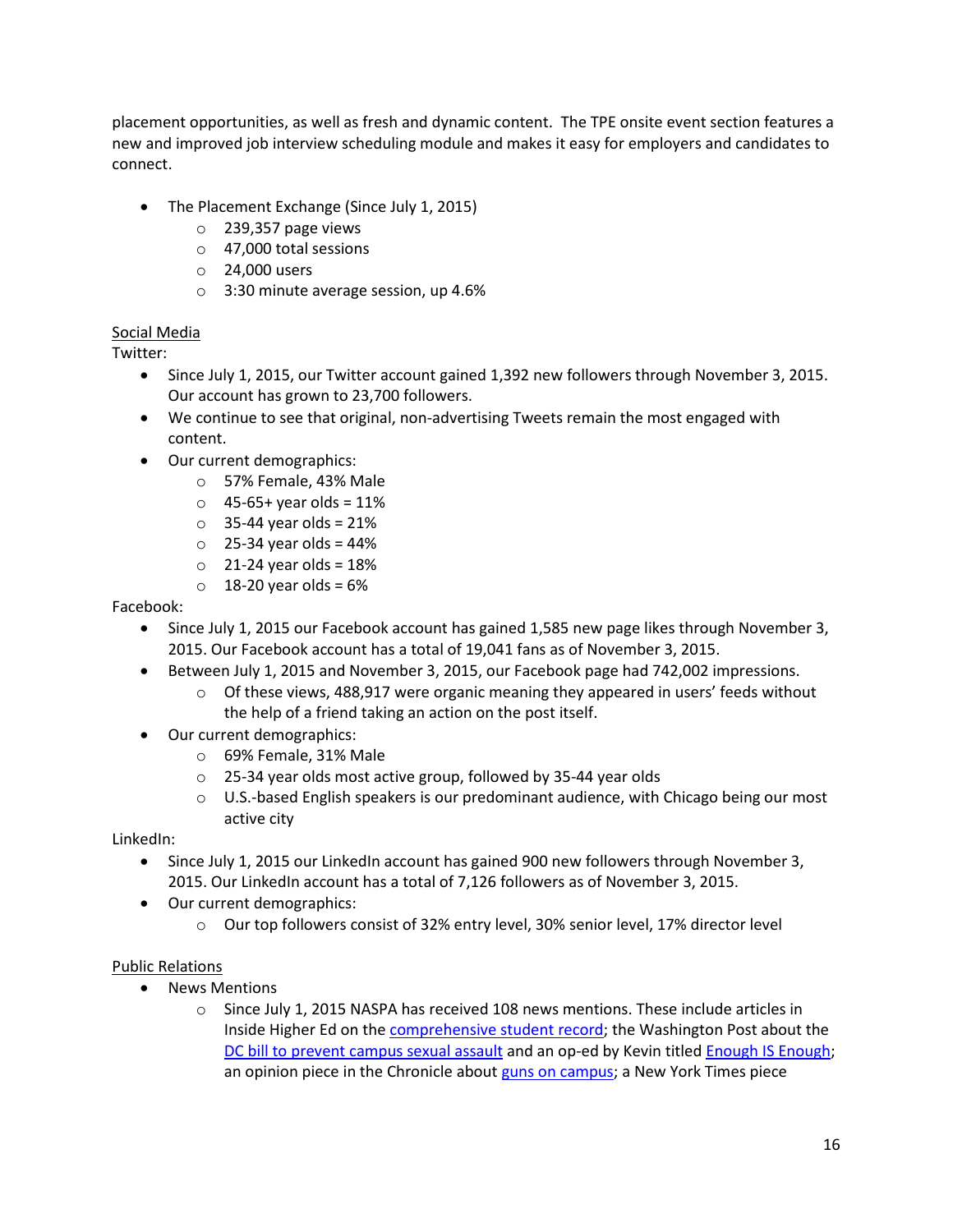placement opportunities, as well as fresh and dynamic content. The TPE onsite event section features a new and improved job interview scheduling module and makes it easy for employers and candidates to connect.

- The Placement Exchange (Since July 1, 2015)
  - 239,357 page views
  - 47,000 total sessions
  - 24,000 users
  - 3:30 minute average session, up 4.6%

<u>Social Media</u>

Twitter:

- Since July 1, 2015, our Twitter account gained 1,392 new followers through November 3, 2015. Our account has grown to 23,700 followers.
- We continue to see that original, non-advertising Tweets remain the most engaged with content.
- Our current demographics:
  - 57% Female, 43% Male
  - 45-65+ year olds = 11%
  - 35-44 year olds = 21%
  - 25-34 year olds = 44%
  - 21-24 year olds = 18%
  - 18-20 year olds = 6%

Facebook:

- Since July 1, 2015 our Facebook account has gained 1,585 new page likes through November 3, 2015. Our Facebook account has a total of 19,041 fans as of November 3, 2015.
- Between July 1, 2015 and November 3, 2015, our Facebook page had 742,002 impressions.
  - Of these views, 488,917 were organic meaning they appeared in users' feeds without the help of a friend taking an action on the post itself.
- Our current demographics:
  - 69% Female, 31% Male
  - 25-34 year olds most active group, followed by 35-44 year olds
  - U.S.-based English speakers is our predominant audience, with Chicago being our most active city

LinkedIn:

- Since July 1, 2015 our LinkedIn account has gained 900 new followers through November 3, 2015. Our LinkedIn account has a total of 7,126 followers as of November 3, 2015.
- Our current demographics:
  - Our top followers consist of 32% entry level, 30% senior level, 17% director level

<u>Public Relations</u>

- News Mentions
  - Since July 1, 2015 NASPA has received 108 news mentions. These include articles in Inside Higher Ed on the comprehensive student record; the Washington Post about the DC bill to prevent campus sexual assault and an op-ed by Kevin titled Enough IS Enough; an opinion piece in the Chronicle about guns on campus; a New York Times piece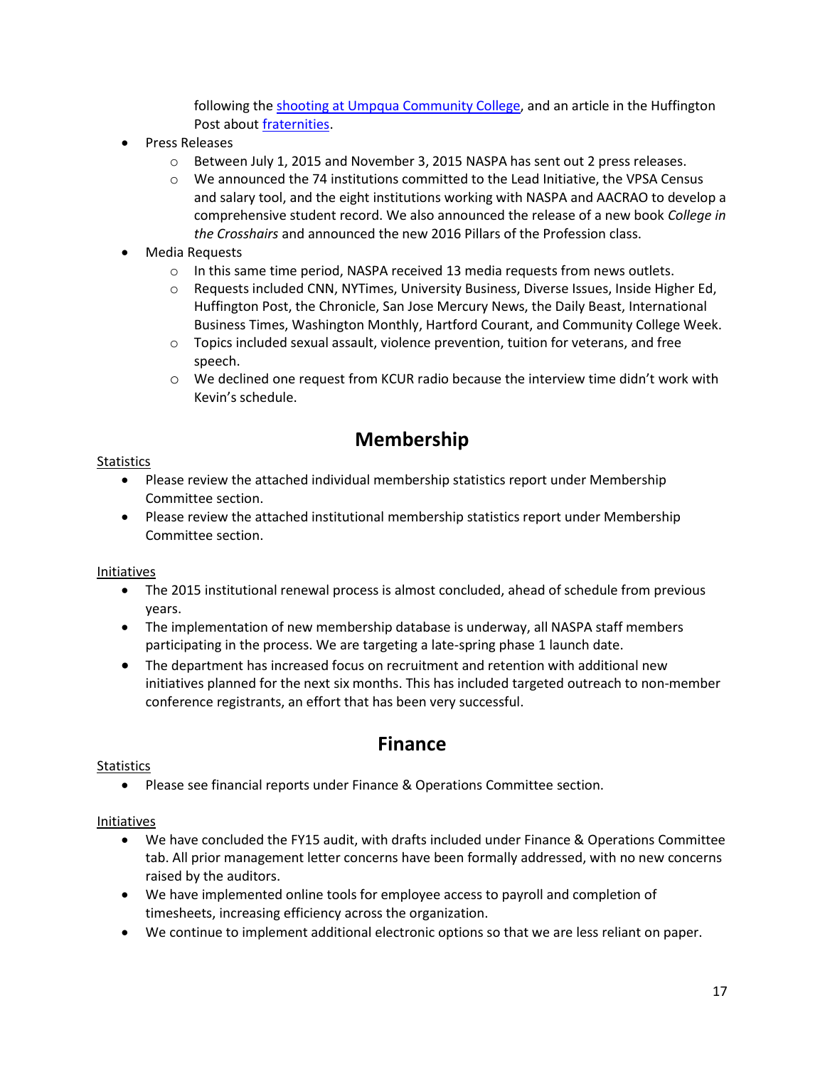following the shooting at Umpqua Community College, and an article in the Huffington Post about fraternities.

- Press Releases
  - Between July 1, 2015 and November 3, 2015 NASPA has sent out 2 press releases.
  - We announced the 74 institutions committed to the Lead Initiative, the VPSA Census and salary tool, and the eight institutions working with NASPA and AACRAO to develop a comprehensive student record. We also announced the release of a new book *College in the Crosshairs* and announced the new 2016 Pillars of the Profession class.
- Media Requests
  - In this same time period, NASPA received 13 media requests from news outlets.
  - Requests included CNN, NYTimes, University Business, Diverse Issues, Inside Higher Ed, Huffington Post, the Chronicle, San Jose Mercury News, the Daily Beast, International Business Times, Washington Monthly, Hartford Courant, and Community College Week.
  - Topics included sexual assault, violence prevention, tuition for veterans, and free speech.
  - We declined one request from KCUR radio because the interview time didn't work with Kevin's schedule.

## Membership

<u>Statistics</u>

- Please review the attached individual membership statistics report under Membership Committee section.
- Please review the attached institutional membership statistics report under Membership Committee section.

<u>Initiatives</u>

- The 2015 institutional renewal process is almost concluded, ahead of schedule from previous years.
- The implementation of new membership database is underway, all NASPA staff members participating in the process. We are targeting a late-spring phase 1 launch date.
- The department has increased focus on recruitment and retention with additional new initiatives planned for the next six months. This has included targeted outreach to non-member conference registrants, an effort that has been very successful.

## Finance

<u>Statistics</u>

- Please see financial reports under Finance & Operations Committee section.

<u>Initiatives</u>

- We have concluded the FY15 audit, with drafts included under Finance & Operations Committee tab. All prior management letter concerns have been formally addressed, with no new concerns raised by the auditors.
- We have implemented online tools for employee access to payroll and completion of timesheets, increasing efficiency across the organization.
- We continue to implement additional electronic options so that we are less reliant on paper.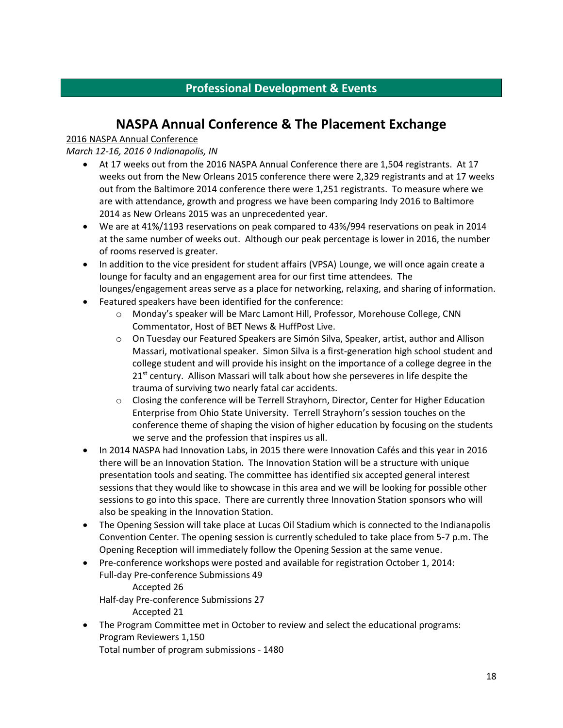## Professional Development & Events

# NASPA Annual Conference & The Placement Exchange

2016 NASPA Annual Conference

*March 12-16, 2016 ◊ Indianapolis, IN*

- At 17 weeks out from the 2016 NASPA Annual Conference there are 1,504 registrants. At 17 weeks out from the New Orleans 2015 conference there were 2,329 registrants and at 17 weeks out from the Baltimore 2014 conference there were 1,251 registrants. To measure where we are with attendance, growth and progress we have been comparing Indy 2016 to Baltimore 2014 as New Orleans 2015 was an unprecedented year.
- We are at 41%/1193 reservations on peak compared to 43%/994 reservations on peak in 2014 at the same number of weeks out. Although our peak percentage is lower in 2016, the number of rooms reserved is greater.
- In addition to the vice president for student affairs (VPSA) Lounge, we will once again create a lounge for faculty and an engagement area for our first time attendees. The lounges/engagement areas serve as a place for networking, relaxing, and sharing of information.
- Featured speakers have been identified for the conference:
  - Monday's speaker will be Marc Lamont Hill, Professor, Morehouse College, CNN Commentator, Host of BET News & HuffPost Live.
  - On Tuesday our Featured Speakers are Simón Silva, Speaker, artist, author and Allison Massari, motivational speaker. Simon Silva is a first-generation high school student and college student and will provide his insight on the importance of a college degree in the 21st century. Allison Massari will talk about how she perseveres in life despite the trauma of surviving two nearly fatal car accidents.
  - Closing the conference will be Terrell Strayhorn, Director, Center for Higher Education Enterprise from Ohio State University. Terrell Strayhorn's session touches on the conference theme of shaping the vision of higher education by focusing on the students we serve and the profession that inspires us all.
- In 2014 NASPA had Innovation Labs, in 2015 there were Innovation Cafés and this year in 2016 there will be an Innovation Station. The Innovation Station will be a structure with unique presentation tools and seating. The committee has identified six accepted general interest sessions that they would like to showcase in this area and we will be looking for possible other sessions to go into this space. There are currently three Innovation Station sponsors who will also be speaking in the Innovation Station.
- The Opening Session will take place at Lucas Oil Stadium which is connected to the Indianapolis Convention Center. The opening session is currently scheduled to take place from 5-7 p.m. The Opening Reception will immediately follow the Opening Session at the same venue.
- Pre-conference workshops were posted and available for registration October 1, 2014:
  Full-day Pre-conference Submissions 49
  Accepted 26
  Half-day Pre-conference Submissions 27
  Accepted 21
- The Program Committee met in October to review and select the educational programs:
  Program Reviewers 1,150
  Total number of program submissions - 1480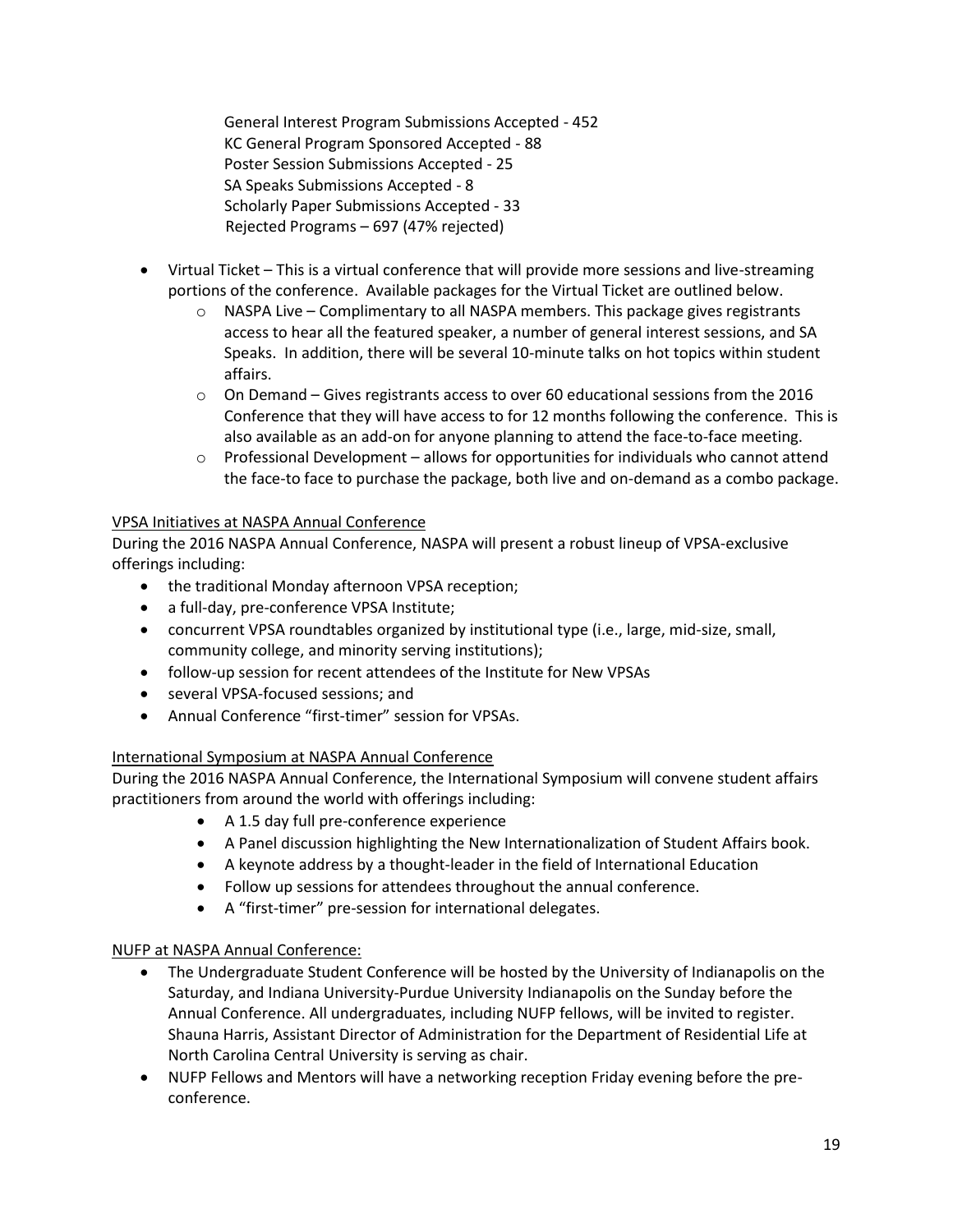General Interest Program Submissions Accepted - 452
KC General Program Sponsored Accepted - 88
Poster Session Submissions Accepted - 25
SA Speaks Submissions Accepted - 8
Scholarly Paper Submissions Accepted - 33
Rejected Programs – 697 (47% rejected)

- Virtual Ticket – This is a virtual conference that will provide more sessions and live-streaming portions of the conference. Available packages for the Virtual Ticket are outlined below.
  - NASPA Live – Complimentary to all NASPA members. This package gives registrants access to hear all the featured speaker, a number of general interest sessions, and SA Speaks. In addition, there will be several 10-minute talks on hot topics within student affairs.
  - On Demand – Gives registrants access to over 60 educational sessions from the 2016 Conference that they will have access to for 12 months following the conference. This is also available as an add-on for anyone planning to attend the face-to-face meeting.
  - Professional Development – allows for opportunities for individuals who cannot attend the face-to face to purchase the package, both live and on-demand as a combo package.

<u>VPSA Initiatives at NASPA Annual Conference</u>

During the 2016 NASPA Annual Conference, NASPA will present a robust lineup of VPSA-exclusive offerings including:

- the traditional Monday afternoon VPSA reception;
- a full-day, pre-conference VPSA Institute;
- concurrent VPSA roundtables organized by institutional type (i.e., large, mid-size, small, community college, and minority serving institutions);
- follow-up session for recent attendees of the Institute for New VPSAs
- several VPSA-focused sessions; and
- Annual Conference "first-timer" session for VPSAs.

<u>International Symposium at NASPA Annual Conference</u>

During the 2016 NASPA Annual Conference, the International Symposium will convene student affairs practitioners from around the world with offerings including:

- A 1.5 day full pre-conference experience
- A Panel discussion highlighting the New Internationalization of Student Affairs book.
- A keynote address by a thought-leader in the field of International Education
- Follow up sessions for attendees throughout the annual conference.
- A "first-timer" pre-session for international delegates.

<u>NUFP at NASPA Annual Conference:</u>

- The Undergraduate Student Conference will be hosted by the University of Indianapolis on the Saturday, and Indiana University-Purdue University Indianapolis on the Sunday before the Annual Conference. All undergraduates, including NUFP fellows, will be invited to register. Shauna Harris, Assistant Director of Administration for the Department of Residential Life at North Carolina Central University is serving as chair.
- NUFP Fellows and Mentors will have a networking reception Friday evening before the pre-conference.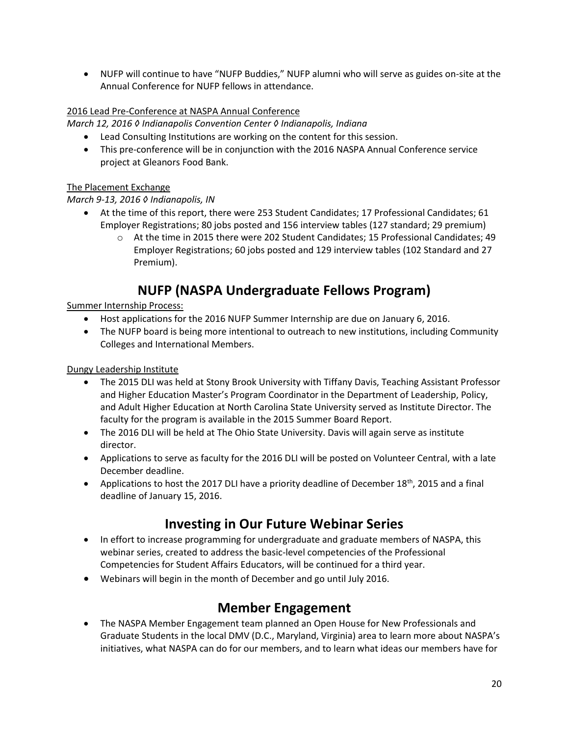- NUFP will continue to have "NUFP Buddies," NUFP alumni who will serve as guides on-site at the Annual Conference for NUFP fellows in attendance.

<u>2016 Lead Pre-Conference at NASPA Annual Conference</u>

*March 12, 2016 ◊ Indianapolis Convention Center ◊ Indianapolis, Indiana*

- Lead Consulting Institutions are working on the content for this session.
- This pre-conference will be in conjunction with the 2016 NASPA Annual Conference service project at Gleanors Food Bank.

<u>The Placement Exchange</u>

*March 9-13, 2016 ◊ Indianapolis, IN*

- At the time of this report, there were 253 Student Candidates; 17 Professional Candidates; 61 Employer Registrations; 80 jobs posted and 156 interview tables (127 standard; 29 premium)
  - At the time in 2015 there were 202 Student Candidates; 15 Professional Candidates; 49 Employer Registrations; 60 jobs posted and 129 interview tables (102 Standard and 27 Premium).

## NUFP (NASPA Undergraduate Fellows Program)

<u>Summer Internship Process:</u>

- Host applications for the 2016 NUFP Summer Internship are due on January 6, 2016.
- The NUFP board is being more intentional to outreach to new institutions, including Community Colleges and International Members.

<u>Dungy Leadership Institute</u>

- The 2015 DLI was held at Stony Brook University with Tiffany Davis, Teaching Assistant Professor and Higher Education Master's Program Coordinator in the Department of Leadership, Policy, and Adult Higher Education at North Carolina State University served as Institute Director. The faculty for the program is available in the 2015 Summer Board Report.
- The 2016 DLI will be held at The Ohio State University. Davis will again serve as institute director.
- Applications to serve as faculty for the 2016 DLI will be posted on Volunteer Central, with a late December deadline.
- Applications to host the 2017 DLI have a priority deadline of December 18th, 2015 and a final deadline of January 15, 2016.

## Investing in Our Future Webinar Series

- In effort to increase programming for undergraduate and graduate members of NASPA, this webinar series, created to address the basic-level competencies of the Professional Competencies for Student Affairs Educators, will be continued for a third year.
- Webinars will begin in the month of December and go until July 2016.

## Member Engagement

- The NASPA Member Engagement team planned an Open House for New Professionals and Graduate Students in the local DMV (D.C., Maryland, Virginia) area to learn more about NASPA's initiatives, what NASPA can do for our members, and to learn what ideas our members have for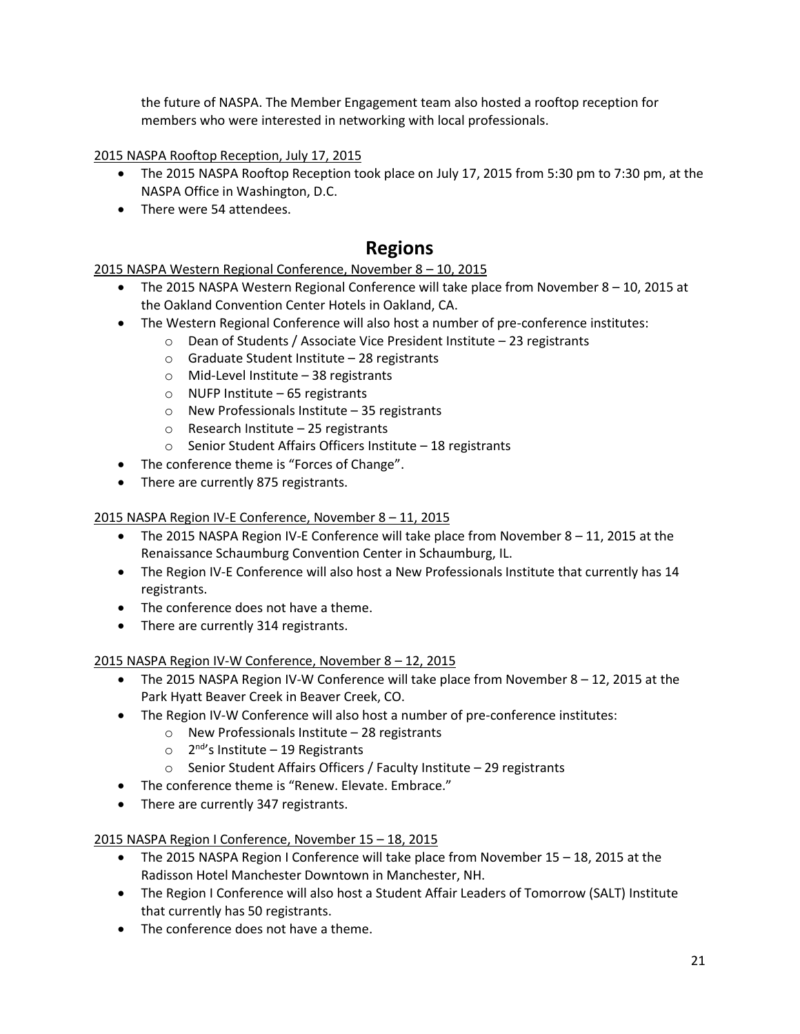the future of NASPA. The Member Engagement team also hosted a rooftop reception for members who were interested in networking with local professionals.

2015 NASPA Rooftop Reception, July 17, 2015

- The 2015 NASPA Rooftop Reception took place on July 17, 2015 from 5:30 pm to 7:30 pm, at the NASPA Office in Washington, D.C.
- There were 54 attendees.

## Regions

2015 NASPA Western Regional Conference, November 8 – 10, 2015

- The 2015 NASPA Western Regional Conference will take place from November 8 – 10, 2015 at the Oakland Convention Center Hotels in Oakland, CA.
- The Western Regional Conference will also host a number of pre-conference institutes:
  - Dean of Students / Associate Vice President Institute – 23 registrants
  - Graduate Student Institute – 28 registrants
  - Mid-Level Institute – 38 registrants
  - NUFP Institute – 65 registrants
  - New Professionals Institute – 35 registrants
  - Research Institute – 25 registrants
  - Senior Student Affairs Officers Institute – 18 registrants
- The conference theme is "Forces of Change".
- There are currently 875 registrants.

2015 NASPA Region IV-E Conference, November 8 – 11, 2015

- The 2015 NASPA Region IV-E Conference will take place from November 8 – 11, 2015 at the Renaissance Schaumburg Convention Center in Schaumburg, IL.
- The Region IV-E Conference will also host a New Professionals Institute that currently has 14 registrants.
- The conference does not have a theme.
- There are currently 314 registrants.

2015 NASPA Region IV-W Conference, November 8 – 12, 2015

- The 2015 NASPA Region IV-W Conference will take place from November 8 – 12, 2015 at the Park Hyatt Beaver Creek in Beaver Creek, CO.
- The Region IV-W Conference will also host a number of pre-conference institutes:
  - New Professionals Institute – 28 registrants
  - 2nd's Institute – 19 Registrants
  - Senior Student Affairs Officers / Faculty Institute – 29 registrants
- The conference theme is "Renew. Elevate. Embrace."
- There are currently 347 registrants.

2015 NASPA Region I Conference, November 15 – 18, 2015

- The 2015 NASPA Region I Conference will take place from November 15 – 18, 2015 at the Radisson Hotel Manchester Downtown in Manchester, NH.
- The Region I Conference will also host a Student Affair Leaders of Tomorrow (SALT) Institute that currently has 50 registrants.
- The conference does not have a theme.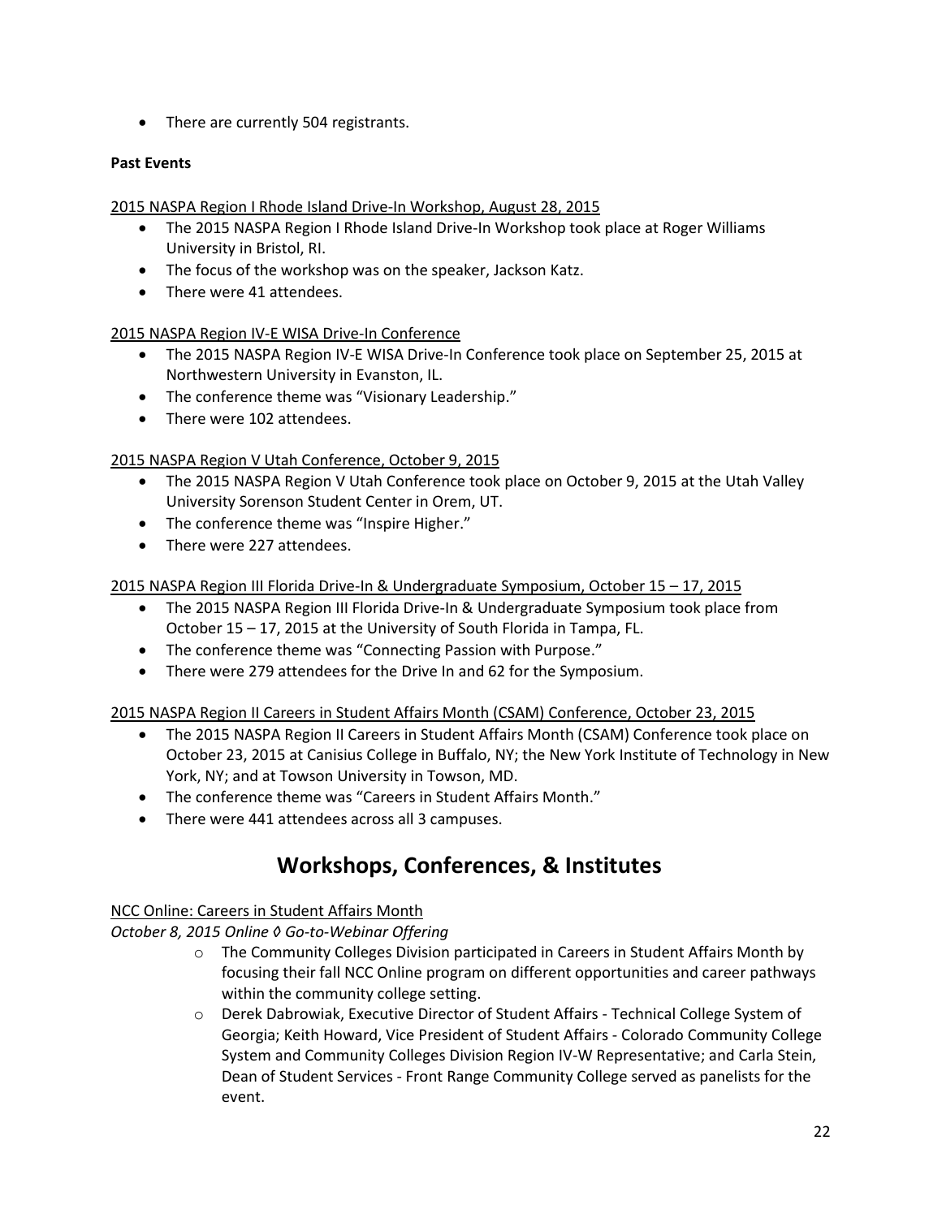- There are currently 504 registrants.

**Past Events**

2015 NASPA Region I Rhode Island Drive-In Workshop, August 28, 2015

- The 2015 NASPA Region I Rhode Island Drive-In Workshop took place at Roger Williams University in Bristol, RI.
- The focus of the workshop was on the speaker, Jackson Katz.
- There were 41 attendees.

2015 NASPA Region IV-E WISA Drive-In Conference

- The 2015 NASPA Region IV-E WISA Drive-In Conference took place on September 25, 2015 at Northwestern University in Evanston, IL.
- The conference theme was "Visionary Leadership."
- There were 102 attendees.

2015 NASPA Region V Utah Conference, October 9, 2015

- The 2015 NASPA Region V Utah Conference took place on October 9, 2015 at the Utah Valley University Sorenson Student Center in Orem, UT.
- The conference theme was "Inspire Higher."
- There were 227 attendees.

2015 NASPA Region III Florida Drive-In & Undergraduate Symposium, October 15 – 17, 2015

- The 2015 NASPA Region III Florida Drive-In & Undergraduate Symposium took place from October 15 – 17, 2015 at the University of South Florida in Tampa, FL.
- The conference theme was "Connecting Passion with Purpose."
- There were 279 attendees for the Drive In and 62 for the Symposium.

2015 NASPA Region II Careers in Student Affairs Month (CSAM) Conference, October 23, 2015

- The 2015 NASPA Region II Careers in Student Affairs Month (CSAM) Conference took place on October 23, 2015 at Canisius College in Buffalo, NY; the New York Institute of Technology in New York, NY; and at Towson University in Towson, MD.
- The conference theme was "Careers in Student Affairs Month."
- There were 441 attendees across all 3 campuses.

# Workshops, Conferences, & Institutes

NCC Online: Careers in Student Affairs Month

*October 8, 2015 Online ◊ Go-to-Webinar Offering*

- The Community Colleges Division participated in Careers in Student Affairs Month by focusing their fall NCC Online program on different opportunities and career pathways within the community college setting.
- Derek Dabrowiak, Executive Director of Student Affairs - Technical College System of Georgia; Keith Howard, Vice President of Student Affairs - Colorado Community College System and Community Colleges Division Region IV-W Representative; and Carla Stein, Dean of Student Services - Front Range Community College served as panelists for the event.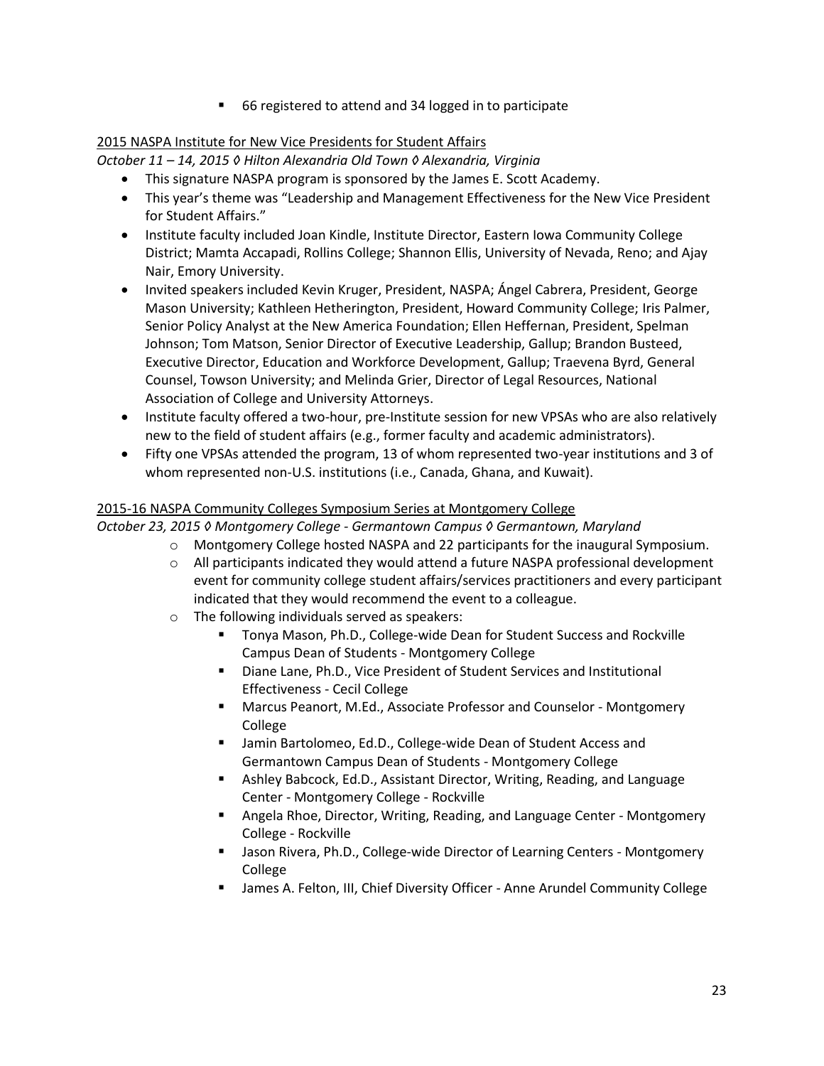- 66 registered to attend and 34 logged in to participate

<u>2015 NASPA Institute for New Vice Presidents for Student Affairs</u>

*October 11 – 14, 2015 ◊ Hilton Alexandria Old Town ◊ Alexandria, Virginia*

- This signature NASPA program is sponsored by the James E. Scott Academy.
- This year's theme was "Leadership and Management Effectiveness for the New Vice President for Student Affairs."
- Institute faculty included Joan Kindle, Institute Director, Eastern Iowa Community College District; Mamta Accapadi, Rollins College; Shannon Ellis, University of Nevada, Reno; and Ajay Nair, Emory University.
- Invited speakers included Kevin Kruger, President, NASPA; Ángel Cabrera, President, George Mason University; Kathleen Hetherington, President, Howard Community College; Iris Palmer, Senior Policy Analyst at the New America Foundation; Ellen Heffernan, President, Spelman Johnson; Tom Matson, Senior Director of Executive Leadership, Gallup; Brandon Busteed, Executive Director, Education and Workforce Development, Gallup; Traevena Byrd, General Counsel, Towson University; and Melinda Grier, Director of Legal Resources, National Association of College and University Attorneys.
- Institute faculty offered a two-hour, pre-Institute session for new VPSAs who are also relatively new to the field of student affairs (e.g., former faculty and academic administrators).
- Fifty one VPSAs attended the program, 13 of whom represented two-year institutions and 3 of whom represented non-U.S. institutions (i.e., Canada, Ghana, and Kuwait).

<u>2015-16 NASPA Community Colleges Symposium Series at Montgomery College</u>

*October 23, 2015 ◊ Montgomery College - Germantown Campus ◊ Germantown, Maryland*

- Montgomery College hosted NASPA and 22 participants for the inaugural Symposium.
- All participants indicated they would attend a future NASPA professional development event for community college student affairs/services practitioners and every participant indicated that they would recommend the event to a colleague.
- The following individuals served as speakers:
  - Tonya Mason, Ph.D., College-wide Dean for Student Success and Rockville Campus Dean of Students - Montgomery College
  - Diane Lane, Ph.D., Vice President of Student Services and Institutional Effectiveness - Cecil College
  - Marcus Peanort, M.Ed., Associate Professor and Counselor - Montgomery College
  - Jamin Bartolomeo, Ed.D., College-wide Dean of Student Access and Germantown Campus Dean of Students - Montgomery College
  - Ashley Babcock, Ed.D., Assistant Director, Writing, Reading, and Language Center - Montgomery College - Rockville
  - Angela Rhoe, Director, Writing, Reading, and Language Center - Montgomery College - Rockville
  - Jason Rivera, Ph.D., College-wide Director of Learning Centers - Montgomery College
  - James A. Felton, III, Chief Diversity Officer - Anne Arundel Community College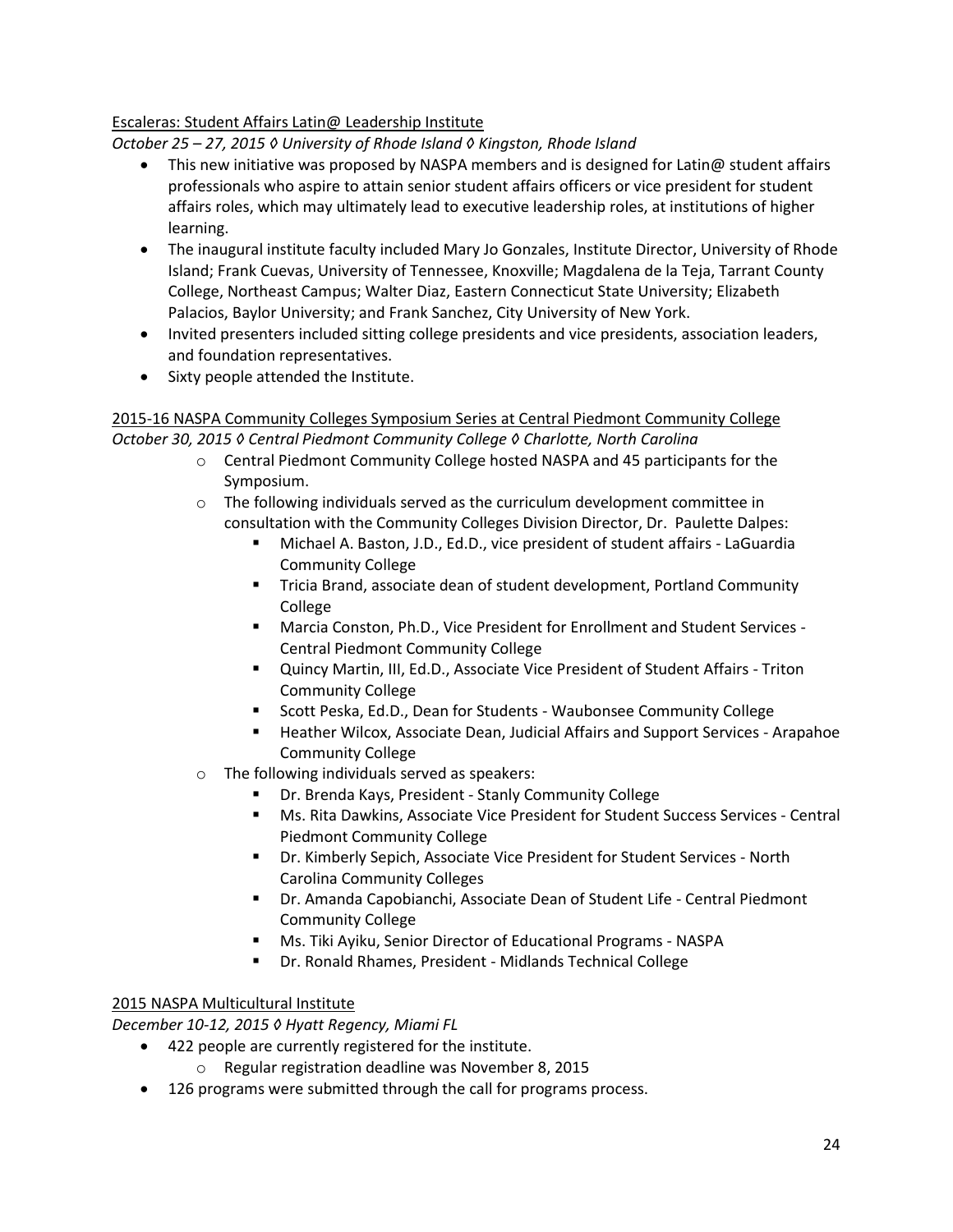Escaleras: Student Affairs Latin@ Leadership Institute

*October 25 – 27, 2015 ◊ University of Rhode Island ◊ Kingston, Rhode Island*

- This new initiative was proposed by NASPA members and is designed for Latin@ student affairs professionals who aspire to attain senior student affairs officers or vice president for student affairs roles, which may ultimately lead to executive leadership roles, at institutions of higher learning.
- The inaugural institute faculty included Mary Jo Gonzales, Institute Director, University of Rhode Island; Frank Cuevas, University of Tennessee, Knoxville; Magdalena de la Teja, Tarrant County College, Northeast Campus; Walter Diaz, Eastern Connecticut State University; Elizabeth Palacios, Baylor University; and Frank Sanchez, City University of New York.
- Invited presenters included sitting college presidents and vice presidents, association leaders, and foundation representatives.
- Sixty people attended the Institute.

2015-16 NASPA Community Colleges Symposium Series at Central Piedmont Community College

*October 30, 2015 ◊ Central Piedmont Community College ◊ Charlotte, North Carolina*

- Central Piedmont Community College hosted NASPA and 45 participants for the Symposium.
- The following individuals served as the curriculum development committee in consultation with the Community Colleges Division Director, Dr. Paulette Dalpes:
  - Michael A. Baston, J.D., Ed.D., vice president of student affairs - LaGuardia Community College
  - Tricia Brand, associate dean of student development, Portland Community College
  - Marcia Conston, Ph.D., Vice President for Enrollment and Student Services - Central Piedmont Community College
  - Quincy Martin, III, Ed.D., Associate Vice President of Student Affairs - Triton Community College
  - Scott Peska, Ed.D., Dean for Students - Waubonsee Community College
  - Heather Wilcox, Associate Dean, Judicial Affairs and Support Services - Arapahoe Community College
- The following individuals served as speakers:
  - Dr. Brenda Kays, President - Stanly Community College
  - Ms. Rita Dawkins, Associate Vice President for Student Success Services - Central Piedmont Community College
  - Dr. Kimberly Sepich, Associate Vice President for Student Services - North Carolina Community Colleges
  - Dr. Amanda Capobianchi, Associate Dean of Student Life - Central Piedmont Community College
  - Ms. Tiki Ayiku, Senior Director of Educational Programs - NASPA
  - Dr. Ronald Rhames, President - Midlands Technical College

2015 NASPA Multicultural Institute

*December 10-12, 2015 ◊ Hyatt Regency, Miami FL*

- 422 people are currently registered for the institute.
  - Regular registration deadline was November 8, 2015
- 126 programs were submitted through the call for programs process.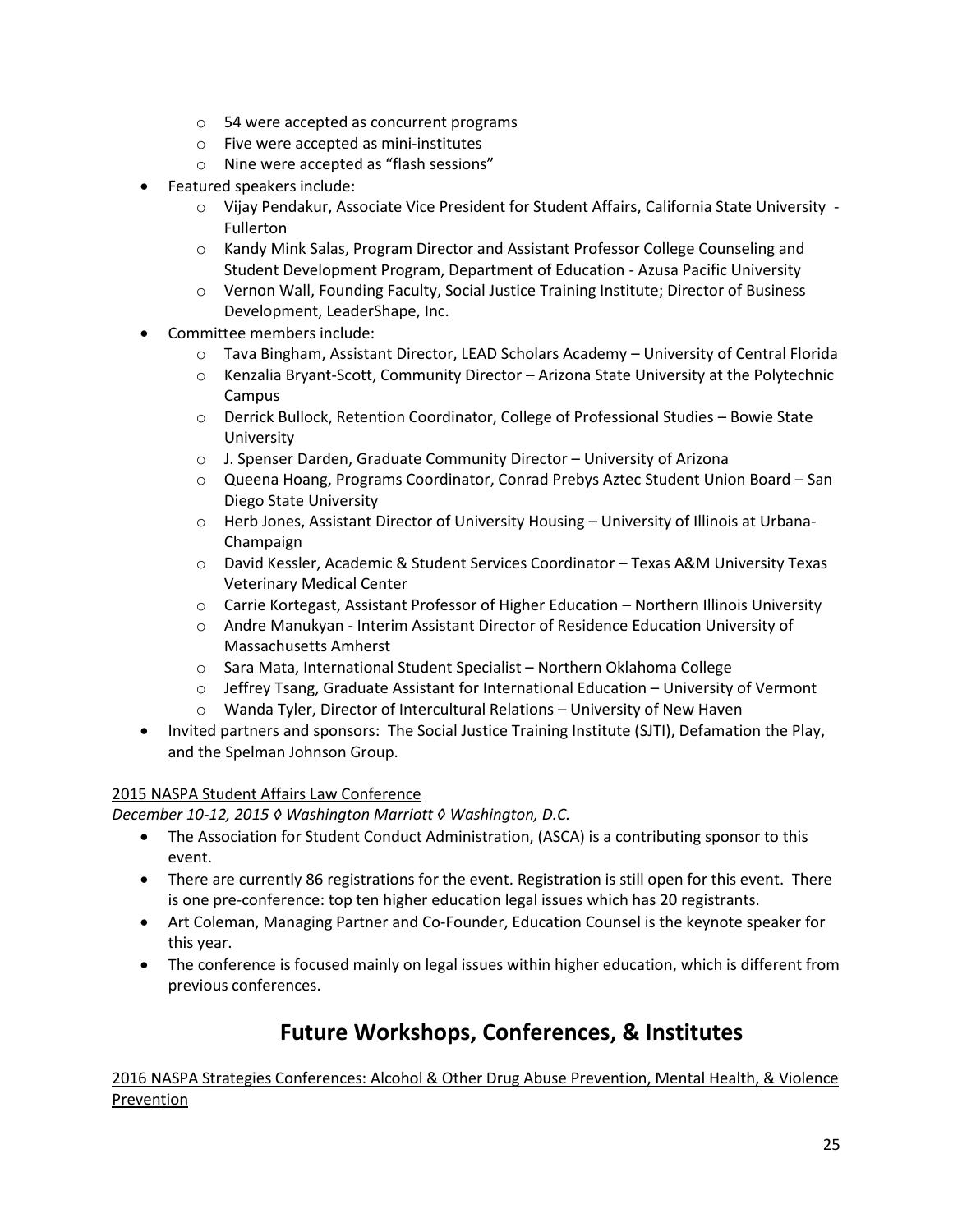- 54 were accepted as concurrent programs
  - Five were accepted as mini-institutes
  - Nine were accepted as "flash sessions"
- Featured speakers include:
  - Vijay Pendakur, Associate Vice President for Student Affairs, California State University - Fullerton
  - Kandy Mink Salas, Program Director and Assistant Professor College Counseling and Student Development Program, Department of Education - Azusa Pacific University
  - Vernon Wall, Founding Faculty, Social Justice Training Institute; Director of Business Development, LeaderShape, Inc.
- Committee members include:
  - Tava Bingham, Assistant Director, LEAD Scholars Academy – University of Central Florida
  - Kenzalia Bryant-Scott, Community Director – Arizona State University at the Polytechnic Campus
  - Derrick Bullock, Retention Coordinator, College of Professional Studies – Bowie State University
  - J. Spenser Darden, Graduate Community Director – University of Arizona
  - Queena Hoang, Programs Coordinator, Conrad Prebys Aztec Student Union Board – San Diego State University
  - Herb Jones, Assistant Director of University Housing – University of Illinois at Urbana-Champaign
  - David Kessler, Academic & Student Services Coordinator – Texas A&M University Texas Veterinary Medical Center
  - Carrie Kortegast, Assistant Professor of Higher Education – Northern Illinois University
  - Andre Manukyan - Interim Assistant Director of Residence Education University of Massachusetts Amherst
  - Sara Mata, International Student Specialist – Northern Oklahoma College
  - Jeffrey Tsang, Graduate Assistant for International Education – University of Vermont
  - Wanda Tyler, Director of Intercultural Relations – University of New Haven
- Invited partners and sponsors: The Social Justice Training Institute (SJTI), Defamation the Play, and the Spelman Johnson Group.

2015 NASPA Student Affairs Law Conference

*December 10-12, 2015 ◊ Washington Marriott ◊ Washington, D.C.*

- The Association for Student Conduct Administration, (ASCA) is a contributing sponsor to this event.
- There are currently 86 registrations for the event. Registration is still open for this event. There is one pre-conference: top ten higher education legal issues which has 20 registrants.
- Art Coleman, Managing Partner and Co-Founder, Education Counsel is the keynote speaker for this year.
- The conference is focused mainly on legal issues within higher education, which is different from previous conferences.

# Future Workshops, Conferences, & Institutes

2016 NASPA Strategies Conferences: Alcohol & Other Drug Abuse Prevention, Mental Health, & Violence Prevention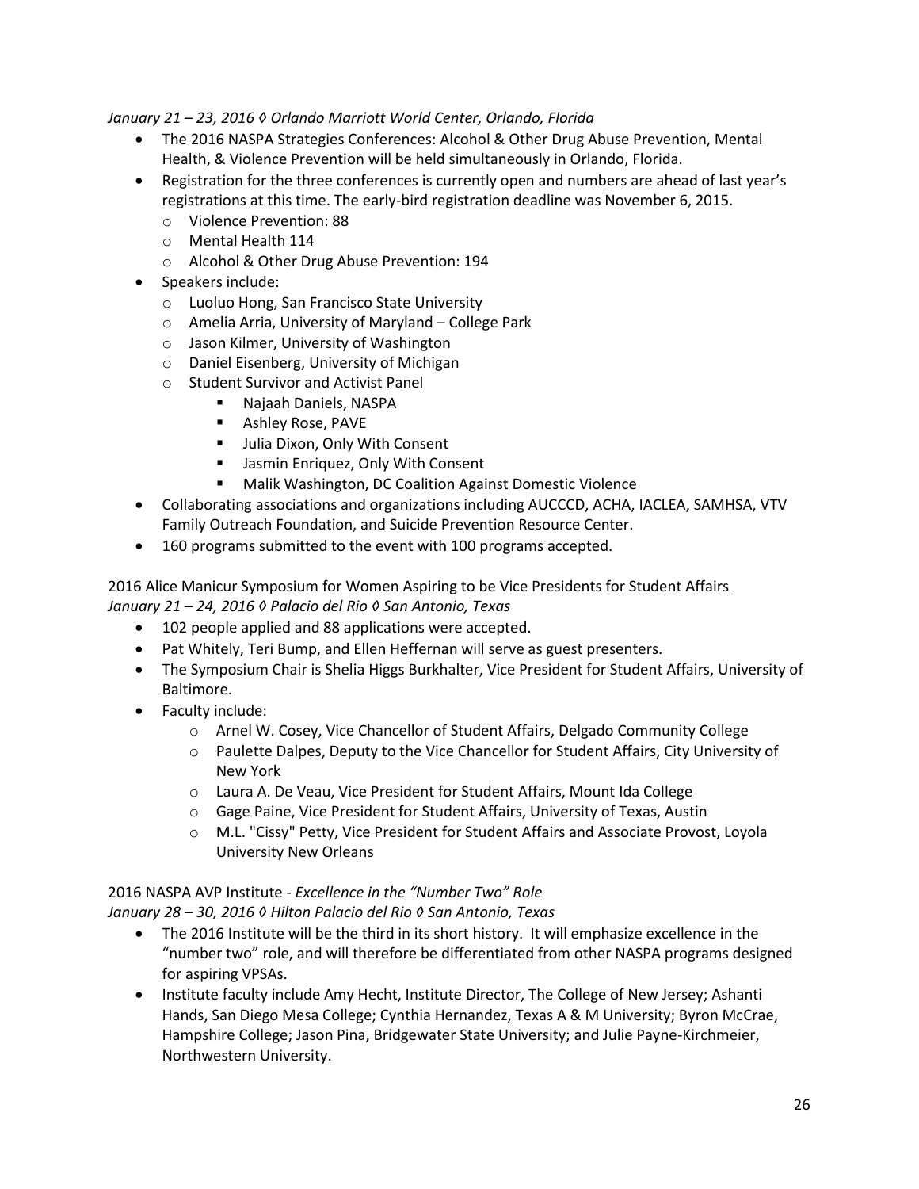*January 21 – 23, 2016 ◊ Orlando Marriott World Center, Orlando, Florida*

- The 2016 NASPA Strategies Conferences: Alcohol & Other Drug Abuse Prevention, Mental Health, & Violence Prevention will be held simultaneously in Orlando, Florida.
- Registration for the three conferences is currently open and numbers are ahead of last year's registrations at this time. The early-bird registration deadline was November 6, 2015.
  - Violence Prevention: 88
  - Mental Health 114
  - Alcohol & Other Drug Abuse Prevention: 194
- Speakers include:
  - Luoluo Hong, San Francisco State University
  - Amelia Arria, University of Maryland – College Park
  - Jason Kilmer, University of Washington
  - Daniel Eisenberg, University of Michigan
  - Student Survivor and Activist Panel
    - Najaah Daniels, NASPA
    - Ashley Rose, PAVE
    - Julia Dixon, Only With Consent
    - Jasmin Enriquez, Only With Consent
    - Malik Washington, DC Coalition Against Domestic Violence
- Collaborating associations and organizations including AUCCCD, ACHA, IACLEA, SAMHSA, VTV Family Outreach Foundation, and Suicide Prevention Resource Center.
- 160 programs submitted to the event with 100 programs accepted.

<u>2016 Alice Manicur Symposium for Women Aspiring to be Vice Presidents for Student Affairs</u>
*January 21 – 24, 2016 ◊ Palacio del Rio ◊ San Antonio, Texas*

- 102 people applied and 88 applications were accepted.
- Pat Whitely, Teri Bump, and Ellen Heffernan will serve as guest presenters.
- The Symposium Chair is Shelia Higgs Burkhalter, Vice President for Student Affairs, University of Baltimore.
- Faculty include:
  - Arnel W. Cosey, Vice Chancellor of Student Affairs, Delgado Community College
  - Paulette Dalpes, Deputy to the Vice Chancellor for Student Affairs, City University of New York
  - Laura A. De Veau, Vice President for Student Affairs, Mount Ida College
  - Gage Paine, Vice President for Student Affairs, University of Texas, Austin
  - M.L. "Cissy" Petty, Vice President for Student Affairs and Associate Provost, Loyola University New Orleans

<u>2016 NASPA AVP Institute - *Excellence in the "Number Two" Role*</u>
*January 28 – 30, 2016 ◊ Hilton Palacio del Rio ◊ San Antonio, Texas*

- The 2016 Institute will be the third in its short history. It will emphasize excellence in the "number two" role, and will therefore be differentiated from other NASPA programs designed for aspiring VPSAs.
- Institute faculty include Amy Hecht, Institute Director, The College of New Jersey; Ashanti Hands, San Diego Mesa College; Cynthia Hernandez, Texas A & M University; Byron McCrae, Hampshire College; Jason Pina, Bridgewater State University; and Julie Payne-Kirchmeier, Northwestern University.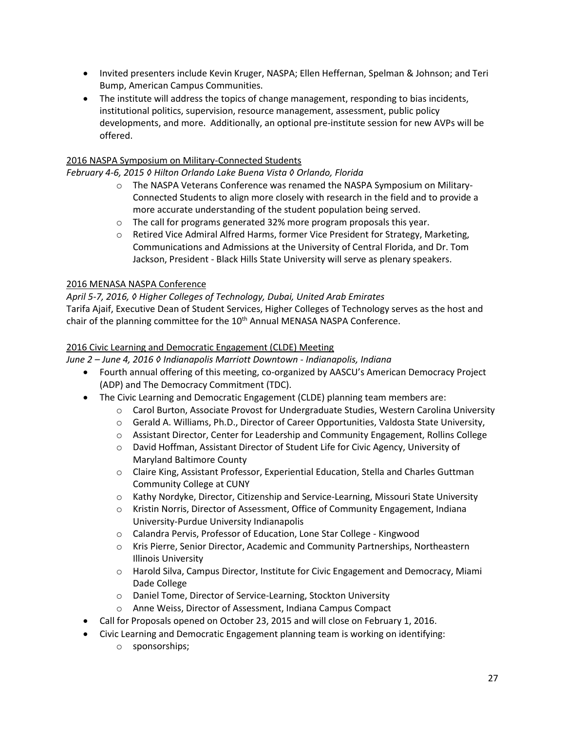- Invited presenters include Kevin Kruger, NASPA; Ellen Heffernan, Spelman & Johnson; and Teri Bump, American Campus Communities.
- The institute will address the topics of change management, responding to bias incidents, institutional politics, supervision, resource management, assessment, public policy developments, and more. Additionally, an optional pre-institute session for new AVPs will be offered.

<u>2016 NASPA Symposium on Military-Connected Students</u>

*February 4-6, 2015 ◊ Hilton Orlando Lake Buena Vista ◊ Orlando, Florida*

- The NASPA Veterans Conference was renamed the NASPA Symposium on Military-Connected Students to align more closely with research in the field and to provide a more accurate understanding of the student population being served.
- The call for programs generated 32% more program proposals this year.
- Retired Vice Admiral Alfred Harms, former Vice President for Strategy, Marketing, Communications and Admissions at the University of Central Florida, and Dr. Tom Jackson, President - Black Hills State University will serve as plenary speakers.

<u>2016 MENASA NASPA Conference</u>

*April 5-7, 2016, ◊ Higher Colleges of Technology, Dubai, United Arab Emirates*

Tarifa Ajaif, Executive Dean of Student Services, Higher Colleges of Technology serves as the host and chair of the planning committee for the 10th Annual MENASA NASPA Conference.

<u>2016 Civic Learning and Democratic Engagement (CLDE) Meeting</u>

*June 2 – June 4, 2016 ◊ Indianapolis Marriott Downtown - Indianapolis, Indiana*

- Fourth annual offering of this meeting, co-organized by AASCU's American Democracy Project (ADP) and The Democracy Commitment (TDC).
- The Civic Learning and Democratic Engagement (CLDE) planning team members are:
  - Carol Burton, Associate Provost for Undergraduate Studies, Western Carolina University
  - Gerald A. Williams, Ph.D., Director of Career Opportunities, Valdosta State University,
  - Assistant Director, Center for Leadership and Community Engagement, Rollins College
  - David Hoffman, Assistant Director of Student Life for Civic Agency, University of Maryland Baltimore County
  - Claire King, Assistant Professor, Experiential Education, Stella and Charles Guttman Community College at CUNY
  - Kathy Nordyke, Director, Citizenship and Service-Learning, Missouri State University
  - Kristin Norris, Director of Assessment, Office of Community Engagement, Indiana University-Purdue University Indianapolis
  - Calandra Pervis, Professor of Education, Lone Star College - Kingwood
  - Kris Pierre, Senior Director, Academic and Community Partnerships, Northeastern Illinois University
  - Harold Silva, Campus Director, Institute for Civic Engagement and Democracy, Miami Dade College
  - Daniel Tome, Director of Service-Learning, Stockton University
  - Anne Weiss, Director of Assessment, Indiana Campus Compact
- Call for Proposals opened on October 23, 2015 and will close on February 1, 2016.
- Civic Learning and Democratic Engagement planning team is working on identifying:
  - sponsorships;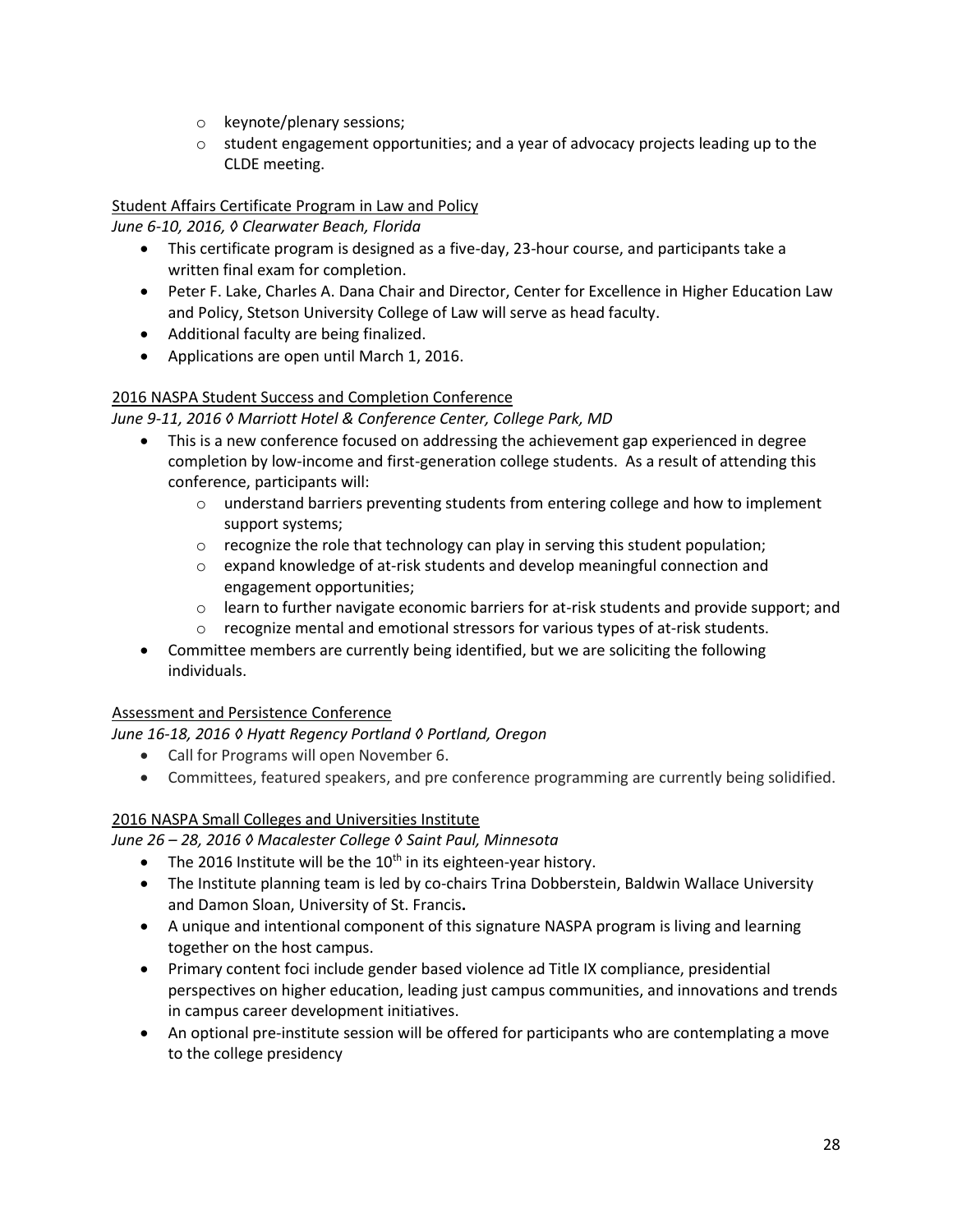- keynote/plenary sessions;
  - student engagement opportunities; and a year of advocacy projects leading up to the CLDE meeting.

Student Affairs Certificate Program in Law and Policy

*June 6-10, 2016, ◊ Clearwater Beach, Florida*

- This certificate program is designed as a five-day, 23-hour course, and participants take a written final exam for completion.
- Peter F. Lake, Charles A. Dana Chair and Director, Center for Excellence in Higher Education Law and Policy, Stetson University College of Law will serve as head faculty.
- Additional faculty are being finalized.
- Applications are open until March 1, 2016.

2016 NASPA Student Success and Completion Conference

*June 9-11, 2016 ◊ Marriott Hotel & Conference Center, College Park, MD*

- This is a new conference focused on addressing the achievement gap experienced in degree completion by low-income and first-generation college students. As a result of attending this conference, participants will:
  - understand barriers preventing students from entering college and how to implement support systems;
  - recognize the role that technology can play in serving this student population;
  - expand knowledge of at-risk students and develop meaningful connection and engagement opportunities;
  - learn to further navigate economic barriers for at-risk students and provide support; and
  - recognize mental and emotional stressors for various types of at-risk students.
- Committee members are currently being identified, but we are soliciting the following individuals.

Assessment and Persistence Conference

*June 16-18, 2016 ◊ Hyatt Regency Portland ◊ Portland, Oregon*

- Call for Programs will open November 6.
- Committees, featured speakers, and pre conference programming are currently being solidified.

2016 NASPA Small Colleges and Universities Institute

*June 26 – 28, 2016 ◊ Macalester College ◊ Saint Paul, Minnesota*

- The 2016 Institute will be the 10th in its eighteen-year history.
- The Institute planning team is led by co-chairs Trina Dobberstein, Baldwin Wallace University and Damon Sloan, University of St. Francis**.**
- A unique and intentional component of this signature NASPA program is living and learning together on the host campus.
- Primary content foci include gender based violence ad Title IX compliance, presidential perspectives on higher education, leading just campus communities, and innovations and trends in campus career development initiatives.
- An optional pre-institute session will be offered for participants who are contemplating a move to the college presidency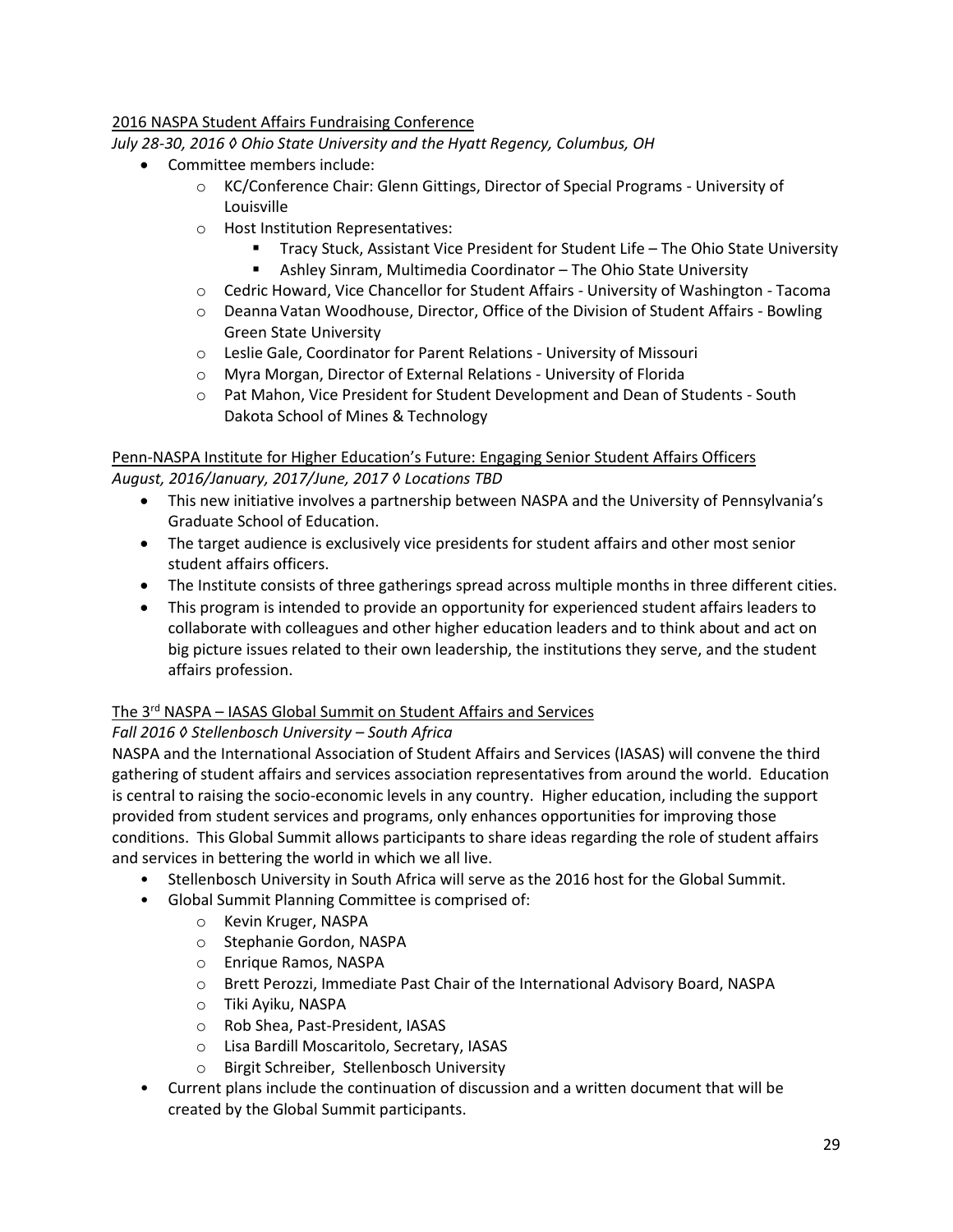2016 NASPA Student Affairs Fundraising Conference

*July 28-30, 2016 ◊ Ohio State University and the Hyatt Regency, Columbus, OH*

- Committee members include:
  - KC/Conference Chair: Glenn Gittings, Director of Special Programs - University of Louisville
  - Host Institution Representatives:
    - Tracy Stuck, Assistant Vice President for Student Life – The Ohio State University
    - Ashley Sinram, Multimedia Coordinator – The Ohio State University
  - Cedric Howard, Vice Chancellor for Student Affairs - University of Washington - Tacoma
  - Deanna Vatan Woodhouse, Director, Office of the Division of Student Affairs - Bowling Green State University
  - Leslie Gale, Coordinator for Parent Relations - University of Missouri
  - Myra Morgan, Director of External Relations - University of Florida
  - Pat Mahon, Vice President for Student Development and Dean of Students - South Dakota School of Mines & Technology

Penn-NASPA Institute for Higher Education's Future: Engaging Senior Student Affairs Officers

*August, 2016/January, 2017/June, 2017 ◊ Locations TBD*

- This new initiative involves a partnership between NASPA and the University of Pennsylvania's Graduate School of Education.
- The target audience is exclusively vice presidents for student affairs and other most senior student affairs officers.
- The Institute consists of three gatherings spread across multiple months in three different cities.
- This program is intended to provide an opportunity for experienced student affairs leaders to collaborate with colleagues and other higher education leaders and to think about and act on big picture issues related to their own leadership, the institutions they serve, and the student affairs profession.

The 3rd NASPA – IASAS Global Summit on Student Affairs and Services

*Fall 2016 ◊ Stellenbosch University – South Africa*

NASPA and the International Association of Student Affairs and Services (IASAS) will convene the third gathering of student affairs and services association representatives from around the world. Education is central to raising the socio-economic levels in any country. Higher education, including the support provided from student services and programs, only enhances opportunities for improving those conditions. This Global Summit allows participants to share ideas regarding the role of student affairs and services in bettering the world in which we all live.

- Stellenbosch University in South Africa will serve as the 2016 host for the Global Summit.
- Global Summit Planning Committee is comprised of:
  - Kevin Kruger, NASPA
  - Stephanie Gordon, NASPA
  - Enrique Ramos, NASPA
  - Brett Perozzi, Immediate Past Chair of the International Advisory Board, NASPA
  - Tiki Ayiku, NASPA
  - Rob Shea, Past-President, IASAS
  - Lisa Bardill Moscaritolo, Secretary, IASAS
  - Birgit Schreiber, Stellenbosch University
- Current plans include the continuation of discussion and a written document that will be created by the Global Summit participants.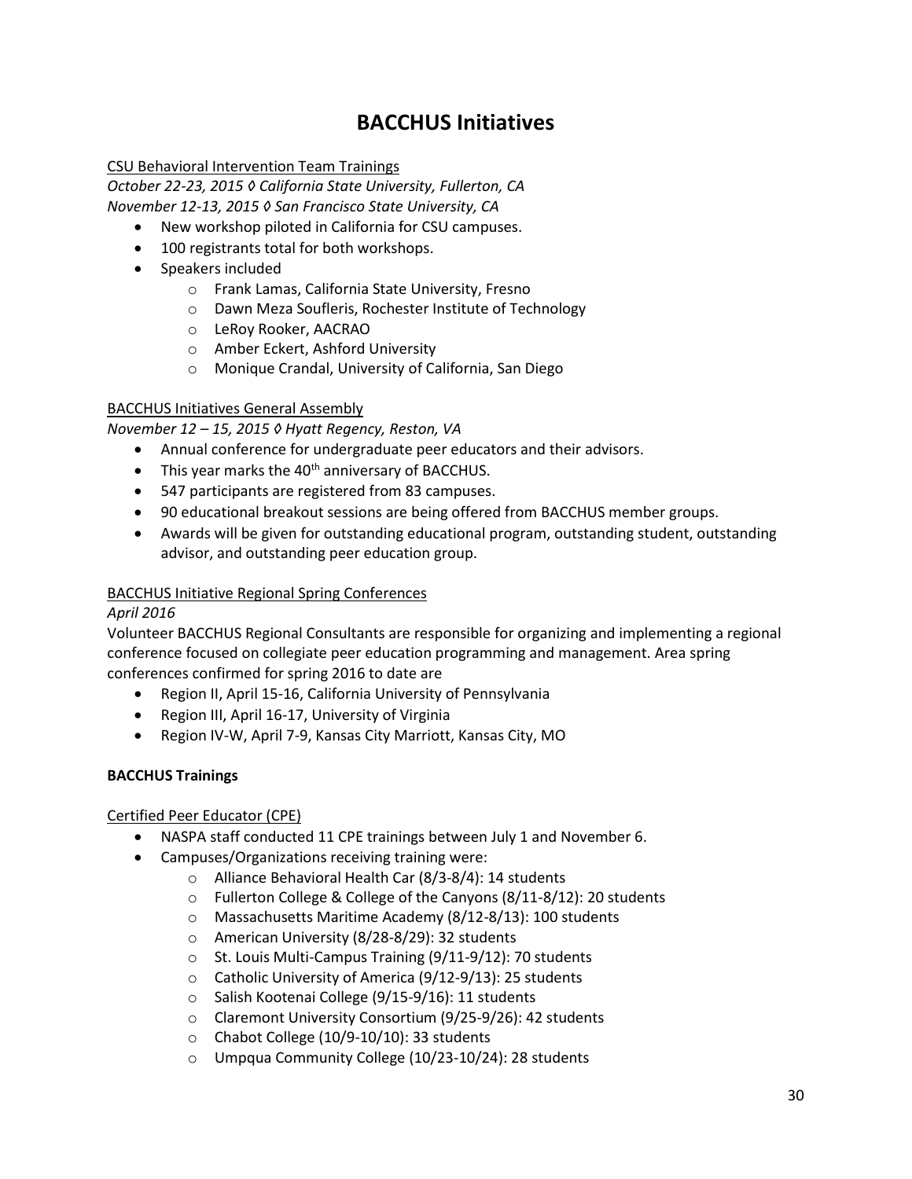# BACCHUS Initiatives

CSU Behavioral Intervention Team Trainings

*October 22-23, 2015 ◊ California State University, Fullerton, CA*
*November 12-13, 2015 ◊ San Francisco State University, CA*

- New workshop piloted in California for CSU campuses.
- 100 registrants total for both workshops.
- Speakers included
  - Frank Lamas, California State University, Fresno
  - Dawn Meza Soufleris, Rochester Institute of Technology
  - LeRoy Rooker, AACRAO
  - Amber Eckert, Ashford University
  - Monique Crandal, University of California, San Diego

BACCHUS Initiatives General Assembly

*November 12 – 15, 2015 ◊ Hyatt Regency, Reston, VA*

- Annual conference for undergraduate peer educators and their advisors.
- This year marks the 40th anniversary of BACCHUS.
- 547 participants are registered from 83 campuses.
- 90 educational breakout sessions are being offered from BACCHUS member groups.
- Awards will be given for outstanding educational program, outstanding student, outstanding advisor, and outstanding peer education group.

BACCHUS Initiative Regional Spring Conferences

*April 2016*

Volunteer BACCHUS Regional Consultants are responsible for organizing and implementing a regional conference focused on collegiate peer education programming and management. Area spring conferences confirmed for spring 2016 to date are

- Region II, April 15-16, California University of Pennsylvania
- Region III, April 16-17, University of Virginia
- Region IV-W, April 7-9, Kansas City Marriott, Kansas City, MO

**BACCHUS Trainings**

Certified Peer Educator (CPE)

- NASPA staff conducted 11 CPE trainings between July 1 and November 6.
- Campuses/Organizations receiving training were:
  - Alliance Behavioral Health Car (8/3-8/4): 14 students
  - Fullerton College & College of the Canyons (8/11-8/12): 20 students
  - Massachusetts Maritime Academy (8/12-8/13): 100 students
  - American University (8/28-8/29): 32 students
  - St. Louis Multi-Campus Training (9/11-9/12): 70 students
  - Catholic University of America (9/12-9/13): 25 students
  - Salish Kootenai College (9/15-9/16): 11 students
  - Claremont University Consortium (9/25-9/26): 42 students
  - Chabot College (10/9-10/10): 33 students
  - Umpqua Community College (10/23-10/24): 28 students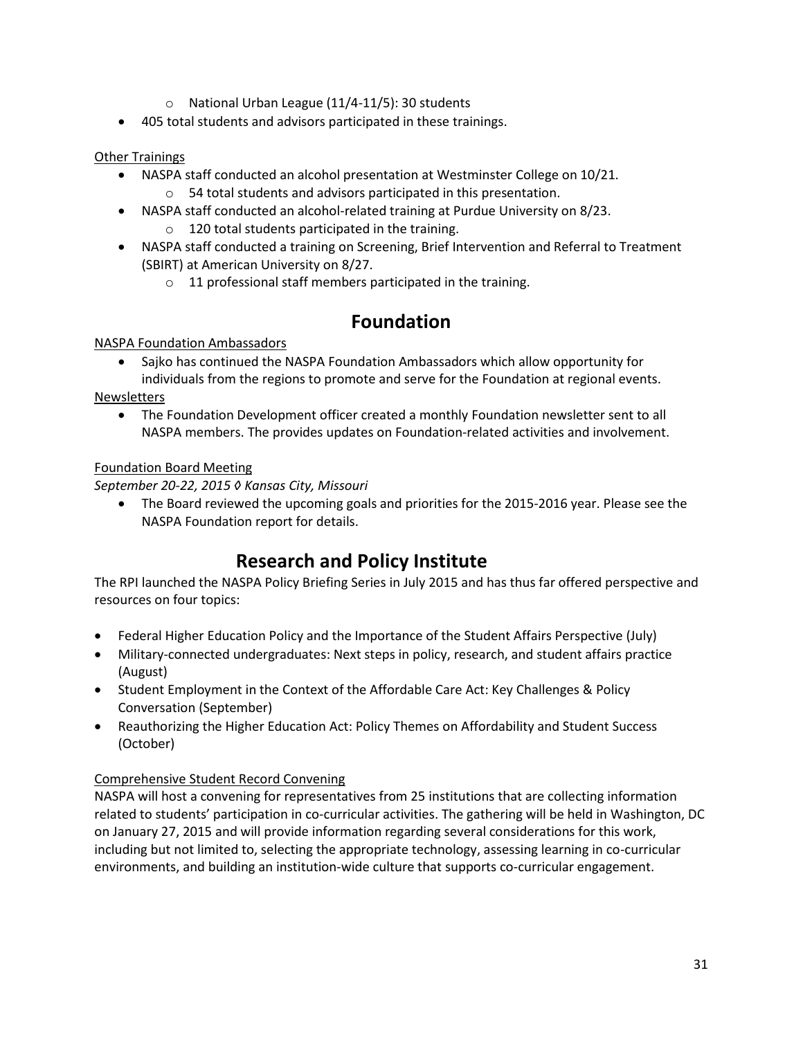- National Urban League (11/4-11/5): 30 students
- 405 total students and advisors participated in these trainings.

Other Trainings

- NASPA staff conducted an alcohol presentation at Westminster College on 10/21.
  - 54 total students and advisors participated in this presentation.
- NASPA staff conducted an alcohol-related training at Purdue University on 8/23.
  - 120 total students participated in the training.
- NASPA staff conducted a training on Screening, Brief Intervention and Referral to Treatment (SBIRT) at American University on 8/27.
  - 11 professional staff members participated in the training.

## Foundation

NASPA Foundation Ambassadors

- Sajko has continued the NASPA Foundation Ambassadors which allow opportunity for individuals from the regions to promote and serve for the Foundation at regional events.

Newsletters

- The Foundation Development officer created a monthly Foundation newsletter sent to all NASPA members. The provides updates on Foundation-related activities and involvement.

Foundation Board Meeting

*September 20-22, 2015 ◊ Kansas City, Missouri*

- The Board reviewed the upcoming goals and priorities for the 2015-2016 year. Please see the NASPA Foundation report for details.

## Research and Policy Institute

The RPI launched the NASPA Policy Briefing Series in July 2015 and has thus far offered perspective and resources on four topics:

- Federal Higher Education Policy and the Importance of the Student Affairs Perspective (July)
- Military-connected undergraduates: Next steps in policy, research, and student affairs practice (August)
- Student Employment in the Context of the Affordable Care Act: Key Challenges & Policy Conversation (September)
- Reauthorizing the Higher Education Act: Policy Themes on Affordability and Student Success (October)

Comprehensive Student Record Convening

NASPA will host a convening for representatives from 25 institutions that are collecting information related to students' participation in co-curricular activities. The gathering will be held in Washington, DC on January 27, 2015 and will provide information regarding several considerations for this work, including but not limited to, selecting the appropriate technology, assessing learning in co-curricular environments, and building an institution-wide culture that supports co-curricular engagement.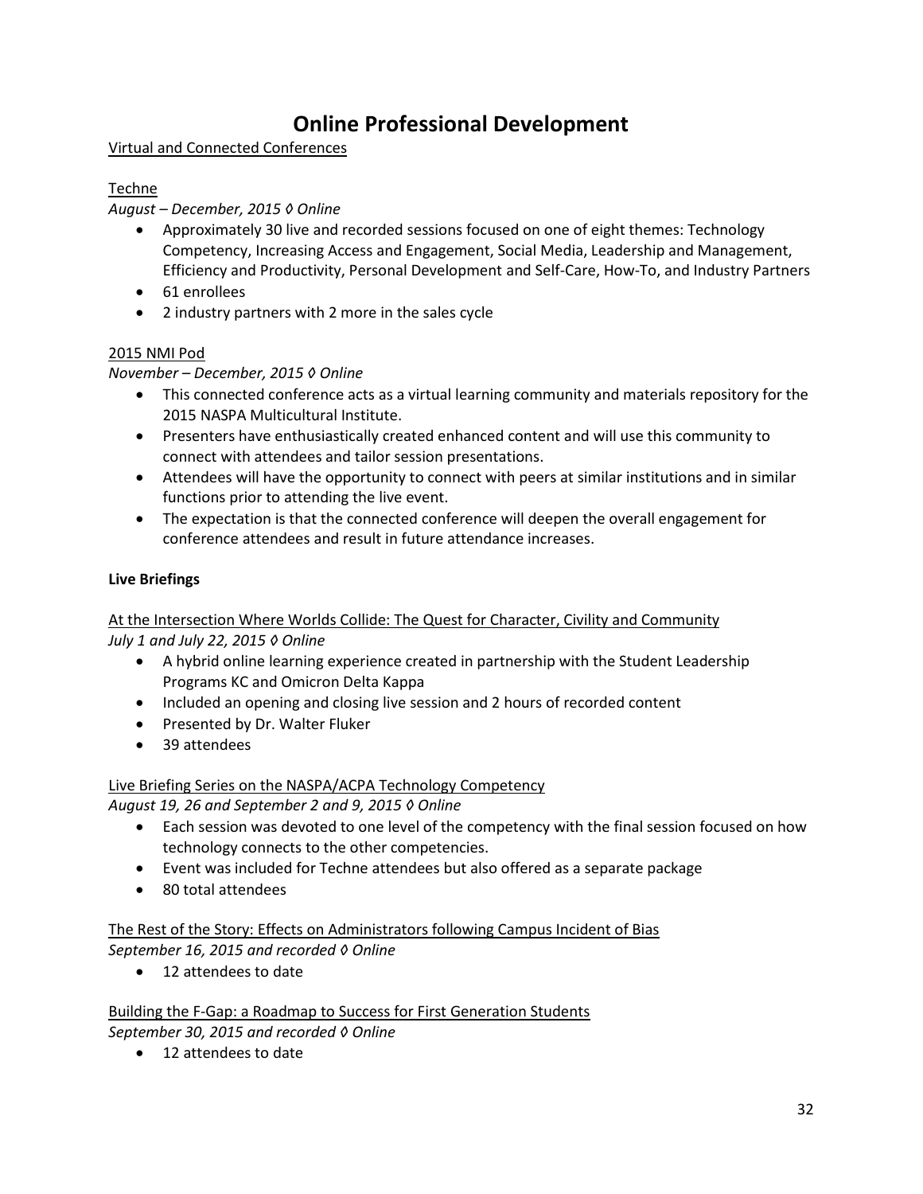# Online Professional Development

<u>Virtual and Connected Conferences</u>

<u>Techne</u>

*August – December, 2015 ◊ Online*

- Approximately 30 live and recorded sessions focused on one of eight themes: Technology Competency, Increasing Access and Engagement, Social Media, Leadership and Management, Efficiency and Productivity, Personal Development and Self-Care, How-To, and Industry Partners
- 61 enrollees
- 2 industry partners with 2 more in the sales cycle

<u>2015 NMI Pod</u>

*November – December, 2015 ◊ Online*

- This connected conference acts as a virtual learning community and materials repository for the 2015 NASPA Multicultural Institute.
- Presenters have enthusiastically created enhanced content and will use this community to connect with attendees and tailor session presentations.
- Attendees will have the opportunity to connect with peers at similar institutions and in similar functions prior to attending the live event.
- The expectation is that the connected conference will deepen the overall engagement for conference attendees and result in future attendance increases.

**Live Briefings**

<u>At the Intersection Where Worlds Collide: The Quest for Character, Civility and Community</u>

*July 1 and July 22, 2015 ◊ Online*

- A hybrid online learning experience created in partnership with the Student Leadership Programs KC and Omicron Delta Kappa
- Included an opening and closing live session and 2 hours of recorded content
- Presented by Dr. Walter Fluker
- 39 attendees

<u>Live Briefing Series on the NASPA/ACPA Technology Competency</u>

*August 19, 26 and September 2 and 9, 2015 ◊ Online*

- Each session was devoted to one level of the competency with the final session focused on how technology connects to the other competencies.
- Event was included for Techne attendees but also offered as a separate package
- 80 total attendees

<u>The Rest of the Story: Effects on Administrators following Campus Incident of Bias</u>

*September 16, 2015 and recorded ◊ Online*

- 12 attendees to date

<u>Building the F-Gap: a Roadmap to Success for First Generation Students</u>

*September 30, 2015 and recorded ◊ Online*

- 12 attendees to date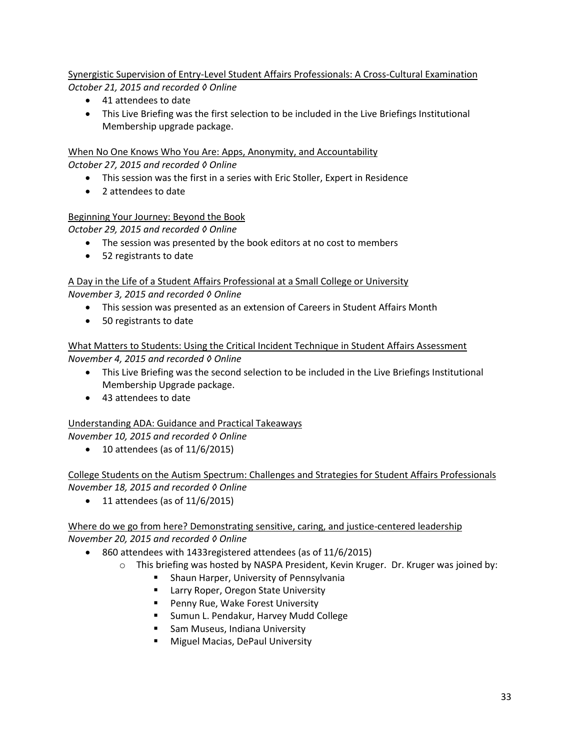<u>Synergistic Supervision of Entry-Level Student Affairs Professionals: A Cross-Cultural Examination</u>
*October 21, 2015 and recorded ◊ Online*

- 41 attendees to date
- This Live Briefing was the first selection to be included in the Live Briefings Institutional Membership upgrade package.

<u>When No One Knows Who You Are: Apps, Anonymity, and Accountability</u>
*October 27, 2015 and recorded ◊ Online*

- This session was the first in a series with Eric Stoller, Expert in Residence
- 2 attendees to date

<u>Beginning Your Journey: Beyond the Book</u>
*October 29, 2015 and recorded ◊ Online*

- The session was presented by the book editors at no cost to members
- 52 registrants to date

<u>A Day in the Life of a Student Affairs Professional at a Small College or University</u>
*November 3, 2015 and recorded ◊ Online*

- This session was presented as an extension of Careers in Student Affairs Month
- 50 registrants to date

<u>What Matters to Students: Using the Critical Incident Technique in Student Affairs Assessment</u>
*November 4, 2015 and recorded ◊ Online*

- This Live Briefing was the second selection to be included in the Live Briefings Institutional Membership Upgrade package.
- 43 attendees to date

<u>Understanding ADA: Guidance and Practical Takeaways</u>
*November 10, 2015 and recorded ◊ Online*

- 10 attendees (as of 11/6/2015)

<u>College Students on the Autism Spectrum: Challenges and Strategies for Student Affairs Professionals</u>
*November 18, 2015 and recorded ◊ Online*

- 11 attendees (as of 11/6/2015)

<u>Where do we go from here? Demonstrating sensitive, caring, and justice-centered leadership</u>
*November 20, 2015 and recorded ◊ Online*

- 860 attendees with 1433registered attendees (as of 11/6/2015)
    - This briefing was hosted by NASPA President, Kevin Kruger. Dr. Kruger was joined by:
        - Shaun Harper, University of Pennsylvania
        - Larry Roper, Oregon State University
        - Penny Rue, Wake Forest University
        - Sumun L. Pendakur, Harvey Mudd College
        - Sam Museus, Indiana University
        - Miguel Macias, DePaul University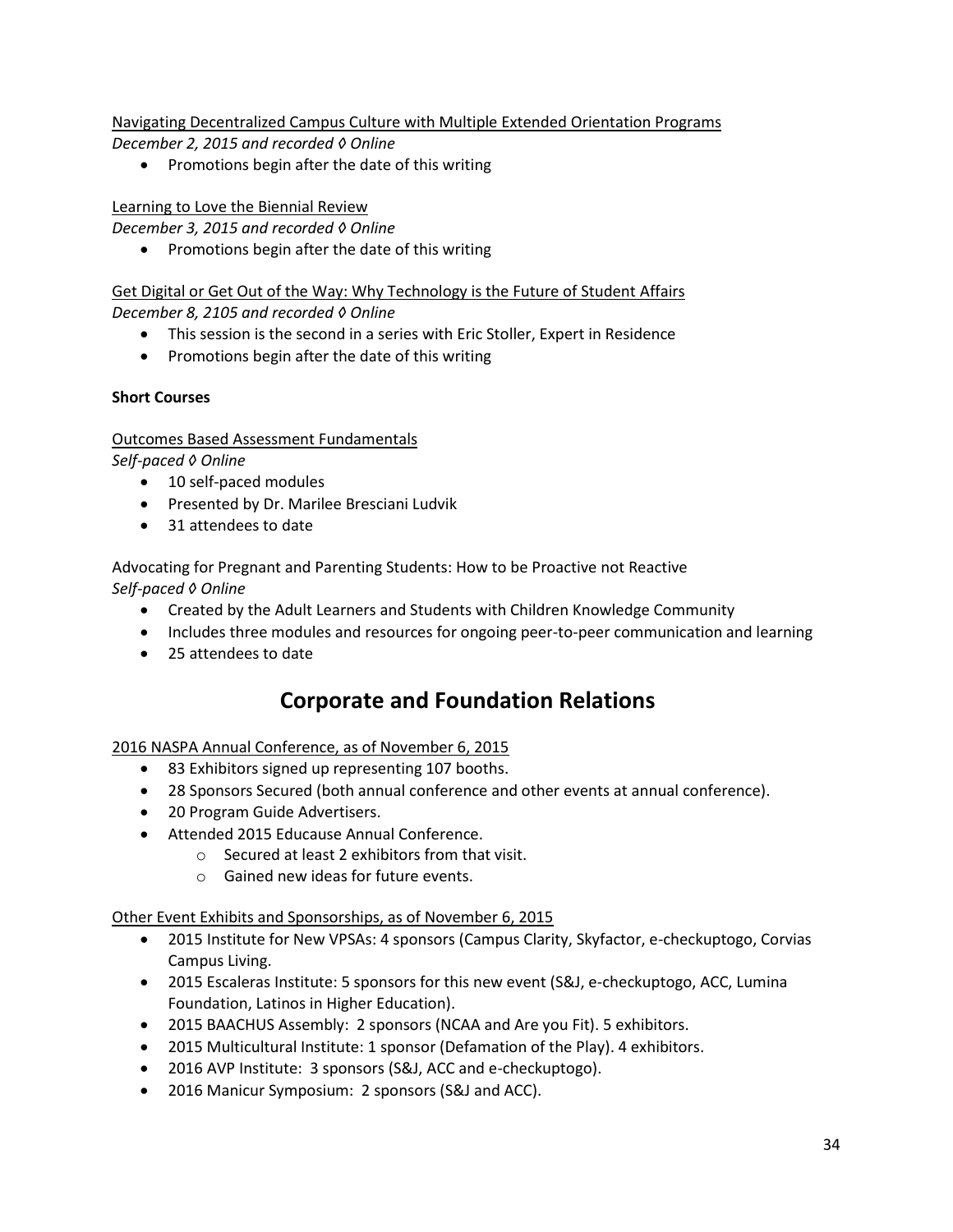Navigating Decentralized Campus Culture with Multiple Extended Orientation Programs
*December 2, 2015 and recorded ◊ Online*

- Promotions begin after the date of this writing

Learning to Love the Biennial Review
*December 3, 2015 and recorded ◊ Online*

- Promotions begin after the date of this writing

Get Digital or Get Out of the Way: Why Technology is the Future of Student Affairs
*December 8, 2105 and recorded ◊ Online*

- This session is the second in a series with Eric Stoller, Expert in Residence
- Promotions begin after the date of this writing

**Short Courses**

Outcomes Based Assessment Fundamentals
*Self-paced ◊ Online*

- 10 self-paced modules
- Presented by Dr. Marilee Bresciani Ludvik
- 31 attendees to date

Advocating for Pregnant and Parenting Students: How to be Proactive not Reactive
*Self-paced ◊ Online*

- Created by the Adult Learners and Students with Children Knowledge Community
- Includes three modules and resources for ongoing peer-to-peer communication and learning
- 25 attendees to date

# Corporate and Foundation Relations

2016 NASPA Annual Conference, as of November 6, 2015

- 83 Exhibitors signed up representing 107 booths.
- 28 Sponsors Secured (both annual conference and other events at annual conference).
- 20 Program Guide Advertisers.
- Attended 2015 Educause Annual Conference.
  - Secured at least 2 exhibitors from that visit.
  - Gained new ideas for future events.

Other Event Exhibits and Sponsorships, as of November 6, 2015

- 2015 Institute for New VPSAs: 4 sponsors (Campus Clarity, Skyfactor, e-checkuptogo, Corvias Campus Living.
- 2015 Escaleras Institute: 5 sponsors for this new event (S&J, e-checkuptogo, ACC, Lumina Foundation, Latinos in Higher Education).
- 2015 BAACHUS Assembly: 2 sponsors (NCAA and Are you Fit). 5 exhibitors.
- 2015 Multicultural Institute: 1 sponsor (Defamation of the Play). 4 exhibitors.
- 2016 AVP Institute: 3 sponsors (S&J, ACC and e-checkuptogo).
- 2016 Manicur Symposium: 2 sponsors (S&J and ACC).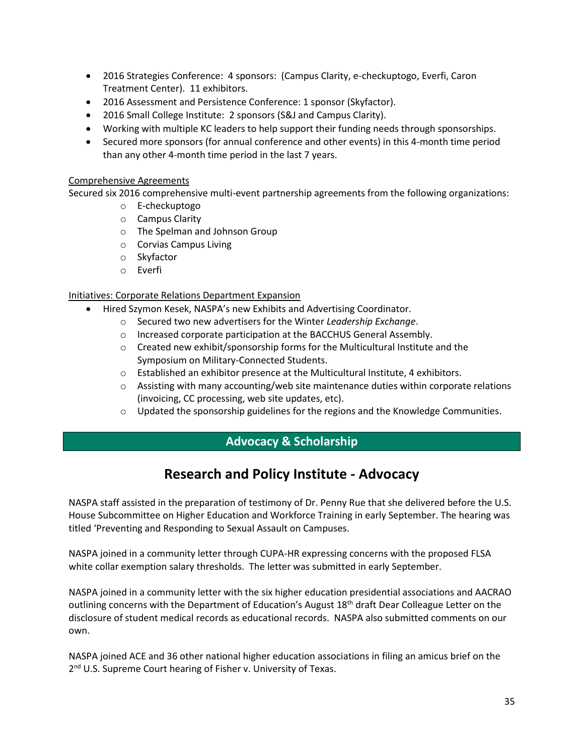- 2016 Strategies Conference: 4 sponsors: (Campus Clarity, e-checkuptogo, Everfi, Caron Treatment Center). 11 exhibitors.
- 2016 Assessment and Persistence Conference: 1 sponsor (Skyfactor).
- 2016 Small College Institute: 2 sponsors (S&J and Campus Clarity).
- Working with multiple KC leaders to help support their funding needs through sponsorships.
- Secured more sponsors (for annual conference and other events) in this 4-month time period than any other 4-month time period in the last 7 years.

<u>Comprehensive Agreements</u>

Secured six 2016 comprehensive multi-event partnership agreements from the following organizations:

- E-checkuptogo
- Campus Clarity
- The Spelman and Johnson Group
- Corvias Campus Living
- Skyfactor
- Everfi

<u>Initiatives: Corporate Relations Department Expansion</u>

- Hired Szymon Kesek, NASPA's new Exhibits and Advertising Coordinator.
  - Secured two new advertisers for the Winter *Leadership Exchange*.
  - Increased corporate participation at the BACCHUS General Assembly.
  - Created new exhibit/sponsorship forms for the Multicultural Institute and the Symposium on Military-Connected Students.
  - Established an exhibitor presence at the Multicultural Institute, 4 exhibitors.
  - Assisting with many accounting/web site maintenance duties within corporate relations (invoicing, CC processing, web site updates, etc).
  - Updated the sponsorship guidelines for the regions and the Knowledge Communities.

## Advocacy & Scholarship

# Research and Policy Institute - Advocacy

NASPA staff assisted in the preparation of testimony of Dr. Penny Rue that she delivered before the U.S. House Subcommittee on Higher Education and Workforce Training in early September. The hearing was titled 'Preventing and Responding to Sexual Assault on Campuses.

NASPA joined in a community letter through CUPA-HR expressing concerns with the proposed FLSA white collar exemption salary thresholds. The letter was submitted in early September.

NASPA joined in a community letter with the six higher education presidential associations and AACRAO outlining concerns with the Department of Education's August 18th draft Dear Colleague Letter on the disclosure of student medical records as educational records. NASPA also submitted comments on our own.

NASPA joined ACE and 36 other national higher education associations in filing an amicus brief on the 2nd U.S. Supreme Court hearing of Fisher v. University of Texas.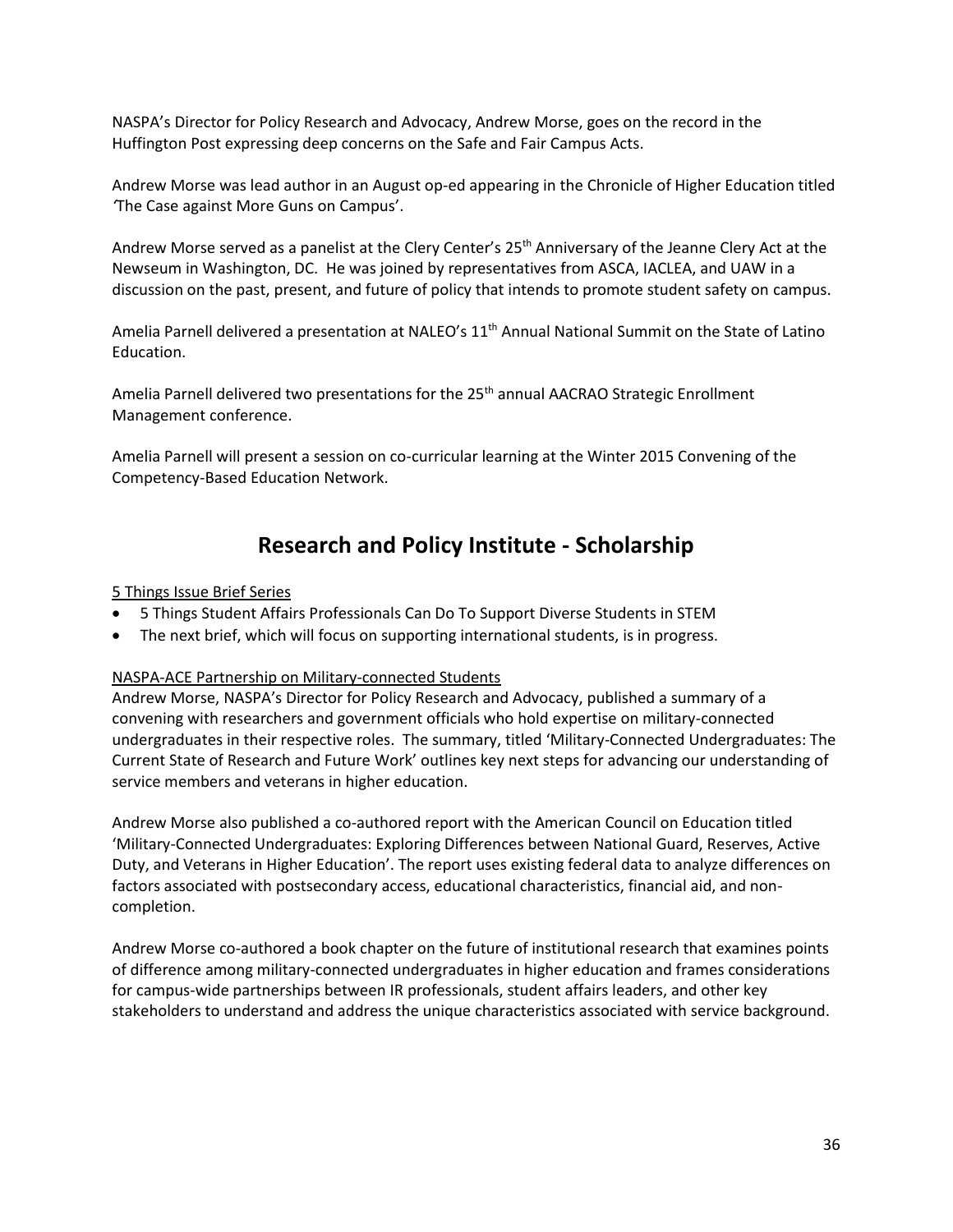NASPA's Director for Policy Research and Advocacy, Andrew Morse, goes on the record in the Huffington Post expressing deep concerns on the Safe and Fair Campus Acts.

Andrew Morse was lead author in an August op-ed appearing in the Chronicle of Higher Education titled 'The Case against More Guns on Campus'.

Andrew Morse served as a panelist at the Clery Center's 25th Anniversary of the Jeanne Clery Act at the Newseum in Washington, DC. He was joined by representatives from ASCA, IACLEA, and UAW in a discussion on the past, present, and future of policy that intends to promote student safety on campus.

Amelia Parnell delivered a presentation at NALEO's 11th Annual National Summit on the State of Latino Education.

Amelia Parnell delivered two presentations for the 25th annual AACRAO Strategic Enrollment Management conference.

Amelia Parnell will present a session on co-curricular learning at the Winter 2015 Convening of the Competency-Based Education Network.

## Research and Policy Institute - Scholarship

5 Things Issue Brief Series

- 5 Things Student Affairs Professionals Can Do To Support Diverse Students in STEM
- The next brief, which will focus on supporting international students, is in progress.

NASPA-ACE Partnership on Military-connected Students

Andrew Morse, NASPA's Director for Policy Research and Advocacy, published a summary of a convening with researchers and government officials who hold expertise on military-connected undergraduates in their respective roles. The summary, titled 'Military-Connected Undergraduates: The Current State of Research and Future Work' outlines key next steps for advancing our understanding of service members and veterans in higher education.

Andrew Morse also published a co-authored report with the American Council on Education titled 'Military-Connected Undergraduates: Exploring Differences between National Guard, Reserves, Active Duty, and Veterans in Higher Education'. The report uses existing federal data to analyze differences on factors associated with postsecondary access, educational characteristics, financial aid, and non-completion.

Andrew Morse co-authored a book chapter on the future of institutional research that examines points of difference among military-connected undergraduates in higher education and frames considerations for campus-wide partnerships between IR professionals, student affairs leaders, and other key stakeholders to understand and address the unique characteristics associated with service background.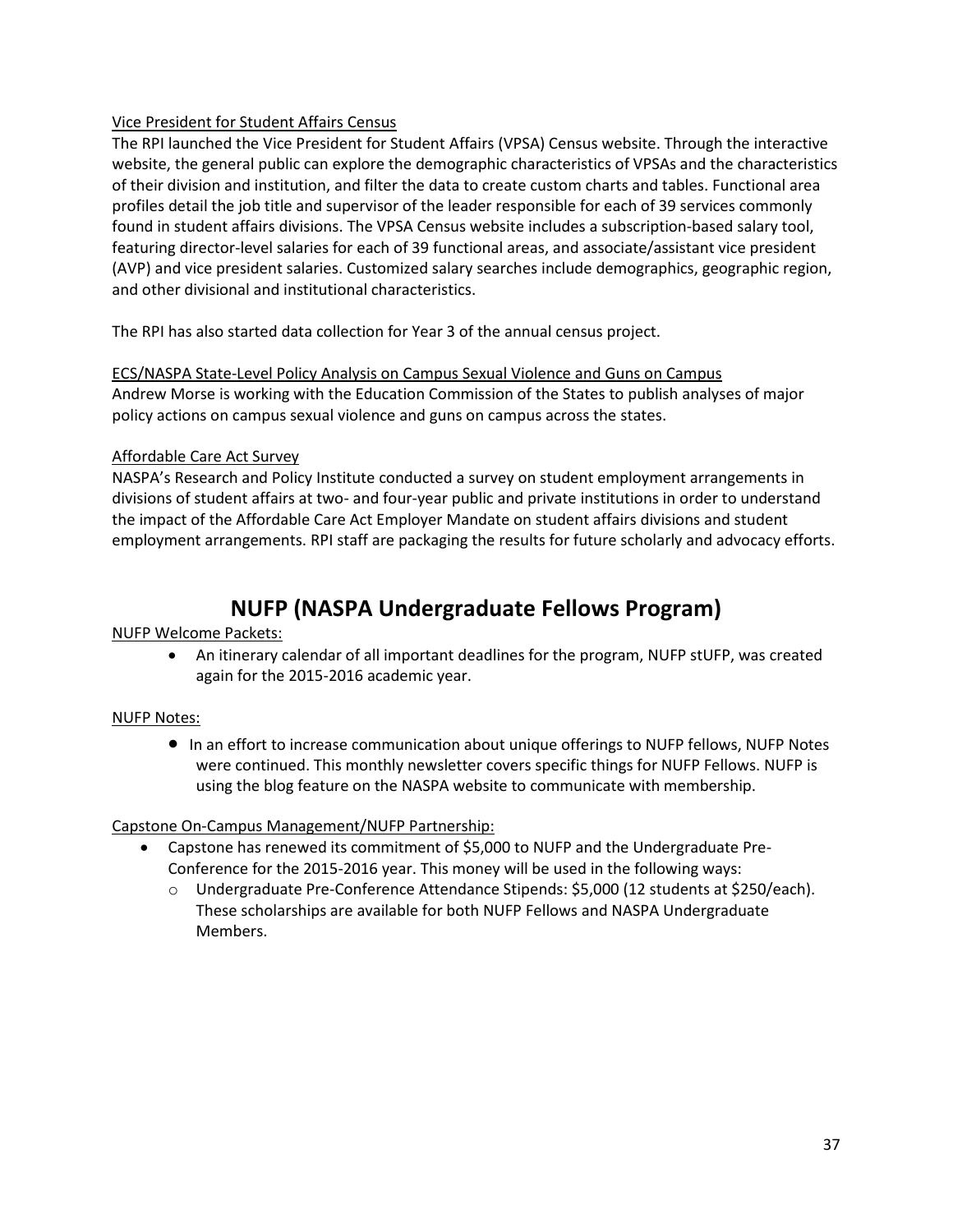### Vice President for Student Affairs Census

The RPI launched the Vice President for Student Affairs (VPSA) Census website. Through the interactive website, the general public can explore the demographic characteristics of VPSAs and the characteristics of their division and institution, and filter the data to create custom charts and tables. Functional area profiles detail the job title and supervisor of the leader responsible for each of 39 services commonly found in student affairs divisions. The VPSA Census website includes a subscription-based salary tool, featuring director-level salaries for each of 39 functional areas, and associate/assistant vice president (AVP) and vice president salaries. Customized salary searches include demographics, geographic region, and other divisional and institutional characteristics.

The RPI has also started data collection for Year 3 of the annual census project.

### ECS/NASPA State-Level Policy Analysis on Campus Sexual Violence and Guns on Campus

Andrew Morse is working with the Education Commission of the States to publish analyses of major policy actions on campus sexual violence and guns on campus across the states.

### Affordable Care Act Survey

NASPA's Research and Policy Institute conducted a survey on student employment arrangements in divisions of student affairs at two- and four-year public and private institutions in order to understand the impact of the Affordable Care Act Employer Mandate on student affairs divisions and student employment arrangements. RPI staff are packaging the results for future scholarly and advocacy efforts.

## NUFP (NASPA Undergraduate Fellows Program)

### NUFP Welcome Packets:

- An itinerary calendar of all important deadlines for the program, NUFP stUFP, was created again for the 2015-2016 academic year.

### NUFP Notes:

- In an effort to increase communication about unique offerings to NUFP fellows, NUFP Notes were continued. This monthly newsletter covers specific things for NUFP Fellows. NUFP is using the blog feature on the NASPA website to communicate with membership.

### Capstone On-Campus Management/NUFP Partnership:

- Capstone has renewed its commitment of $5,000 to NUFP and the Undergraduate Pre-Conference for the 2015-2016 year. This money will be used in the following ways:
  - Undergraduate Pre-Conference Attendance Stipends: $5,000 (12 students at $250/each). These scholarships are available for both NUFP Fellows and NASPA Undergraduate Members.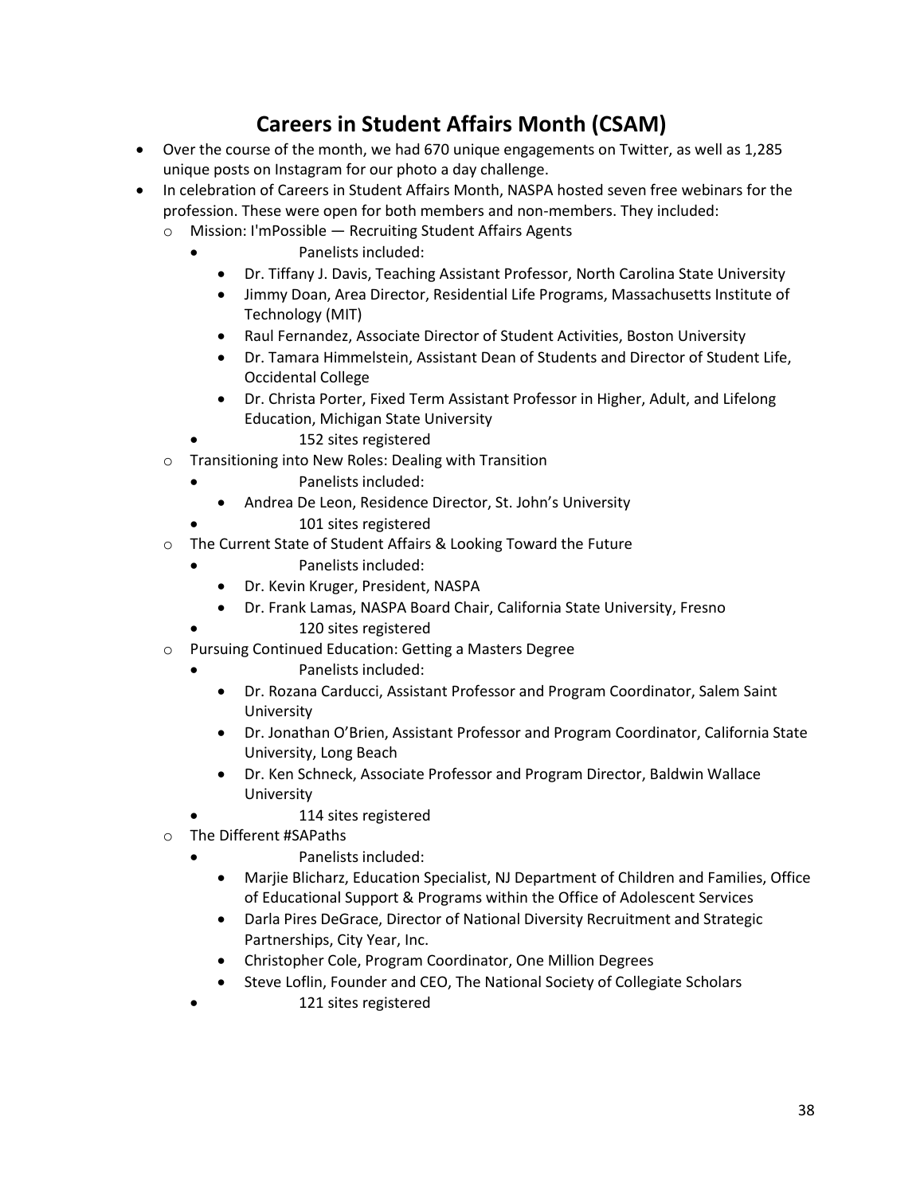# Careers in Student Affairs Month (CSAM)

- Over the course of the month, we had 670 unique engagements on Twitter, as well as 1,285 unique posts on Instagram for our photo a day challenge.
- In celebration of Careers in Student Affairs Month, NASPA hosted seven free webinars for the profession. These were open for both members and non-members. They included:
  - Mission: I'mPossible — Recruiting Student Affairs Agents
    - Panelists included:
      - Dr. Tiffany J. Davis, Teaching Assistant Professor, North Carolina State University
      - Jimmy Doan, Area Director, Residential Life Programs, Massachusetts Institute of Technology (MIT)
      - Raul Fernandez, Associate Director of Student Activities, Boston University
      - Dr. Tamara Himmelstein, Assistant Dean of Students and Director of Student Life, Occidental College
      - Dr. Christa Porter, Fixed Term Assistant Professor in Higher, Adult, and Lifelong Education, Michigan State University
    - 152 sites registered
  - Transitioning into New Roles: Dealing with Transition
    - Panelists included:
      - Andrea De Leon, Residence Director, St. John's University
    - 101 sites registered
  - The Current State of Student Affairs & Looking Toward the Future
    - Panelists included:
      - Dr. Kevin Kruger, President, NASPA
      - Dr. Frank Lamas, NASPA Board Chair, California State University, Fresno
    - 120 sites registered
  - Pursuing Continued Education: Getting a Masters Degree
    - Panelists included:
      - Dr. Rozana Carducci, Assistant Professor and Program Coordinator, Salem Saint University
      - Dr. Jonathan O'Brien, Assistant Professor and Program Coordinator, California State University, Long Beach
      - Dr. Ken Schneck, Associate Professor and Program Director, Baldwin Wallace University
    - 114 sites registered
  - The Different #SAPaths
    - Panelists included:
      - Marjie Blicharz, Education Specialist, NJ Department of Children and Families, Office of Educational Support & Programs within the Office of Adolescent Services
      - Darla Pires DeGrace, Director of National Diversity Recruitment and Strategic Partnerships, City Year, Inc.
      - Christopher Cole, Program Coordinator, One Million Degrees
      - Steve Loflin, Founder and CEO, The National Society of Collegiate Scholars
    - 121 sites registered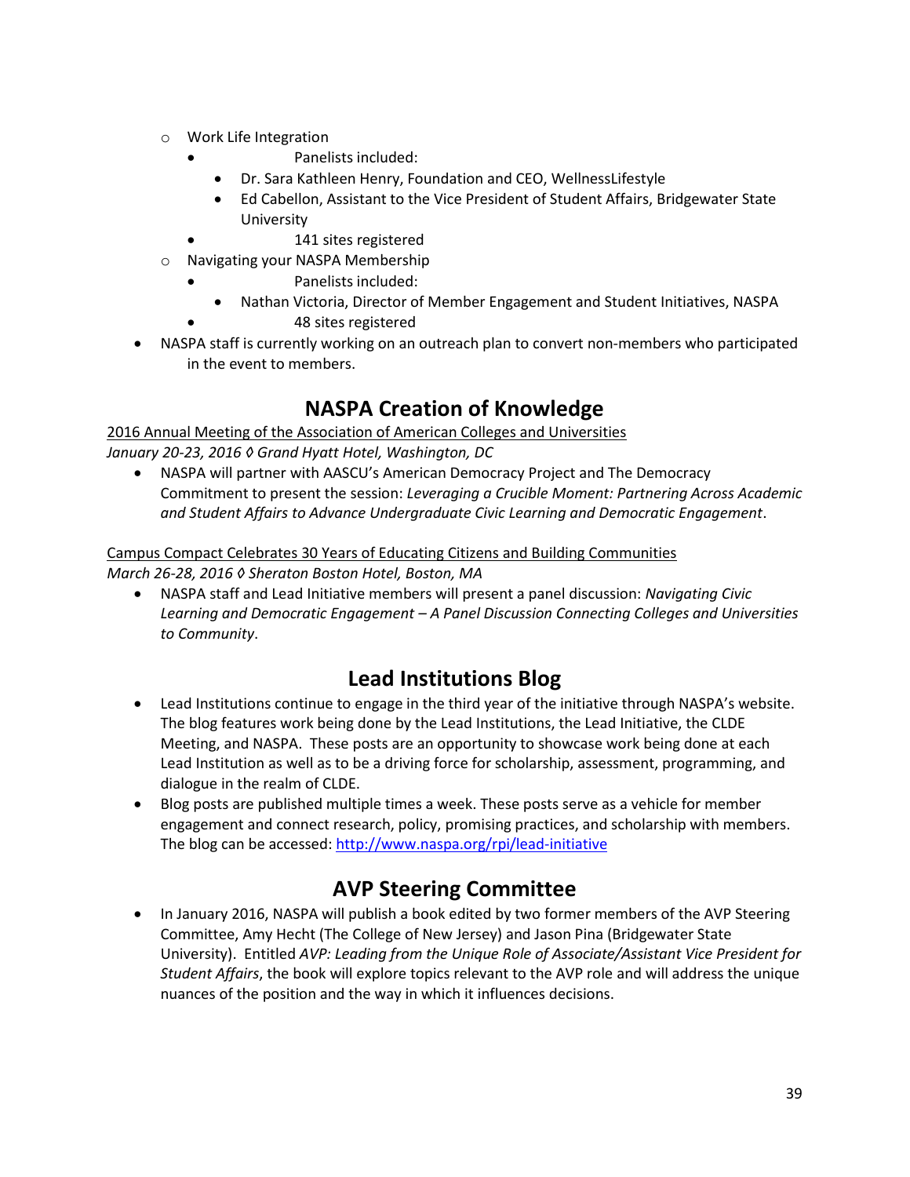- Work Life Integration
  - Panelists included:
    - Dr. Sara Kathleen Henry, Foundation and CEO, WellnessLifestyle
    - Ed Cabellon, Assistant to the Vice President of Student Affairs, Bridgewater State University
  - 141 sites registered
- Navigating your NASPA Membership
  - Panelists included:
    - Nathan Victoria, Director of Member Engagement and Student Initiatives, NASPA
  - 48 sites registered

- NASPA staff is currently working on an outreach plan to convert non-members who participated in the event to members.

## NASPA Creation of Knowledge

<u>2016 Annual Meeting of the Association of American Colleges and Universities</u>
*January 20-23, 2016 ◊ Grand Hyatt Hotel, Washington, DC*

- NASPA will partner with AASCU's American Democracy Project and The Democracy Commitment to present the session: *Leveraging a Crucible Moment: Partnering Across Academic and Student Affairs to Advance Undergraduate Civic Learning and Democratic Engagement*.

<u>Campus Compact Celebrates 30 Years of Educating Citizens and Building Communities</u>
*March 26-28, 2016 ◊ Sheraton Boston Hotel, Boston, MA*

- NASPA staff and Lead Initiative members will present a panel discussion: *Navigating Civic Learning and Democratic Engagement – A Panel Discussion Connecting Colleges and Universities to Community*.

## Lead Institutions Blog

- Lead Institutions continue to engage in the third year of the initiative through NASPA's website. The blog features work being done by the Lead Institutions, the Lead Initiative, the CLDE Meeting, and NASPA. These posts are an opportunity to showcase work being done at each Lead Institution as well as to be a driving force for scholarship, assessment, programming, and dialogue in the realm of CLDE.
- Blog posts are published multiple times a week. These posts serve as a vehicle for member engagement and connect research, policy, promising practices, and scholarship with members. The blog can be accessed: [http://www.naspa.org/rpi/lead-initiative](http://www.naspa.org/rpi/lead-initiative)

## AVP Steering Committee

- In January 2016, NASPA will publish a book edited by two former members of the AVP Steering Committee, Amy Hecht (The College of New Jersey) and Jason Pina (Bridgewater State University). Entitled *AVP: Leading from the Unique Role of Associate/Assistant Vice President for Student Affairs*, the book will explore topics relevant to the AVP role and will address the unique nuances of the position and the way in which it influences decisions.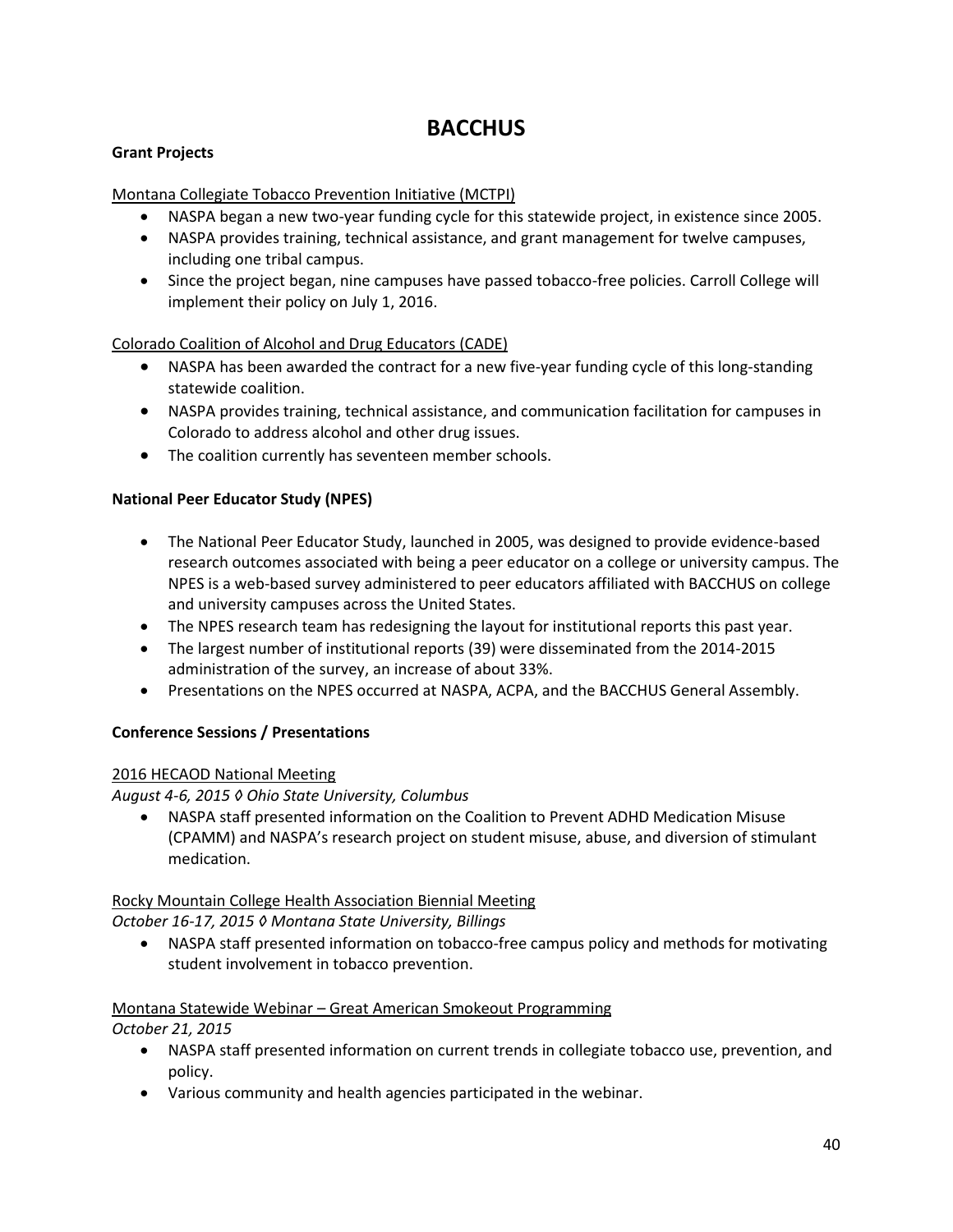# BACCHUS

**Grant Projects**

Montana Collegiate Tobacco Prevention Initiative (MCTPI)

- NASPA began a new two-year funding cycle for this statewide project, in existence since 2005.
- NASPA provides training, technical assistance, and grant management for twelve campuses, including one tribal campus.
- Since the project began, nine campuses have passed tobacco-free policies. Carroll College will implement their policy on July 1, 2016.

Colorado Coalition of Alcohol and Drug Educators (CADE)

- NASPA has been awarded the contract for a new five-year funding cycle of this long-standing statewide coalition.
- NASPA provides training, technical assistance, and communication facilitation for campuses in Colorado to address alcohol and other drug issues.
- The coalition currently has seventeen member schools.

**National Peer Educator Study (NPES)**

- The National Peer Educator Study, launched in 2005, was designed to provide evidence-based research outcomes associated with being a peer educator on a college or university campus. The NPES is a web-based survey administered to peer educators affiliated with BACCHUS on college and university campuses across the United States.
- The NPES research team has redesigning the layout for institutional reports this past year.
- The largest number of institutional reports (39) were disseminated from the 2014-2015 administration of the survey, an increase of about 33%.
- Presentations on the NPES occurred at NASPA, ACPA, and the BACCHUS General Assembly.

**Conference Sessions / Presentations**

2016 HECAOD National Meeting

*August 4-6, 2015 ◊ Ohio State University, Columbus*

- NASPA staff presented information on the Coalition to Prevent ADHD Medication Misuse (CPAMM) and NASPA's research project on student misuse, abuse, and diversion of stimulant medication.

Rocky Mountain College Health Association Biennial Meeting

*October 16-17, 2015 ◊ Montana State University, Billings*

- NASPA staff presented information on tobacco-free campus policy and methods for motivating student involvement in tobacco prevention.

Montana Statewide Webinar – Great American Smokeout Programming

*October 21, 2015*

- NASPA staff presented information on current trends in collegiate tobacco use, prevention, and policy.
- Various community and health agencies participated in the webinar.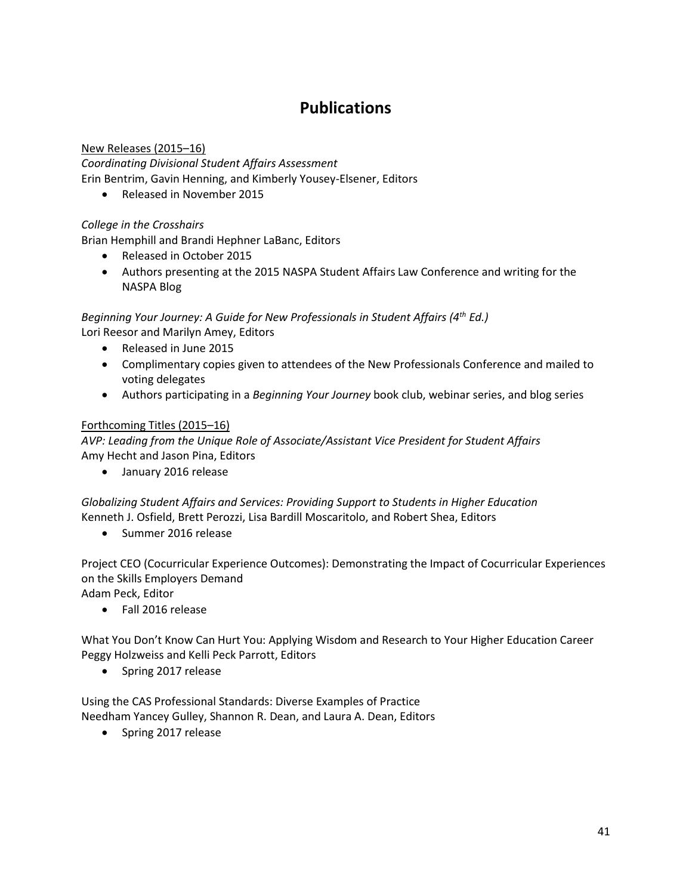# Publications

<u>New Releases (2015–16)</u>

*Coordinating Divisional Student Affairs Assessment*
Erin Bentrim, Gavin Henning, and Kimberly Yousey-Elsener, Editors

- Released in November 2015

*College in the Crosshairs*
Brian Hemphill and Brandi Hephner LaBanc, Editors

- Released in October 2015
- Authors presenting at the 2015 NASPA Student Affairs Law Conference and writing for the NASPA Blog

*Beginning Your Journey: A Guide for New Professionals in Student Affairs (4th Ed.)*
Lori Reesor and Marilyn Amey, Editors

- Released in June 2015
- Complimentary copies given to attendees of the New Professionals Conference and mailed to voting delegates
- Authors participating in a *Beginning Your Journey* book club, webinar series, and blog series

<u>Forthcoming Titles (2015–16)</u>

*AVP: Leading from the Unique Role of Associate/Assistant Vice President for Student Affairs*
Amy Hecht and Jason Pina, Editors

- January 2016 release

*Globalizing Student Affairs and Services: Providing Support to Students in Higher Education*
Kenneth J. Osfield, Brett Perozzi, Lisa Bardill Moscaritolo, and Robert Shea, Editors

- Summer 2016 release

Project CEO (Cocurricular Experience Outcomes): Demonstrating the Impact of Cocurricular Experiences on the Skills Employers Demand
Adam Peck, Editor

- Fall 2016 release

What You Don't Know Can Hurt You: Applying Wisdom and Research to Your Higher Education Career
Peggy Holzweiss and Kelli Peck Parrott, Editors

- Spring 2017 release

Using the CAS Professional Standards: Diverse Examples of Practice
Needham Yancey Gulley, Shannon R. Dean, and Laura A. Dean, Editors

- Spring 2017 release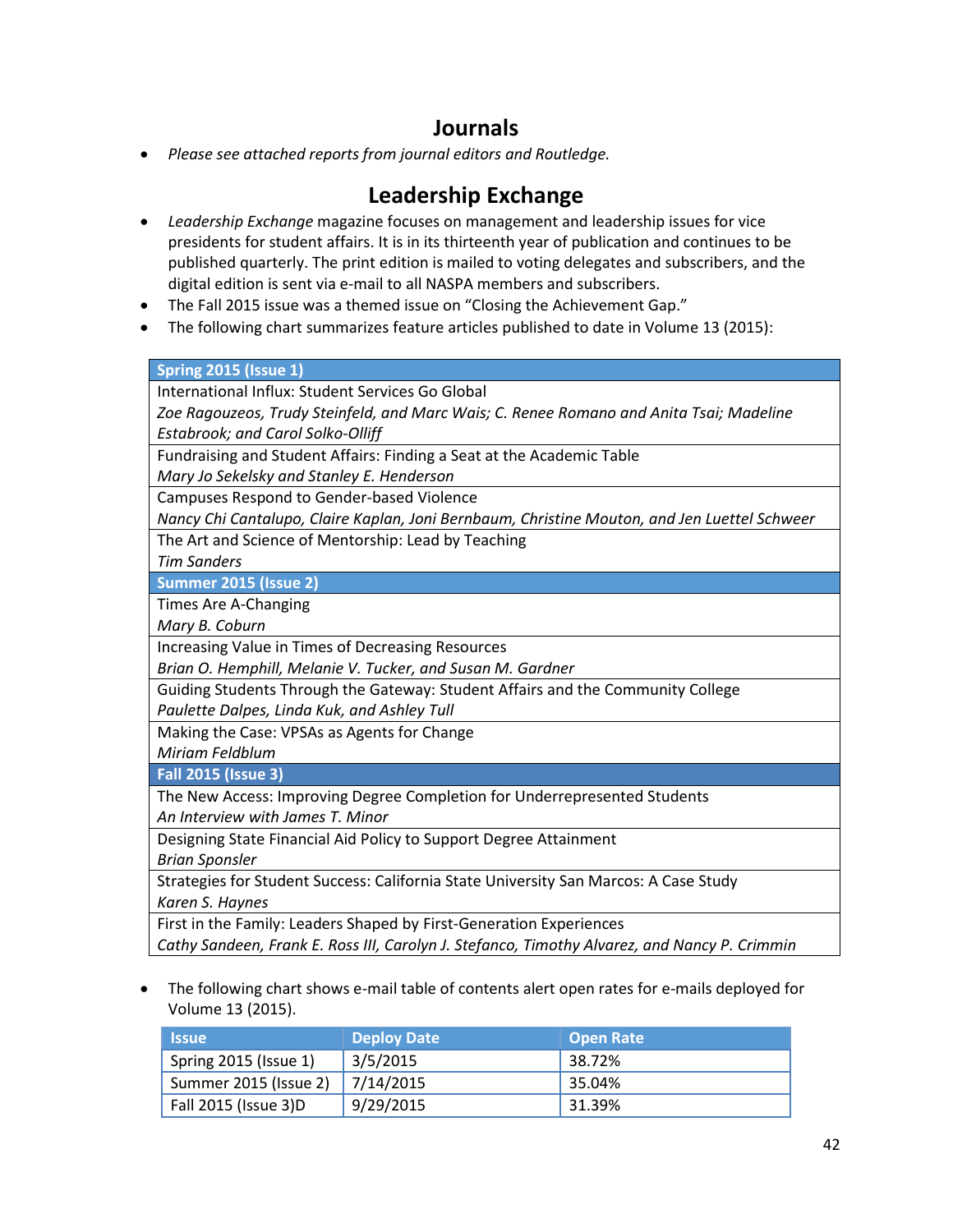## Journals

- *Please see attached reports from journal editors and Routledge.*

## Leadership Exchange

- *Leadership Exchange* magazine focuses on management and leadership issues for vice presidents for student affairs. It is in its thirteenth year of publication and continues to be published quarterly. The print edition is mailed to voting delegates and subscribers, and the digital edition is sent via e-mail to all NASPA members and subscribers.
- The Fall 2015 issue was a themed issue on "Closing the Achievement Gap."
- The following chart summarizes feature articles published to date in Volume 13 (2015):

| Spring 2015 (Issue 1) |
|---|
| International Influx: Student Services Go Global<br>*Zoe Ragouzeos, Trudy Steinfeld, and Marc Wais; C. Renee Romano and Anita Tsai; Madeline Estabrook; and Carol Solko-Olliff* |
| Fundraising and Student Affairs: Finding a Seat at the Academic Table<br>*Mary Jo Sekelsky and Stanley E. Henderson* |
| Campuses Respond to Gender-based Violence<br>*Nancy Chi Cantalupo, Claire Kaplan, Joni Bernbaum, Christine Mouton, and Jen Luettel Schweer* |
| The Art and Science of Mentorship: Lead by Teaching<br>*Tim Sanders* |
| **Summer 2015 (Issue 2)** |
| Times Are A-Changing<br>*Mary B. Coburn* |
| Increasing Value in Times of Decreasing Resources<br>*Brian O. Hemphill, Melanie V. Tucker, and Susan M. Gardner* |
| Guiding Students Through the Gateway: Student Affairs and the Community College<br>*Paulette Dalpes, Linda Kuk, and Ashley Tull* |
| Making the Case: VPSAs as Agents for Change<br>*Miriam Feldblum* |
| **Fall 2015 (Issue 3)** |
| The New Access: Improving Degree Completion for Underrepresented Students<br>*An Interview with James T. Minor* |
| Designing State Financial Aid Policy to Support Degree Attainment<br>*Brian Sponsler* |
| Strategies for Student Success: California State University San Marcos: A Case Study<br>*Karen S. Haynes* |
| First in the Family: Leaders Shaped by First-Generation Experiences<br>*Cathy Sandeen, Frank E. Ross III, Carolyn J. Stefanco, Timothy Alvarez, and Nancy P. Crimmin* |

- The following chart shows e-mail table of contents alert open rates for e-mails deployed for Volume 13 (2015).

| Issue | Deploy Date | Open Rate |
|---|---|---|
| Spring 2015 (Issue 1) | 3/5/2015 | 38.72% |
| Summer 2015 (Issue 2) | 7/14/2015 | 35.04% |
| Fall 2015 (Issue 3)D | 9/29/2015 | 31.39% |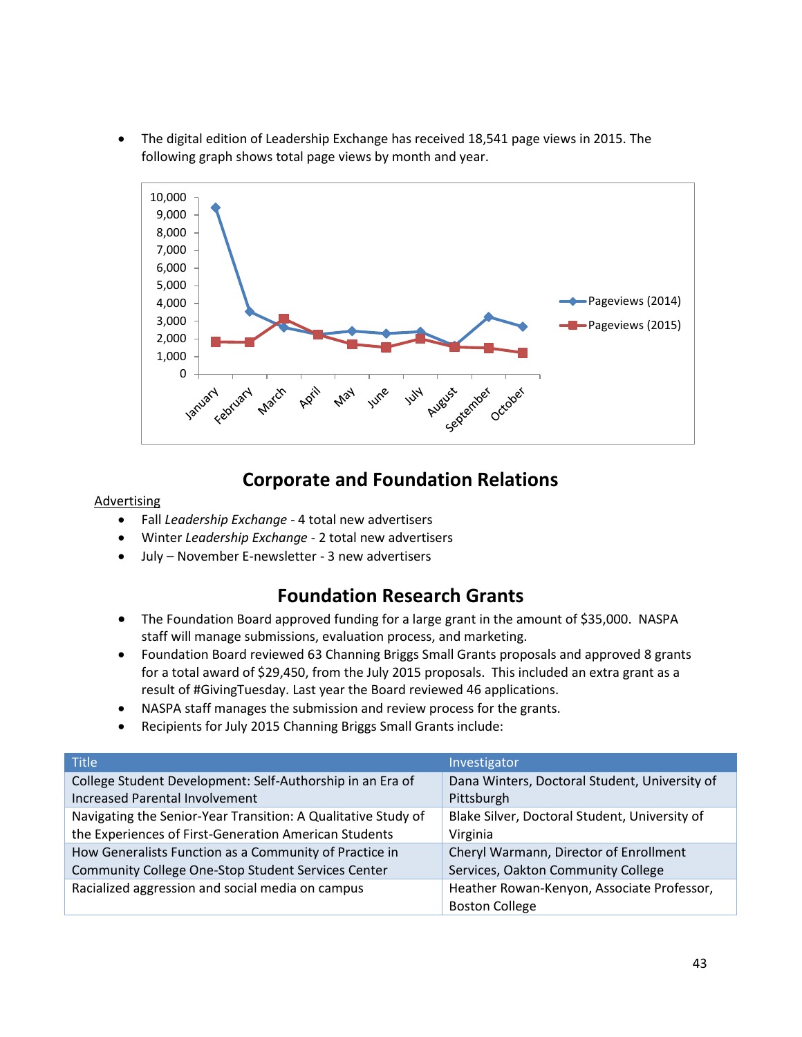- The digital edition of Leadership Exchange has received 18,541 page views in 2015. The following graph shows total page views by month and year.

## Corporate and Foundation Relations

Advertising

- Fall *Leadership Exchange* - 4 total new advertisers
- Winter *Leadership Exchange* - 2 total new advertisers
- July – November E-newsletter - 3 new advertisers

## Foundation Research Grants

- The Foundation Board approved funding for a large grant in the amount of $35,000. NASPA staff will manage submissions, evaluation process, and marketing.
- Foundation Board reviewed 63 Channing Briggs Small Grants proposals and approved 8 grants for a total award of $29,450, from the July 2015 proposals. This included an extra grant as a result of #GivingTuesday. Last year the Board reviewed 46 applications.
- NASPA staff manages the submission and review process for the grants.
- Recipients for July 2015 Channing Briggs Small Grants include:

| Title | Investigator |
|---|---|
| College Student Development: Self-Authorship in an Era of Increased Parental Involvement | Dana Winters, Doctoral Student, University of Pittsburgh |
| Navigating the Senior-Year Transition: A Qualitative Study of the Experiences of First-Generation American Students | Blake Silver, Doctoral Student, University of Virginia |
| How Generalists Function as a Community of Practice in Community College One-Stop Student Services Center | Cheryl Warmann, Director of Enrollment Services, Oakton Community College |
| Racialized aggression and social media on campus | Heather Rowan-Kenyon, Associate Professor, Boston College |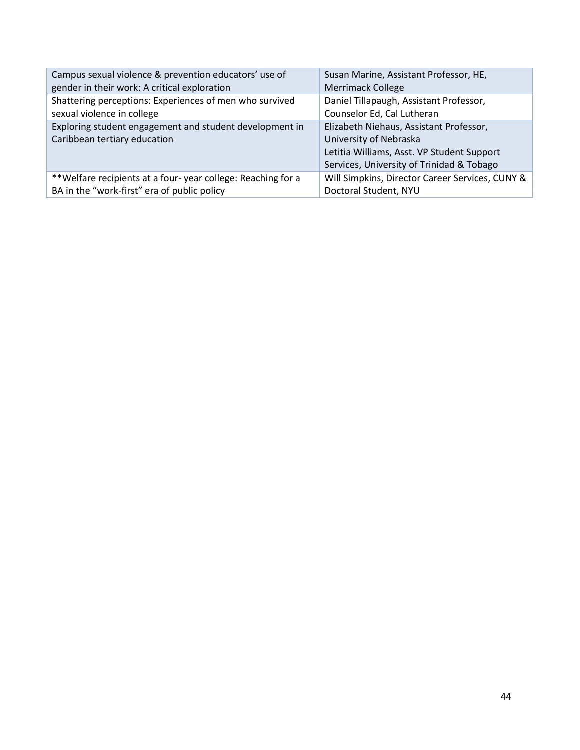| | |
|---|---|
| Campus sexual violence & prevention educators' use of gender in their work: A critical exploration | Susan Marine, Assistant Professor, HE, Merrimack College |
| Shattering perceptions: Experiences of men who survived sexual violence in college | Daniel Tillapaugh, Assistant Professor, Counselor Ed, Cal Lutheran |
| Exploring student engagement and student development in Caribbean tertiary education | Elizabeth Niehaus, Assistant Professor, University of Nebraska<br>Letitia Williams, Asst. VP Student Support Services, University of Trinidad & Tobago |
| **Welfare recipients at a four- year college: Reaching for a BA in the "work-first" era of public policy | Will Simpkins, Director Career Services, CUNY & Doctoral Student, NYU |